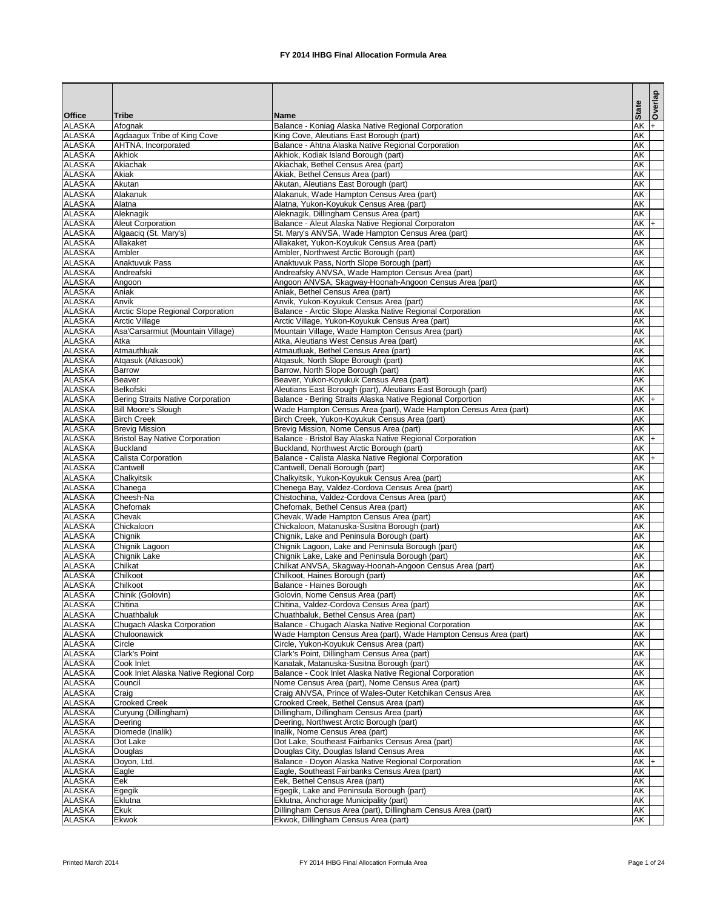# FY 2014 IHBG Final Allocation Formula Area

| Office | Tribe | Name | State | Overlap |
|---|---|---|---|---|
| ALASKA | Afognak | Balance - Koniag Alaska Native Regional Corporation | AK | + |
| ALASKA | Agdaagux Tribe of King Cove | King Cove, Aleutians East Borough (part) | AK | |
| ALASKA | AHTNA, Incorporated | Balance - Ahtna Alaska Native Regional Corporation | AK | |
| ALASKA | Akhiok | Akhiok, Kodiak Island Borough (part) | AK | |
| ALASKA | Akiachak | Akiachak, Bethel Census Area (part) | AK | |
| ALASKA | Akiak | Akiak, Bethel Census Area (part) | AK | |
| ALASKA | Akutan | Akutan, Aleutians East Borough (part) | AK | |
| ALASKA | Alakanuk | Alakanuk, Wade Hampton Census Area (part) | AK | |
| ALASKA | Alatna | Alatna, Yukon-Koyukuk Census Area (part) | AK | |
| ALASKA | Aleknagik | Aleknagik, Dillingham Census Area (part) | AK | |
| ALASKA | Aleut Corporation | Balance - Aleut Alaska Native Regional Corporaton | AK | + |
| ALASKA | Algaaciq (St. Mary's) | St. Mary's ANVSA, Wade Hampton Census Area (part) | AK | |
| ALASKA | Allakaket | Allakaket, Yukon-Koyukuk Census Area (part) | AK | |
| ALASKA | Ambler | Ambler, Northwest Arctic Borough (part) | AK | |
| ALASKA | Anaktuvuk Pass | Anaktuvuk Pass, North Slope Borough (part) | AK | |
| ALASKA | Andreafski | Andreafsky ANVSA, Wade Hampton Census Area (part) | AK | |
| ALASKA | Angoon | Angoon ANVSA, Skagway-Hoonah-Angoon Census Area (part) | AK | |
| ALASKA | Aniak | Aniak, Bethel Census Area (part) | AK | |
| ALASKA | Anvik | Anvik, Yukon-Koyukuk Census Area (part) | AK | |
| ALASKA | Arctic Slope Regional Corporation | Balance - Arctic Slope Alaska Native Regional Corporation | AK | |
| ALASKA | Arctic Village | Arctic Village, Yukon-Koyukuk Census Area (part) | AK | |
| ALASKA | Asa'Carsarmiut (Mountain Village) | Mountain Village, Wade Hampton Census Area (part) | AK | |
| ALASKA | Atka | Atka, Aleutians West Census Area (part) | AK | |
| ALASKA | Atmauthluak | Atmautluak, Bethel Census Area (part) | AK | |
| ALASKA | Atqasuk (Atkasook) | Atqasuk, North Slope Borough (part) | AK | |
| ALASKA | Barrow | Barrow, North Slope Borough (part) | AK | |
| ALASKA | Beaver | Beaver, Yukon-Koyukuk Census Area (part) | AK | |
| ALASKA | Belkofski | Aleutians East Borough (part), Aleutians East Borough (part) | AK | |
| ALASKA | Bering Straits Native Corporation | Balance - Bering Straits Alaska Native Regional Corportion | AK | + |
| ALASKA | Bill Moore's Slough | Wade Hampton Census Area (part), Wade Hampton Census Area (part) | AK | |
| ALASKA | Birch Creek | Birch Creek, Yukon-Koyukuk Census Area (part) | AK | |
| ALASKA | Brevig Mission | Brevig Mission, Nome Census Area (part) | AK | |
| ALASKA | Bristol Bay Native Corporation | Balance - Bristol Bay Alaska Native Regional Corporation | AK | + |
| ALASKA | Buckland | Buckland, Northwest Arctic Borough (part) | AK | |
| ALASKA | Calista Corporation | Balance - Calista Alaska Native Regional Corporation | AK | + |
| ALASKA | Cantwell | Cantwell, Denali Borough (part) | AK | |
| ALASKA | Chalkyitsik | Chalkyitsik, Yukon-Koyukuk Census Area (part) | AK | |
| ALASKA | Chanega | Chenega Bay, Valdez-Cordova Census Area (part) | AK | |
| ALASKA | Cheesh-Na | Chistochina, Valdez-Cordova Census Area (part) | AK | |
| ALASKA | Chefornak | Chefornak, Bethel Census Area (part) | AK | |
| ALASKA | Chevak | Chevak, Wade Hampton Census Area (part) | AK | |
| ALASKA | Chickaloon | Chickaloon, Matanuska-Susitna Borough (part) | AK | |
| ALASKA | Chignik | Chignik, Lake and Peninsula Borough (part) | AK | |
| ALASKA | Chignik Lagoon | Chignik Lagoon, Lake and Peninsula Borough (part) | AK | |
| ALASKA | Chignik Lake | Chignik Lake, Lake and Peninsula Borough (part) | AK | |
| ALASKA | Chilkat | Chilkat ANVSA, Skagway-Hoonah-Angoon Census Area (part) | AK | |
| ALASKA | Chilkoot | Chilkoot, Haines Borough (part) | AK | |
| ALASKA | Chilkoot | Balance - Haines Borough | AK | |
| ALASKA | Chinik (Golovin) | Golovin, Nome Census Area (part) | AK | |
| ALASKA | Chitina | Chitina, Valdez-Cordova Census Area (part) | AK | |
| ALASKA | Chuathbaluk | Chuathbaluk, Bethel Census Area (part) | AK | |
| ALASKA | Chugach Alaska Corporation | Balance - Chugach Alaska Native Regional Corporation | AK | |
| ALASKA | Chuloonawick | Wade Hampton Census Area (part), Wade Hampton Census Area (part) | AK | |
| ALASKA | Circle | Circle, Yukon-Koyukuk Census Area (part) | AK | |
| ALASKA | Clark's Point | Clark's Point, Dillingham Census Area (part) | AK | |
| ALASKA | Cook Inlet | Kanatak, Matanuska-Susitna Borough (part) | AK | |
| ALASKA | Cook Inlet Alaska Native Regional Corp | Balance - Cook Inlet Alaska Native Regional Corporation | AK | |
| ALASKA | Council | Nome Census Area (part), Nome Census Area (part) | AK | |
| ALASKA | Craig | Craig ANVSA, Prince of Wales-Outer Ketchikan Census Area | AK | |
| ALASKA | Crooked Creek | Crooked Creek, Bethel Census Area (part) | AK | |
| ALASKA | Curyung (Dillingham) | Dillingham, Dillingham Census Area (part) | AK | |
| ALASKA | Deering | Deering, Northwest Arctic Borough (part) | AK | |
| ALASKA | Diomede (Inalik) | Inalik, Nome Census Area (part) | AK | |
| ALASKA | Dot Lake | Dot Lake, Southeast Fairbanks Census Area (part) | AK | |
| ALASKA | Douglas | Douglas City, Douglas Island Census Area | AK | |
| ALASKA | Doyon, Ltd. | Balance - Doyon Alaska Native Regional Corporation | AK | + |
| ALASKA | Eagle | Eagle, Southeast Fairbanks Census Area (part) | AK | |
| ALASKA | Eek | Eek, Bethel Census Area (part) | AK | |
| ALASKA | Egegik | Egegik, Lake and Peninsula Borough (part) | AK | |
| ALASKA | Eklutna | Eklutna, Anchorage Municipality (part) | AK | |
| ALASKA | Ekuk | Dillingham Census Area (part), Dillingham Census Area (part) | AK | |
| ALASKA | Ekwok | Ekwok, Dillingham Census Area (part) | AK | |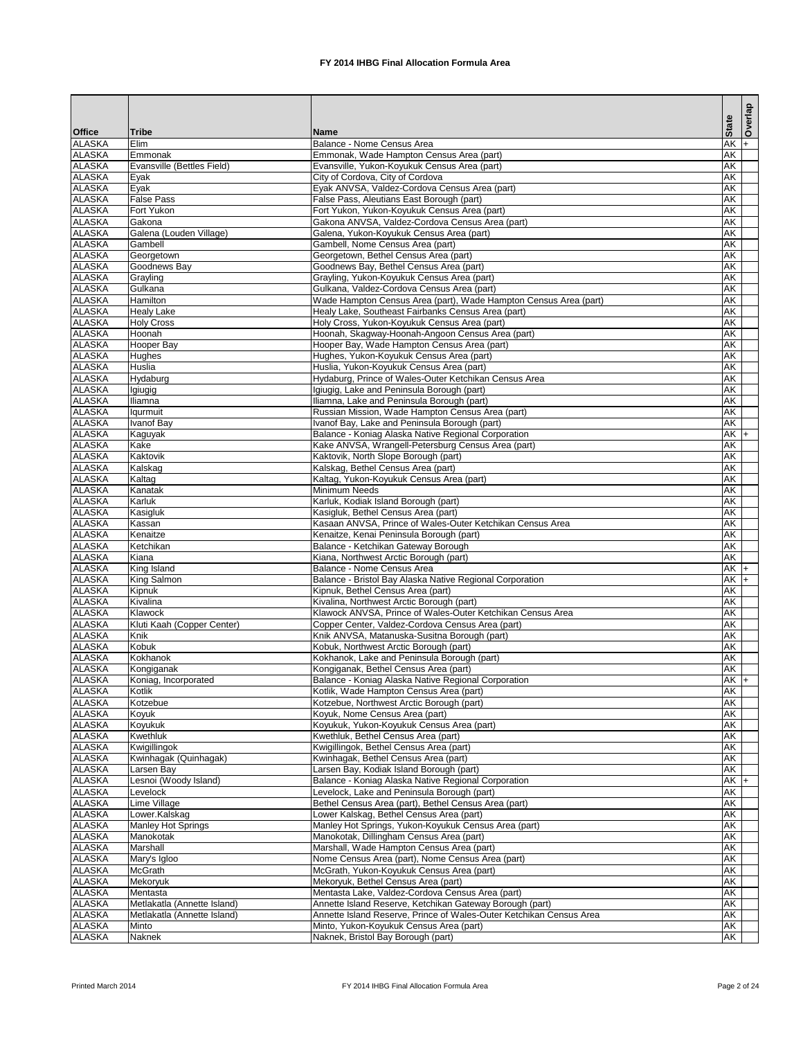# FY 2014 IHBG Final Allocation Formula Area

| Office | Tribe | Name | State | Overlap |
|---|---|---|---|---|
| ALASKA | Elim | Balance - Nome Census Area | AK | + |
| ALASKA | Emmonak | Emmonak, Wade Hampton Census Area (part) | AK | |
| ALASKA | Evansville (Bettles Field) | Evansville, Yukon-Koyukuk Census Area (part) | AK | |
| ALASKA | Eyak | City of Cordova, City of Cordova | AK | |
| ALASKA | Eyak | Eyak ANVSA, Valdez-Cordova Census Area (part) | AK | |
| ALASKA | False Pass | False Pass, Aleutians East Borough (part) | AK | |
| ALASKA | Fort Yukon | Fort Yukon, Yukon-Koyukuk Census Area (part) | AK | |
| ALASKA | Gakona | Gakona ANVSA, Valdez-Cordova Census Area (part) | AK | |
| ALASKA | Galena (Louden Village) | Galena, Yukon-Koyukuk Census Area (part) | AK | |
| ALASKA | Gambell | Gambell, Nome Census Area (part) | AK | |
| ALASKA | Georgetown | Georgetown, Bethel Census Area (part) | AK | |
| ALASKA | Goodnews Bay | Goodnews Bay, Bethel Census Area (part) | AK | |
| ALASKA | Grayling | Grayling, Yukon-Koyukuk Census Area (part) | AK | |
| ALASKA | Gulkana | Gulkana, Valdez-Cordova Census Area (part) | AK | |
| ALASKA | Hamilton | Wade Hampton Census Area (part), Wade Hampton Census Area (part) | AK | |
| ALASKA | Healy Lake | Healy Lake, Southeast Fairbanks Census Area (part) | AK | |
| ALASKA | Holy Cross | Holy Cross, Yukon-Koyukuk Census Area (part) | AK | |
| ALASKA | Hoonah | Hoonah, Skagway-Hoonah-Angoon Census Area (part) | AK | |
| ALASKA | Hooper Bay | Hooper Bay, Wade Hampton Census Area (part) | AK | |
| ALASKA | Hughes | Hughes, Yukon-Koyukuk Census Area (part) | AK | |
| ALASKA | Huslia | Huslia, Yukon-Koyukuk Census Area (part) | AK | |
| ALASKA | Hydaburg | Hydaburg, Prince of Wales-Outer Ketchikan Census Area | AK | |
| ALASKA | Igiugig | Igiugig, Lake and Peninsula Borough (part) | AK | |
| ALASKA | Iliamna | Iliamna, Lake and Peninsula Borough (part) | AK | |
| ALASKA | Iqurmuit | Russian Mission, Wade Hampton Census Area (part) | AK | |
| ALASKA | Ivanof Bay | Ivanof Bay, Lake and Peninsula Borough (part) | AK | |
| ALASKA | Kaguyak | Balance - Koniag Alaska Native Regional Corporation | AK | + |
| ALASKA | Kake | Kake ANVSA, Wrangell-Petersburg Census Area (part) | AK | |
| ALASKA | Kaktovik | Kaktovik, North Slope Borough (part) | AK | |
| ALASKA | Kalskag | Kalskag, Bethel Census Area (part) | AK | |
| ALASKA | Kaltag | Kaltag, Yukon-Koyukuk Census Area (part) | AK | |
| ALASKA | Kanatak | Minimum Needs | AK | |
| ALASKA | Karluk | Karluk, Kodiak Island Borough (part) | AK | |
| ALASKA | Kasigluk | Kasigluk, Bethel Census Area (part) | AK | |
| ALASKA | Kassan | Kasaan ANVSA, Prince of Wales-Outer Ketchikan Census Area | AK | |
| ALASKA | Kenaitze | Kenaitze, Kenai Peninsula Borough (part) | AK | |
| ALASKA | Ketchikan | Balance - Ketchikan Gateway Borough | AK | |
| ALASKA | Kiana | Kiana, Northwest Arctic Borough (part) | AK | |
| ALASKA | King Island | Balance - Nome Census Area | AK | + |
| ALASKA | King Salmon | Balance - Bristol Bay Alaska Native Regional Corporation | AK | + |
| ALASKA | Kipnuk | Kipnuk, Bethel Census Area (part) | AK | |
| ALASKA | Kivalina | Kivalina, Northwest Arctic Borough (part) | AK | |
| ALASKA | Klawock | Klawock ANVSA, Prince of Wales-Outer Ketchikan Census Area | AK | |
| ALASKA | Kluti Kaah (Copper Center) | Copper Center, Valdez-Cordova Census Area (part) | AK | |
| ALASKA | Knik | Knik ANVSA, Matanuska-Susitna Borough (part) | AK | |
| ALASKA | Kobuk | Kobuk, Northwest Arctic Borough (part) | AK | |
| ALASKA | Kokhanok | Kokhanok, Lake and Peninsula Borough (part) | AK | |
| ALASKA | Kongiganak | Kongiganak, Bethel Census Area (part) | AK | |
| ALASKA | Koniag, Incorporated | Balance - Koniag Alaska Native Regional Corporation | AK | + |
| ALASKA | Kotlik | Kotlik, Wade Hampton Census Area (part) | AK | |
| ALASKA | Kotzebue | Kotzebue, Northwest Arctic Borough (part) | AK | |
| ALASKA | Koyuk | Koyuk, Nome Census Area (part) | AK | |
| ALASKA | Koyukuk | Koyukuk, Yukon-Koyukuk Census Area (part) | AK | |
| ALASKA | Kwethluk | Kwethluk, Bethel Census Area (part) | AK | |
| ALASKA | Kwigillingok | Kwigillingok, Bethel Census Area (part) | AK | |
| ALASKA | Kwinhagak (Quinhagak) | Kwinhagak, Bethel Census Area (part) | AK | |
| ALASKA | Larsen Bay | Larsen Bay, Kodiak Island Borough (part) | AK | |
| ALASKA | Lesnoi (Woody Island) | Balance - Koniag Alaska Native Regional Corporation | AK | + |
| ALASKA | Levelock | Levelock, Lake and Peninsula Borough (part) | AK | |
| ALASKA | Lime Village | Bethel Census Area (part), Bethel Census Area (part) | AK | |
| ALASKA | Lower.Kalskag | Lower Kalskag, Bethel Census Area (part) | AK | |
| ALASKA | Manley Hot Springs | Manley Hot Springs, Yukon-Koyukuk Census Area (part) | AK | |
| ALASKA | Manokotak | Manokotak, Dillingham Census Area (part) | AK | |
| ALASKA | Marshall | Marshall, Wade Hampton Census Area (part) | AK | |
| ALASKA | Mary's Igloo | Nome Census Area (part), Nome Census Area (part) | AK | |
| ALASKA | McGrath | McGrath, Yukon-Koyukuk Census Area (part) | AK | |
| ALASKA | Mekoryuk | Mekoryuk, Bethel Census Area (part) | AK | |
| ALASKA | Mentasta | Mentasta Lake, Valdez-Cordova Census Area (part) | AK | |
| ALASKA | Metlakatla (Annette Island) | Annette Island Reserve, Ketchikan Gateway Borough (part) | AK | |
| ALASKA | Metlakatla (Annette Island) | Annette Island Reserve, Prince of Wales-Outer Ketchikan Census Area | AK | |
| ALASKA | Minto | Minto, Yukon-Koyukuk Census Area (part) | AK | |
| ALASKA | Naknek | Naknek, Bristol Bay Borough (part) | AK | |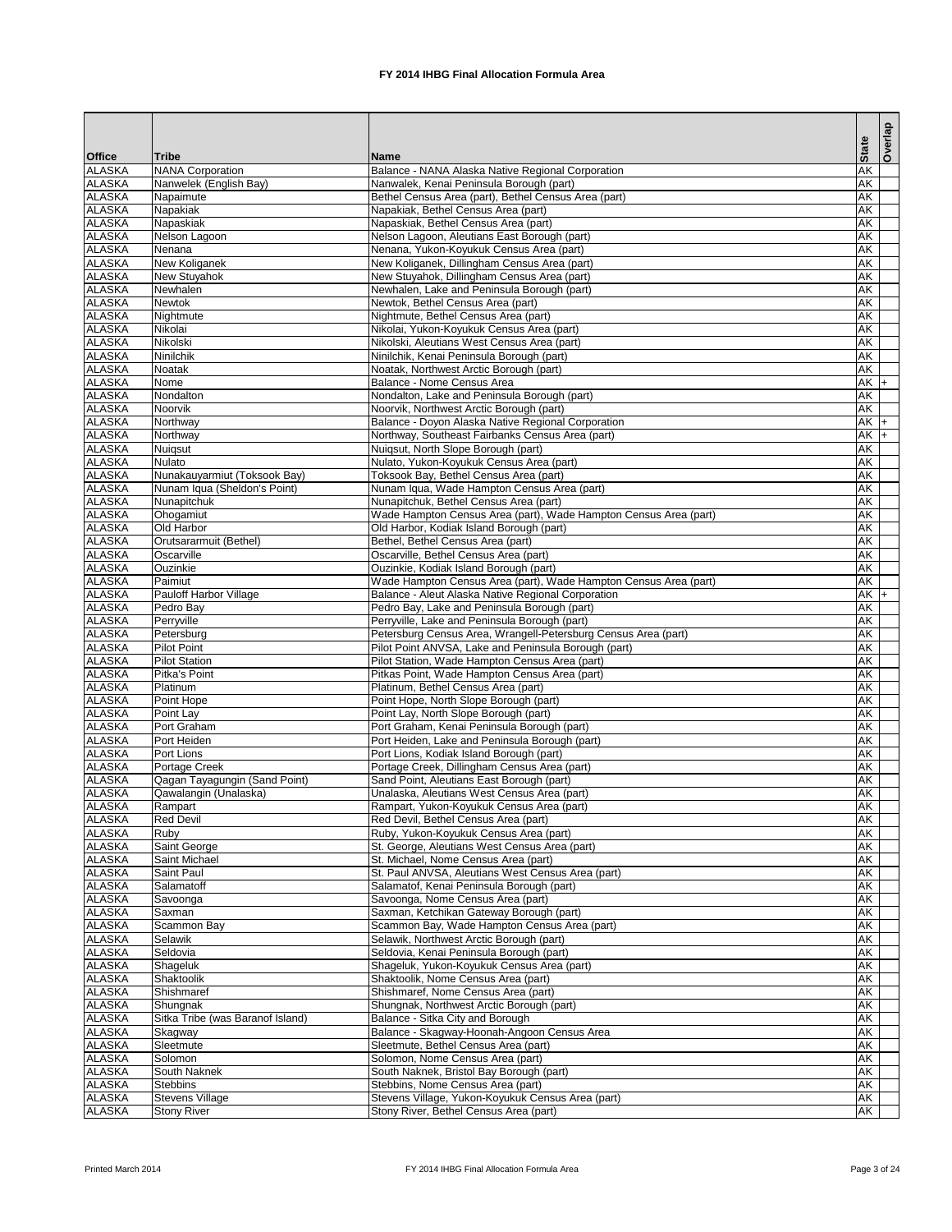# FY 2014 IHBG Final Allocation Formula Area

| Office | Tribe | Name | State | Overlap |
|---|---|---|---|---|
| ALASKA | NANA Corporation | Balance - NANA Alaska Native Regional Corporation | AK | |
| ALASKA | Nanwelek (English Bay) | Nanwalek, Kenai Peninsula Borough (part) | AK | |
| ALASKA | Napaimute | Bethel Census Area (part), Bethel Census Area (part) | AK | |
| ALASKA | Napakiak | Napakiak, Bethel Census Area (part) | AK | |
| ALASKA | Napaskiak | Napaskiak, Bethel Census Area (part) | AK | |
| ALASKA | Nelson Lagoon | Nelson Lagoon, Aleutians East Borough (part) | AK | |
| ALASKA | Nenana | Nenana, Yukon-Koyukuk Census Area (part) | AK | |
| ALASKA | New Koliganek | New Koliganek, Dillingham Census Area (part) | AK | |
| ALASKA | New Stuyahok | New Stuyahok, Dillingham Census Area (part) | AK | |
| ALASKA | Newhalen | Newhalen, Lake and Peninsula Borough (part) | AK | |
| ALASKA | Newtok | Newtok, Bethel Census Area (part) | AK | |
| ALASKA | Nightmute | Nightmute, Bethel Census Area (part) | AK | |
| ALASKA | Nikolai | Nikolai, Yukon-Koyukuk Census Area (part) | AK | |
| ALASKA | Nikolski | Nikolski, Aleutians West Census Area (part) | AK | |
| ALASKA | Ninilchik | Ninilchik, Kenai Peninsula Borough (part) | AK | |
| ALASKA | Noatak | Noatak, Northwest Arctic Borough (part) | AK | |
| ALASKA | Nome | Balance - Nome Census Area | AK | + |
| ALASKA | Nondalton | Nondalton, Lake and Peninsula Borough (part) | AK | |
| ALASKA | Noorvik | Noorvik, Northwest Arctic Borough (part) | AK | |
| ALASKA | Northway | Balance - Doyon Alaska Native Regional Corporation | AK | + |
| ALASKA | Northway | Northway, Southeast Fairbanks Census Area (part) | AK | + |
| ALASKA | Nuiqsut | Nuiqsut, North Slope Borough (part) | AK | |
| ALASKA | Nulato | Nulato, Yukon-Koyukuk Census Area (part) | AK | |
| ALASKA | Nunakauyarmiut (Toksook Bay) | Toksook Bay, Bethel Census Area (part) | AK | |
| ALASKA | Nunam Iqua (Sheldon's Point) | Nunam Iqua, Wade Hampton Census Area (part) | AK | |
| ALASKA | Nunapitchuk | Nunapitchuk, Bethel Census Area (part) | AK | |
| ALASKA | Ohogamiut | Wade Hampton Census Area (part), Wade Hampton Census Area (part) | AK | |
| ALASKA | Old Harbor | Old Harbor, Kodiak Island Borough (part) | AK | |
| ALASKA | Orutsararmuit (Bethel) | Bethel, Bethel Census Area (part) | AK | |
| ALASKA | Oscarville | Oscarville, Bethel Census Area (part) | AK | |
| ALASKA | Ouzinkie | Ouzinkie, Kodiak Island Borough (part) | AK | |
| ALASKA | Paimiut | Wade Hampton Census Area (part), Wade Hampton Census Area (part) | AK | |
| ALASKA | Pauloff Harbor Village | Balance - Aleut Alaska Native Regional Corporation | AK | + |
| ALASKA | Pedro Bay | Pedro Bay, Lake and Peninsula Borough (part) | AK | |
| ALASKA | Perryville | Perryville, Lake and Peninsula Borough (part) | AK | |
| ALASKA | Petersburg | Petersburg Census Area, Wrangell-Petersburg Census Area (part) | AK | |
| ALASKA | Pilot Point | Pilot Point ANVSA, Lake and Peninsula Borough (part) | AK | |
| ALASKA | Pilot Station | Pilot Station, Wade Hampton Census Area (part) | AK | |
| ALASKA | Pitka's Point | Pitkas Point, Wade Hampton Census Area (part) | AK | |
| ALASKA | Platinum | Platinum, Bethel Census Area (part) | AK | |
| ALASKA | Point Hope | Point Hope, North Slope Borough (part) | AK | |
| ALASKA | Point Lay | Point Lay, North Slope Borough (part) | AK | |
| ALASKA | Port Graham | Port Graham, Kenai Peninsula Borough (part) | AK | |
| ALASKA | Port Heiden | Port Heiden, Lake and Peninsula Borough (part) | AK | |
| ALASKA | Port Lions | Port Lions, Kodiak Island Borough (part) | AK | |
| ALASKA | Portage Creek | Portage Creek, Dillingham Census Area (part) | AK | |
| ALASKA | Qagan Tayagungin (Sand Point) | Sand Point, Aleutians East Borough (part) | AK | |
| ALASKA | Qawalangin (Unalaska) | Unalaska, Aleutians West Census Area (part) | AK | |
| ALASKA | Rampart | Rampart, Yukon-Koyukuk Census Area (part) | AK | |
| ALASKA | Red Devil | Red Devil, Bethel Census Area (part) | AK | |
| ALASKA | Ruby | Ruby, Yukon-Koyukuk Census Area (part) | AK | |
| ALASKA | Saint George | St. George, Aleutians West Census Area (part) | AK | |
| ALASKA | Saint Michael | St. Michael, Nome Census Area (part) | AK | |
| ALASKA | Saint Paul | St. Paul ANVSA, Aleutians West Census Area (part) | AK | |
| ALASKA | Salamatoff | Salamatof, Kenai Peninsula Borough (part) | AK | |
| ALASKA | Savoonga | Savoonga, Nome Census Area (part) | AK | |
| ALASKA | Saxman | Saxman, Ketchikan Gateway Borough (part) | AK | |
| ALASKA | Scammon Bay | Scammon Bay, Wade Hampton Census Area (part) | AK | |
| ALASKA | Selawik | Selawik, Northwest Arctic Borough (part) | AK | |
| ALASKA | Seldovia | Seldovia, Kenai Peninsula Borough (part) | AK | |
| ALASKA | Shageluk | Shageluk, Yukon-Koyukuk Census Area (part) | AK | |
| ALASKA | Shaktoolik | Shaktoolik, Nome Census Area (part) | AK | |
| ALASKA | Shishmaref | Shishmaref, Nome Census Area (part) | AK | |
| ALASKA | Shungnak | Shungnak, Northwest Arctic Borough (part) | AK | |
| ALASKA | Sitka Tribe (was Baranof Island) | Balance - Sitka City and Borough | AK | |
| ALASKA | Skagway | Balance - Skagway-Hoonah-Angoon Census Area | AK | |
| ALASKA | Sleetmute | Sleetmute, Bethel Census Area (part) | AK | |
| ALASKA | Solomon | Solomon, Nome Census Area (part) | AK | |
| ALASKA | South Naknek | South Naknek, Bristol Bay Borough (part) | AK | |
| ALASKA | Stebbins | Stebbins, Nome Census Area (part) | AK | |
| ALASKA | Stevens Village | Stevens Village, Yukon-Koyukuk Census Area (part) | AK | |
| ALASKA | Stony River | Stony River, Bethel Census Area (part) | AK | |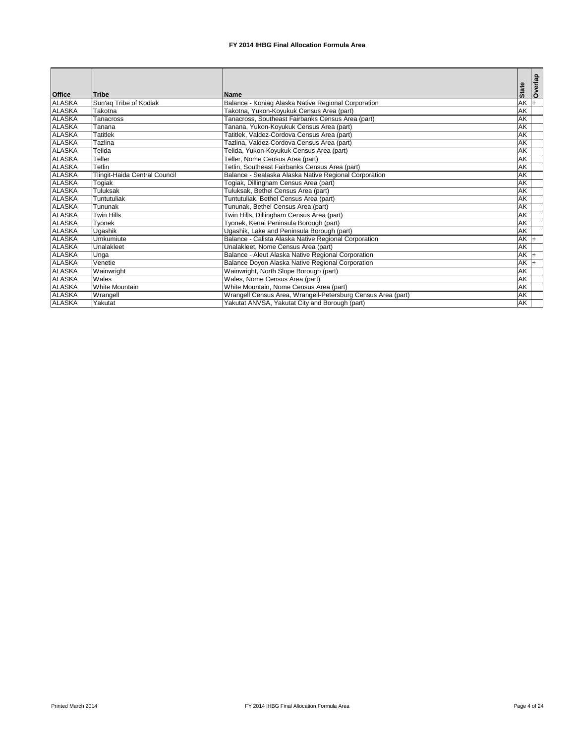**FY 2014 IHBG Final Allocation Formula Area**

| Office | Tribe | Name | State | Overlap |
|---|---|---|---|---|
| ALASKA | Sun'aq Tribe of Kodiak | Balance - Koniag Alaska Native Regional Corporation | AK | + |
| ALASKA | Takotna | Takotna, Yukon-Koyukuk Census Area (part) | AK | |
| ALASKA | Tanacross | Tanacross, Southeast Fairbanks Census Area (part) | AK | |
| ALASKA | Tanana | Tanana, Yukon-Koyukuk Census Area (part) | AK | |
| ALASKA | Tatitlek | Tatitlek, Valdez-Cordova Census Area (part) | AK | |
| ALASKA | Tazlina | Tazlina, Valdez-Cordova Census Area (part) | AK | |
| ALASKA | Telida | Telida, Yukon-Koyukuk Census Area (part) | AK | |
| ALASKA | Teller | Teller, Nome Census Area (part) | AK | |
| ALASKA | Tetlin | Tetlin, Southeast Fairbanks Census Area (part) | AK | |
| ALASKA | Tlingit-Haida Central Council | Balance - Sealaska Alaska Native Regional Corporation | AK | |
| ALASKA | Togiak | Togiak, Dillingham Census Area (part) | AK | |
| ALASKA | Tuluksak | Tuluksak, Bethel Census Area (part) | AK | |
| ALASKA | Tuntutuliak | Tuntutuliak, Bethel Census Area (part) | AK | |
| ALASKA | Tununak | Tununak, Bethel Census Area (part) | AK | |
| ALASKA | Twin Hills | Twin Hills, Dillingham Census Area (part) | AK | |
| ALASKA | Tyonek | Tyonek, Kenai Peninsula Borough (part) | AK | |
| ALASKA | Ugashik | Ugashik, Lake and Peninsula Borough (part) | AK | |
| ALASKA | Umkumiute | Balance - Calista Alaska Native Regional Corporation | AK | + |
| ALASKA | Unalakleet | Unalakleet, Nome Census Area (part) | AK | |
| ALASKA | Unga | Balance - Aleut Alaska Native Regional Corporation | AK | + |
| ALASKA | Venetie | Balance Doyon Alaska Native Regional Corporation | AK | + |
| ALASKA | Wainwright | Wainwright, North Slope Borough (part) | AK | |
| ALASKA | Wales | Wales, Nome Census Area (part) | AK | |
| ALASKA | White Mountain | White Mountain, Nome Census Area (part) | AK | |
| ALASKA | Wrangell | Wrangell Census Area, Wrangell-Petersburg Census Area (part) | AK | |
| ALASKA | Yakutat | Yakutat ANVSA, Yakutat City and Borough (part) | AK | |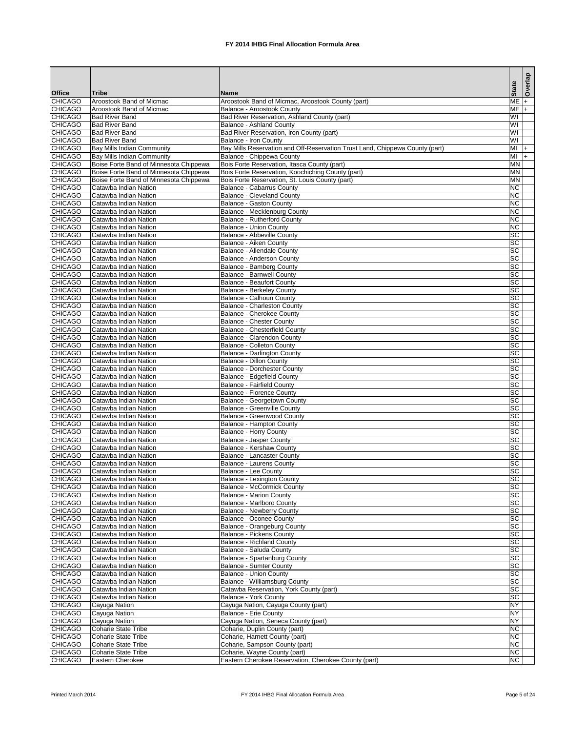# FY 2014 IHBG Final Allocation Formula Area

| Office | Tribe | Name | State | Overlap |
|---|---|---|---|---|
| CHICAGO | Aroostook Band of Micmac | Aroostook Band of Micmac, Aroostook County (part) | ME | + |
| CHICAGO | Aroostook Band of Micmac | Balance - Aroostook County | ME | + |
| CHICAGO | Bad River Band | Bad River Reservation, Ashland County (part) | WI | |
| CHICAGO | Bad River Band | Balance - Ashland County | WI | |
| CHICAGO | Bad River Band | Bad River Reservation, Iron County (part) | WI | |
| CHICAGO | Bad River Band | Balance - Iron County | WI | |
| CHICAGO | Bay Mills Indian Community | Bay Mills Reservation and Off-Reservation Trust Land, Chippewa County (part) | MI | + |
| CHICAGO | Bay Mills Indian Community | Balance - Chippewa County | MI | + |
| CHICAGO | Boise Forte Band of Minnesota Chippewa | Bois Forte Reservation, Itasca County (part) | MN | |
| CHICAGO | Boise Forte Band of Minnesota Chippewa | Bois Forte Reservation, Koochiching County (part) | MN | |
| CHICAGO | Boise Forte Band of Minnesota Chippewa | Bois Forte Reservation, St. Louis County (part) | MN | |
| CHICAGO | Catawba Indian Nation | Balance - Cabarrus County | NC | |
| CHICAGO | Catawba Indian Nation | Balance - Cleveland County | NC | |
| CHICAGO | Catawba Indian Nation | Balance - Gaston County | NC | |
| CHICAGO | Catawba Indian Nation | Balance - Mecklenburg County | NC | |
| CHICAGO | Catawba Indian Nation | Balance - Rutherford County | NC | |
| CHICAGO | Catawba Indian Nation | Balance - Union County | NC | |
| CHICAGO | Catawba Indian Nation | Balance - Abbeville County | SC | |
| CHICAGO | Catawba Indian Nation | Balance - Aiken County | SC | |
| CHICAGO | Catawba Indian Nation | Balance - Allendale County | SC | |
| CHICAGO | Catawba Indian Nation | Balance - Anderson County | SC | |
| CHICAGO | Catawba Indian Nation | Balance - Bamberg County | SC | |
| CHICAGO | Catawba Indian Nation | Balance - Barnwell County | SC | |
| CHICAGO | Catawba Indian Nation | Balance - Beaufort County | SC | |
| CHICAGO | Catawba Indian Nation | Balance - Berkeley County | SC | |
| CHICAGO | Catawba Indian Nation | Balance - Calhoun County | SC | |
| CHICAGO | Catawba Indian Nation | Balance - Charleston County | SC | |
| CHICAGO | Catawba Indian Nation | Balance - Cherokee County | SC | |
| CHICAGO | Catawba Indian Nation | Balance - Chester County | SC | |
| CHICAGO | Catawba Indian Nation | Balance - Chesterfield County | SC | |
| CHICAGO | Catawba Indian Nation | Balance - Clarendon County | SC | |
| CHICAGO | Catawba Indian Nation | Balance - Colleton County | SC | |
| CHICAGO | Catawba Indian Nation | Balance - Darlington County | SC | |
| CHICAGO | Catawba Indian Nation | Balance - Dillon County | SC | |
| CHICAGO | Catawba Indian Nation | Balance - Dorchester County | SC | |
| CHICAGO | Catawba Indian Nation | Balance - Edgefield County | SC | |
| CHICAGO | Catawba Indian Nation | Balance - Fairfield County | SC | |
| CHICAGO | Catawba Indian Nation | Balance - Florence County | SC | |
| CHICAGO | Catawba Indian Nation | Balance - Georgetown County | SC | |
| CHICAGO | Catawba Indian Nation | Balance - Greenville County | SC | |
| CHICAGO | Catawba Indian Nation | Balance - Greenwood County | SC | |
| CHICAGO | Catawba Indian Nation | Balance - Hampton County | SC | |
| CHICAGO | Catawba Indian Nation | Balance - Horry County | SC | |
| CHICAGO | Catawba Indian Nation | Balance - Jasper County | SC | |
| CHICAGO | Catawba Indian Nation | Balance - Kershaw County | SC | |
| CHICAGO | Catawba Indian Nation | Balance - Lancaster County | SC | |
| CHICAGO | Catawba Indian Nation | Balance - Laurens County | SC | |
| CHICAGO | Catawba Indian Nation | Balance - Lee County | SC | |
| CHICAGO | Catawba Indian Nation | Balance - Lexington County | SC | |
| CHICAGO | Catawba Indian Nation | Balance - McCormick County | SC | |
| CHICAGO | Catawba Indian Nation | Balance - Marion County | SC | |
| CHICAGO | Catawba Indian Nation | Balance - Marlboro County | SC | |
| CHICAGO | Catawba Indian Nation | Balance - Newberry County | SC | |
| CHICAGO | Catawba Indian Nation | Balance - Oconee County | SC | |
| CHICAGO | Catawba Indian Nation | Balance - Orangeburg County | SC | |
| CHICAGO | Catawba Indian Nation | Balance - Pickens County | SC | |
| CHICAGO | Catawba Indian Nation | Balance - Richland County | SC | |
| CHICAGO | Catawba Indian Nation | Balance - Saluda County | SC | |
| CHICAGO | Catawba Indian Nation | Balance - Spartanburg County | SC | |
| CHICAGO | Catawba Indian Nation | Balance - Sumter County | SC | |
| CHICAGO | Catawba Indian Nation | Balance - Union County | SC | |
| CHICAGO | Catawba Indian Nation | Balance - Williamsburg County | SC | |
| CHICAGO | Catawba Indian Nation | Catawba Reservation, York County (part) | SC | |
| CHICAGO | Catawba Indian Nation | Balance - York County | SC | |
| CHICAGO | Cayuga Nation | Cayuga Nation, Cayuga County (part) | NY | |
| CHICAGO | Cayuga Nation | Balance - Erie County | NY | |
| CHICAGO | Cayuga Nation | Cayuga Nation, Seneca County (part) | NY | |
| CHICAGO | Coharie State Tribe | Coharie, Duplin County (part) | NC | |
| CHICAGO | Coharie State Tribe | Coharie, Harnett County (part) | NC | |
| CHICAGO | Coharie State Tribe | Coharie, Sampson County (part) | NC | |
| CHICAGO | Coharie State Tribe | Coharie, Wayne County (part) | NC | |
| CHICAGO | Eastern Cherokee | Eastern Cherokee Reservation, Cherokee County (part) | NC | |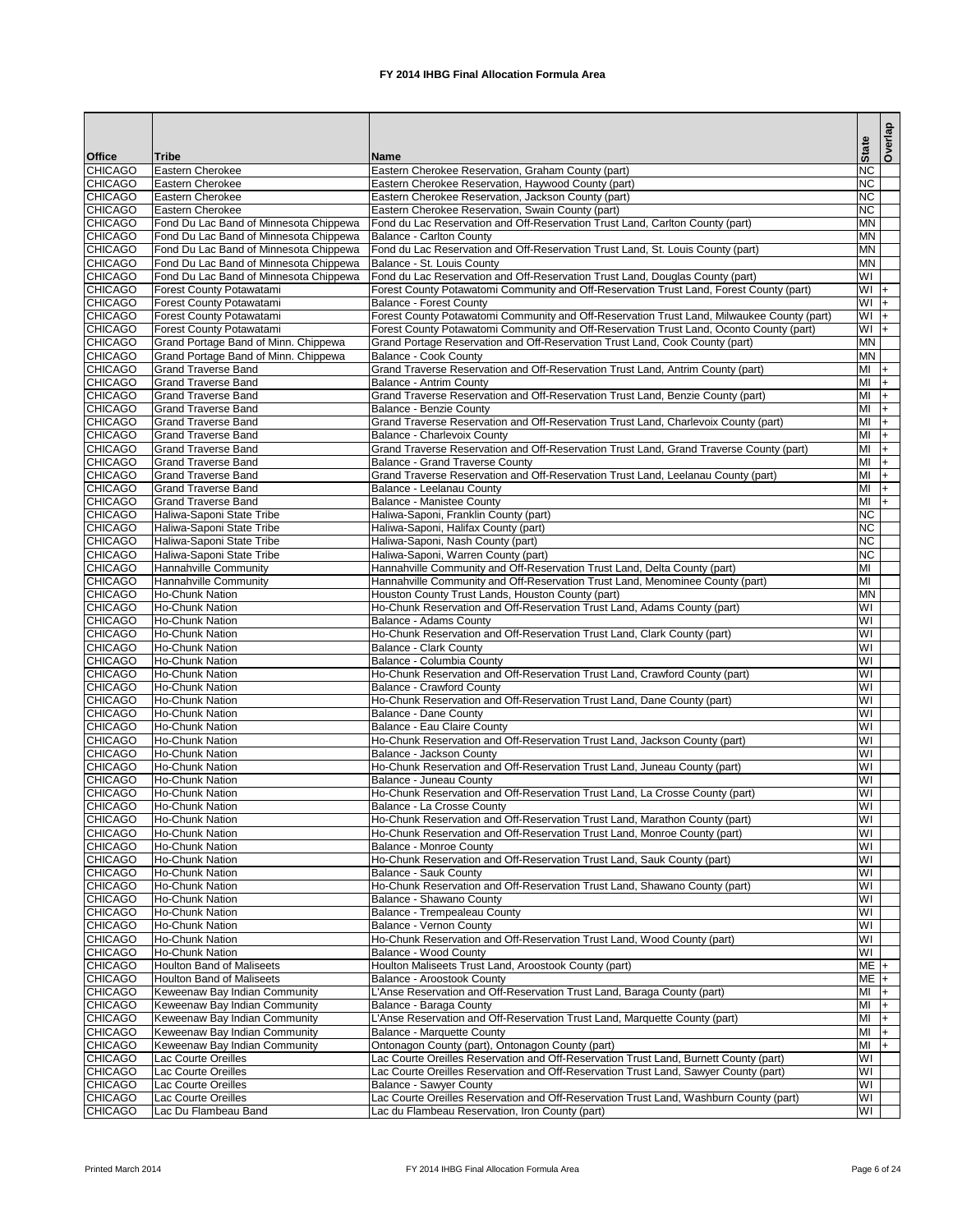# FY 2014 IHBG Final Allocation Formula Area

| Office | Tribe | Name | State | Overlap |
|---|---|---|---|---|
| CHICAGO | Eastern Cherokee | Eastern Cherokee Reservation, Graham County (part) | NC | |
| CHICAGO | Eastern Cherokee | Eastern Cherokee Reservation, Haywood County (part) | NC | |
| CHICAGO | Eastern Cherokee | Eastern Cherokee Reservation, Jackson County (part) | NC | |
| CHICAGO | Eastern Cherokee | Eastern Cherokee Reservation, Swain County (part) | NC | |
| CHICAGO | Fond Du Lac Band of Minnesota Chippewa | Fond du Lac Reservation and Off-Reservation Trust Land, Carlton County (part) | MN | |
| CHICAGO | Fond Du Lac Band of Minnesota Chippewa | Balance - Carlton County | MN | |
| CHICAGO | Fond Du Lac Band of Minnesota Chippewa | Fond du Lac Reservation and Off-Reservation Trust Land, St. Louis County (part) | MN | |
| CHICAGO | Fond Du Lac Band of Minnesota Chippewa | Balance - St. Louis County | MN | |
| CHICAGO | Fond Du Lac Band of Minnesota Chippewa | Fond du Lac Reservation and Off-Reservation Trust Land, Douglas County (part) | WI | |
| CHICAGO | Forest County Potawatami | Forest County Potawatomi Community and Off-Reservation Trust Land, Forest County (part) | WI | + |
| CHICAGO | Forest County Potawatami | Balance - Forest County | WI | + |
| CHICAGO | Forest County Potawatami | Forest County Potawatomi Community and Off-Reservation Trust Land, Milwaukee County (part) | WI | + |
| CHICAGO | Forest County Potawatami | Forest County Potawatomi Community and Off-Reservation Trust Land, Oconto County (part) | WI | + |
| CHICAGO | Grand Portage Band of Minn. Chippewa | Grand Portage Reservation and Off-Reservation Trust Land, Cook County (part) | MN | |
| CHICAGO | Grand Portage Band of Minn. Chippewa | Balance - Cook County | MN | |
| CHICAGO | Grand Traverse Band | Grand Traverse Reservation and Off-Reservation Trust Land, Antrim County (part) | MI | + |
| CHICAGO | Grand Traverse Band | Balance - Antrim County | MI | + |
| CHICAGO | Grand Traverse Band | Grand Traverse Reservation and Off-Reservation Trust Land, Benzie County (part) | MI | + |
| CHICAGO | Grand Traverse Band | Balance - Benzie County | MI | + |
| CHICAGO | Grand Traverse Band | Grand Traverse Reservation and Off-Reservation Trust Land, Charlevoix County (part) | MI | + |
| CHICAGO | Grand Traverse Band | Balance - Charlevoix County | MI | + |
| CHICAGO | Grand Traverse Band | Grand Traverse Reservation and Off-Reservation Trust Land, Grand Traverse County (part) | MI | + |
| CHICAGO | Grand Traverse Band | Balance - Grand Traverse County | MI | + |
| CHICAGO | Grand Traverse Band | Grand Traverse Reservation and Off-Reservation Trust Land, Leelanau County (part) | MI | + |
| CHICAGO | Grand Traverse Band | Balance - Leelanau County | MI | + |
| CHICAGO | Grand Traverse Band | Balance - Manistee County | MI | + |
| CHICAGO | Haliwa-Saponi State Tribe | Haliwa-Saponi, Franklin County (part) | NC | |
| CHICAGO | Haliwa-Saponi State Tribe | Haliwa-Saponi, Halifax County (part) | NC | |
| CHICAGO | Haliwa-Saponi State Tribe | Haliwa-Saponi, Nash County (part) | NC | |
| CHICAGO | Haliwa-Saponi State Tribe | Haliwa-Saponi, Warren County (part) | NC | |
| CHICAGO | Hannahville Community | Hannahville Community and Off-Reservation Trust Land, Delta County (part) | MI | |
| CHICAGO | Hannahville Community | Hannahville Community and Off-Reservation Trust Land, Menominee County (part) | MI | |
| CHICAGO | Ho-Chunk Nation | Houston County Trust Lands, Houston County (part) | MN | |
| CHICAGO | Ho-Chunk Nation | Ho-Chunk Reservation and Off-Reservation Trust Land, Adams County (part) | WI | |
| CHICAGO | Ho-Chunk Nation | Balance - Adams County | WI | |
| CHICAGO | Ho-Chunk Nation | Ho-Chunk Reservation and Off-Reservation Trust Land, Clark County (part) | WI | |
| CHICAGO | Ho-Chunk Nation | Balance - Clark County | WI | |
| CHICAGO | Ho-Chunk Nation | Balance - Columbia County | WI | |
| CHICAGO | Ho-Chunk Nation | Ho-Chunk Reservation and Off-Reservation Trust Land, Crawford County (part) | WI | |
| CHICAGO | Ho-Chunk Nation | Balance - Crawford County | WI | |
| CHICAGO | Ho-Chunk Nation | Ho-Chunk Reservation and Off-Reservation Trust Land, Dane County (part) | WI | |
| CHICAGO | Ho-Chunk Nation | Balance - Dane County | WI | |
| CHICAGO | Ho-Chunk Nation | Balance - Eau Claire County | WI | |
| CHICAGO | Ho-Chunk Nation | Ho-Chunk Reservation and Off-Reservation Trust Land, Jackson County (part) | WI | |
| CHICAGO | Ho-Chunk Nation | Balance - Jackson County | WI | |
| CHICAGO | Ho-Chunk Nation | Ho-Chunk Reservation and Off-Reservation Trust Land, Juneau County (part) | WI | |
| CHICAGO | Ho-Chunk Nation | Balance - Juneau County | WI | |
| CHICAGO | Ho-Chunk Nation | Ho-Chunk Reservation and Off-Reservation Trust Land, La Crosse County (part) | WI | |
| CHICAGO | Ho-Chunk Nation | Balance - La Crosse County | WI | |
| CHICAGO | Ho-Chunk Nation | Ho-Chunk Reservation and Off-Reservation Trust Land, Marathon County (part) | WI | |
| CHICAGO | Ho-Chunk Nation | Ho-Chunk Reservation and Off-Reservation Trust Land, Monroe County (part) | WI | |
| CHICAGO | Ho-Chunk Nation | Balance - Monroe County | WI | |
| CHICAGO | Ho-Chunk Nation | Ho-Chunk Reservation and Off-Reservation Trust Land, Sauk County (part) | WI | |
| CHICAGO | Ho-Chunk Nation | Balance - Sauk County | WI | |
| CHICAGO | Ho-Chunk Nation | Ho-Chunk Reservation and Off-Reservation Trust Land, Shawano County (part) | WI | |
| CHICAGO | Ho-Chunk Nation | Balance - Shawano County | WI | |
| CHICAGO | Ho-Chunk Nation | Balance - Trempealeau County | WI | |
| CHICAGO | Ho-Chunk Nation | Balance - Vernon County | WI | |
| CHICAGO | Ho-Chunk Nation | Ho-Chunk Reservation and Off-Reservation Trust Land, Wood County (part) | WI | |
| CHICAGO | Ho-Chunk Nation | Balance - Wood County | WI | |
| CHICAGO | Houlton Band of Maliseets | Houlton Maliseets Trust Land, Aroostook County (part) | ME | + |
| CHICAGO | Houlton Band of Maliseets | Balance - Aroostook County | ME | + |
| CHICAGO | Keweenaw Bay Indian Community | L'Anse Reservation and Off-Reservation Trust Land, Baraga County (part) | MI | + |
| CHICAGO | Keweenaw Bay Indian Community | Balance - Baraga County | MI | + |
| CHICAGO | Keweenaw Bay Indian Community | L'Anse Reservation and Off-Reservation Trust Land, Marquette County (part) | MI | + |
| CHICAGO | Keweenaw Bay Indian Community | Balance - Marquette County | MI | + |
| CHICAGO | Keweenaw Bay Indian Community | Ontonagon County (part), Ontonagon County (part) | MI | + |
| CHICAGO | Lac Courte Oreilles | Lac Courte Oreilles Reservation and Off-Reservation Trust Land, Burnett County (part) | WI | |
| CHICAGO | Lac Courte Oreilles | Lac Courte Oreilles Reservation and Off-Reservation Trust Land, Sawyer County (part) | WI | |
| CHICAGO | Lac Courte Oreilles | Balance - Sawyer County | WI | |
| CHICAGO | Lac Courte Oreilles | Lac Courte Oreilles Reservation and Off-Reservation Trust Land, Washburn County (part) | WI | |
| CHICAGO | Lac Du Flambeau Band | Lac du Flambeau Reservation, Iron County (part) | WI | |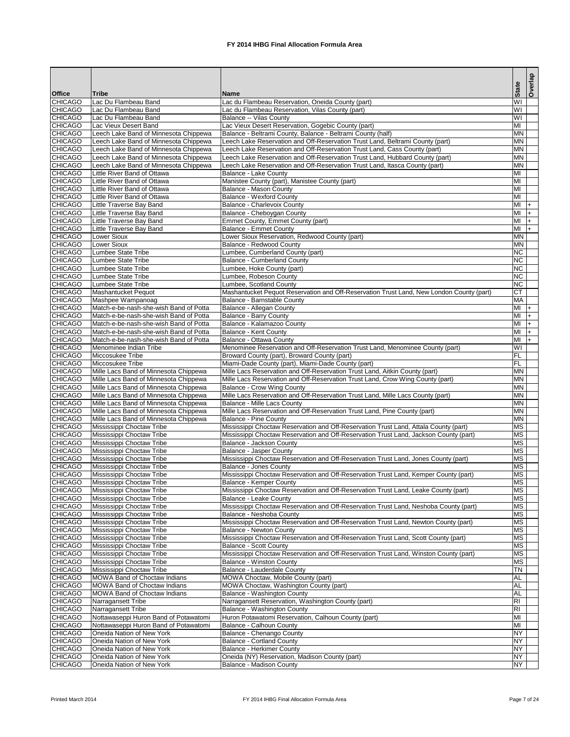# FY 2014 IHBG Final Allocation Formula Area

| Office | Tribe | Name | State | Overlap |
|---|---|---|---|---|
| CHICAGO | Lac Du Flambeau Band | Lac du Flambeau Reservation, Oneida County (part) | WI | |
| CHICAGO | Lac Du Flambeau Band | Lac du Flambeau Reservation, Vilas County (part) | WI | |
| CHICAGO | Lac Du Flambeau Band | Balance -- Vilas County | WI | |
| CHICAGO | Lac Vieux Desert Band | Lac Vieux Desert Reservation, Gogebic County (part) | MI | |
| CHICAGO | Leech Lake Band of Minnesota Chippewa | Balance - Beltrami County, Balance - Beltrami County (half) | MN | |
| CHICAGO | Leech Lake Band of Minnesota Chippewa | Leech Lake Reservation and Off-Reservation Trust Land, Beltrami County (part) | MN | |
| CHICAGO | Leech Lake Band of Minnesota Chippewa | Leech Lake Reservation and Off-Reservation Trust Land, Cass County (part) | MN | |
| CHICAGO | Leech Lake Band of Minnesota Chippewa | Leech Lake Reservation and Off-Reservation Trust Land, Hubbard County (part) | MN | |
| CHICAGO | Leech Lake Band of Minnesota Chippewa | Leech Lake Reservation and Off-Reservation Trust Land, Itasca County (part) | MN | |
| CHICAGO | Little River Band of Ottawa | Balance - Lake County | MI | |
| CHICAGO | Little River Band of Ottawa | Manistee County (part), Manistee County (part) | MI | |
| CHICAGO | Little River Band of Ottawa | Balance - Mason County | MI | |
| CHICAGO | Little River Band of Ottawa | Balance - Wexford County | MI | |
| CHICAGO | Little Traverse Bay Band | Balance - Charlevoix County | MI | + |
| CHICAGO | Little Traverse Bay Band | Balance - Cheboygan County | MI | + |
| CHICAGO | Little Traverse Bay Band | Emmet County, Emmet County (part) | MI | + |
| CHICAGO | Little Traverse Bay Band | Balance - Emmet County | MI | + |
| CHICAGO | Lower Sioux | Lower Sioux Reservation, Redwood County (part) | MN | |
| CHICAGO | Lower Sioux | Balance - Redwood County | MN | |
| CHICAGO | Lumbee State Tribe | Lumbee, Cumberland County (part) | NC | |
| CHICAGO | Lumbee State Tribe | Balance - Cumberland County | NC | |
| CHICAGO | Lumbee State Tribe | Lumbee, Hoke County (part) | NC | |
| CHICAGO | Lumbee State Tribe | Lumbee, Robeson County | NC | |
| CHICAGO | Lumbee State Tribe | Lumbee, Scotland County | NC | |
| CHICAGO | Mashantucket Pequot | Mashantucket Pequot Reservation and Off-Reservation Trust Land, New London County (part) | CT | |
| CHICAGO | Mashpee Wampanoag | Balance - Barnstable County | MA | |
| CHICAGO | Match-e-be-nash-she-wish Band of Potta | Balance - Allegan County | MI | + |
| CHICAGO | Match-e-be-nash-she-wish Band of Potta | Balance - Barry County | MI | + |
| CHICAGO | Match-e-be-nash-she-wish Band of Potta | Balance - Kalamazoo County | MI | + |
| CHICAGO | Match-e-be-nash-she-wish Band of Potta | Balance - Kent County | MI | + |
| CHICAGO | Match-e-be-nash-she-wish Band of Potta | Balance - Ottawa County | MI | + |
| CHICAGO | Menominee Indian Tribe | Menominee Reservation and Off-Reservation Trust Land, Menominee County (part) | WI | |
| CHICAGO | Miccosukee Tribe | Broward County (part), Broward County (part) | FL | |
| CHICAGO | Miccosukee Tribe | Miami-Dade County (part), Miami-Dade County (part) | FL | |
| CHICAGO | Mille Lacs Band of Minnesota Chippewa | Mille Lacs Reservation and Off-Reservation Trust Land, Aitkin County (part) | MN | |
| CHICAGO | Mille Lacs Band of Minnesota Chippewa | Mille Lacs Reservation and Off-Reservation Trust Land, Crow Wing County (part) | MN | |
| CHICAGO | Mille Lacs Band of Minnesota Chippewa | Balance - Crow Wing County | MN | |
| CHICAGO | Mille Lacs Band of Minnesota Chippewa | Mille Lacs Reservation and Off-Reservation Trust Land, Mille Lacs County (part) | MN | |
| CHICAGO | Mille Lacs Band of Minnesota Chippewa | Balance - Mille Lacs County | MN | |
| CHICAGO | Mille Lacs Band of Minnesota Chippewa | Mille Lacs Reservation and Off-Reservation Trust Land, Pine County (part) | MN | |
| CHICAGO | Mille Lacs Band of Minnesota Chippewa | Balance - Pine County | MN | |
| CHICAGO | Mississippi Choctaw Tribe | Mississippi Choctaw Reservation and Off-Reservation Trust Land, Attala County (part) | MS | |
| CHICAGO | Mississippi Choctaw Tribe | Mississippi Choctaw Reservation and Off-Reservation Trust Land, Jackson County (part) | MS | |
| CHICAGO | Mississippi Choctaw Tribe | Balance - Jackson County | MS | |
| CHICAGO | Mississippi Choctaw Tribe | Balance - Jasper County | MS | |
| CHICAGO | Mississippi Choctaw Tribe | Mississippi Choctaw Reservation and Off-Reservation Trust Land, Jones County (part) | MS | |
| CHICAGO | Mississippi Choctaw Tribe | Balance - Jones County | MS | |
| CHICAGO | Mississippi Choctaw Tribe | Mississippi Choctaw Reservation and Off-Reservation Trust Land, Kemper County (part) | MS | |
| CHICAGO | Mississippi Choctaw Tribe | Balance - Kemper County | MS | |
| CHICAGO | Mississippi Choctaw Tribe | Mississippi Choctaw Reservation and Off-Reservation Trust Land, Leake County (part) | MS | |
| CHICAGO | Mississippi Choctaw Tribe | Balance - Leake County | MS | |
| CHICAGO | Mississippi Choctaw Tribe | Mississippi Choctaw Reservation and Off-Reservation Trust Land, Neshoba County (part) | MS | |
| CHICAGO | Mississippi Choctaw Tribe | Balance - Neshoba County | MS | |
| CHICAGO | Mississippi Choctaw Tribe | Mississippi Choctaw Reservation and Off-Reservation Trust Land, Newton County (part) | MS | |
| CHICAGO | Mississippi Choctaw Tribe | Balance - Newton County | MS | |
| CHICAGO | Mississippi Choctaw Tribe | Mississippi Choctaw Reservation and Off-Reservation Trust Land, Scott County (part) | MS | |
| CHICAGO | Mississippi Choctaw Tribe | Balance - Scott County | MS | |
| CHICAGO | Mississippi Choctaw Tribe | Mississippi Choctaw Reservation and Off-Reservation Trust Land, Winston County (part) | MS | |
| CHICAGO | Mississippi Choctaw Tribe | Balance - Winston County | MS | |
| CHICAGO | Mississippi Choctaw Tribe | Balance - Lauderdale County | TN | |
| CHICAGO | MOWA Band of Choctaw Indians | MOWA Choctaw, Mobile County (part) | AL | |
| CHICAGO | MOWA Band of Choctaw Indians | MOWA Choctaw, Washington County (part) | AL | |
| CHICAGO | MOWA Band of Choctaw Indians | Balance - Washington County | AL | |
| CHICAGO | Narragansett Tribe | Narragansett Reservation, Washington County (part) | RI | |
| CHICAGO | Narragansett Tribe | Balance - Washington County | RI | |
| CHICAGO | Nottawaseppi Huron Band of Potawatomi | Huron Potawatomi Reservation, Calhoun County (part) | MI | |
| CHICAGO | Nottawaseppi Huron Band of Potawatomi | Balance - Calhoun County | MI | |
| CHICAGO | Oneida Nation of New York | Balance - Chenango County | NY | |
| CHICAGO | Oneida Nation of New York | Balance - Cortland County | NY | |
| CHICAGO | Oneida Nation of New York | Balance - Herkimer County | NY | |
| CHICAGO | Oneida Nation of New York | Oneida (NY) Reservation, Madison County (part) | NY | |
| CHICAGO | Oneida Nation of New York | Balance - Madison County | NY | |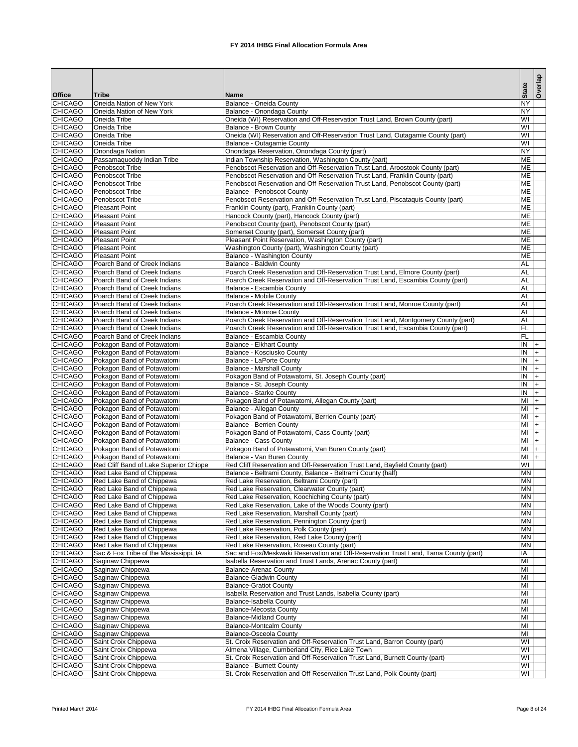# FY 2014 IHBG Final Allocation Formula Area

| Office | Tribe | Name | State | Overlap |
|---|---|---|---|---|
| CHICAGO | Oneida Nation of New York | Balance - Oneida County | NY | |
| CHICAGO | Oneida Nation of New York | Balance - Onondaga County | NY | |
| CHICAGO | Oneida Tribe | Oneida (WI) Reservation and Off-Reservation Trust Land, Brown County (part) | WI | |
| CHICAGO | Oneida Tribe | Balance - Brown County | WI | |
| CHICAGO | Oneida Tribe | Oneida (WI) Reservation and Off-Reservation Trust Land, Outagamie County (part) | WI | |
| CHICAGO | Oneida Tribe | Balance - Outagamie County | WI | |
| CHICAGO | Onondaga Nation | Onondaga Reservation, Onondaga County (part) | NY | |
| CHICAGO | Passamaquoddy Indian Tribe | Indian Township Reservation, Washington County (part) | ME | |
| CHICAGO | Penobscot Tribe | Penobscot Reservation and Off-Reservation Trust Land, Aroostook County (part) | ME | |
| CHICAGO | Penobscot Tribe | Penobscot Reservation and Off-Reservation Trust Land, Franklin County (part) | ME | |
| CHICAGO | Penobscot Tribe | Penobscot Reservation and Off-Reservation Trust Land, Penobscot County (part) | ME | |
| CHICAGO | Penobscot Tribe | Balance - Penobscot County | ME | |
| CHICAGO | Penobscot Tribe | Penobscot Reservation and Off-Reservation Trust Land, Piscataquis County (part) | ME | |
| CHICAGO | Pleasant Point | Franklin County (part), Franklin County (part) | ME | |
| CHICAGO | Pleasant Point | Hancock County (part), Hancock County (part) | ME | |
| CHICAGO | Pleasant Point | Penobscot County (part), Penobscot County (part) | ME | |
| CHICAGO | Pleasant Point | Somerset County (part), Somerset County (part) | ME | |
| CHICAGO | Pleasant Point | Pleasant Point Reservation, Washington County (part) | ME | |
| CHICAGO | Pleasant Point | Washington County (part), Washington County (part) | ME | |
| CHICAGO | Pleasant Point | Balance - Washington County | ME | |
| CHICAGO | Poarch Band of Creek Indians | Balance - Baldwin County | AL | |
| CHICAGO | Poarch Band of Creek Indians | Poarch Creek Reservation and Off-Reservation Trust Land, Elmore County (part) | AL | |
| CHICAGO | Poarch Band of Creek Indians | Poarch Creek Reservation and Off-Reservation Trust Land, Escambia County (part) | AL | |
| CHICAGO | Poarch Band of Creek Indians | Balance - Escambia County | AL | |
| CHICAGO | Poarch Band of Creek Indians | Balance - Mobile County | AL | |
| CHICAGO | Poarch Band of Creek Indians | Poarch Creek Reservation and Off-Reservation Trust Land, Monroe County (part) | AL | |
| CHICAGO | Poarch Band of Creek Indians | Balance - Monroe County | AL | |
| CHICAGO | Poarch Band of Creek Indians | Poarch Creek Reservation and Off-Reservation Trust Land, Montgomery County (part) | AL | |
| CHICAGO | Poarch Band of Creek Indians | Poarch Creek Reservation and Off-Reservation Trust Land, Escambia County (part) | FL | |
| CHICAGO | Poarch Band of Creek Indians | Balance - Escambia County | FL | |
| CHICAGO | Pokagon Band of Potawatomi | Balance - Elkhart County | IN | + |
| CHICAGO | Pokagon Band of Potawatomi | Balance - Kosciusko County | IN | + |
| CHICAGO | Pokagon Band of Potawatomi | Balance - LaPorte County | IN | + |
| CHICAGO | Pokagon Band of Potawatomi | Balance - Marshall County | IN | + |
| CHICAGO | Pokagon Band of Potawatomi | Pokagon Band of Potawatomi, St. Joseph County (part) | IN | + |
| CHICAGO | Pokagon Band of Potawatomi | Balance - St. Joseph County | IN | + |
| CHICAGO | Pokagon Band of Potawatomi | Balance - Starke County | IN | + |
| CHICAGO | Pokagon Band of Potawatomi | Pokagon Band of Potawatomi, Allegan County (part) | MI | + |
| CHICAGO | Pokagon Band of Potawatomi | Balance - Allegan County | MI | + |
| CHICAGO | Pokagon Band of Potawatomi | Pokagon Band of Potawatomi, Berrien County (part) | MI | + |
| CHICAGO | Pokagon Band of Potawatomi | Balance - Berrien County | MI | + |
| CHICAGO | Pokagon Band of Potawatomi | Pokagon Band of Potawatomi, Cass County (part) | MI | + |
| CHICAGO | Pokagon Band of Potawatomi | Balance - Cass County | MI | + |
| CHICAGO | Pokagon Band of Potawatomi | Pokagon Band of Potawatomi, Van Buren County (part) | MI | + |
| CHICAGO | Pokagon Band of Potawatomi | Balance - Van Buren County | MI | + |
| CHICAGO | Red Cliff Band of Lake Superior Chippe | Red Cliff Reservation and Off-Reservation Trust Land, Bayfield County (part) | WI | |
| CHICAGO | Red Lake Band of Chippewa | Balance - Beltrami County, Balance - Beltrami County (half) | MN | |
| CHICAGO | Red Lake Band of Chippewa | Red Lake Reservation, Beltrami County (part) | MN | |
| CHICAGO | Red Lake Band of Chippewa | Red Lake Reservation, Clearwater County (part) | MN | |
| CHICAGO | Red Lake Band of Chippewa | Red Lake Reservation, Koochiching County (part) | MN | |
| CHICAGO | Red Lake Band of Chippewa | Red Lake Reservation, Lake of the Woods County (part) | MN | |
| CHICAGO | Red Lake Band of Chippewa | Red Lake Reservation, Marshall County (part) | MN | |
| CHICAGO | Red Lake Band of Chippewa | Red Lake Reservation, Pennington County (part) | MN | |
| CHICAGO | Red Lake Band of Chippewa | Red Lake Reservation, Polk County (part) | MN | |
| CHICAGO | Red Lake Band of Chippewa | Red Lake Reservation, Red Lake County (part) | MN | |
| CHICAGO | Red Lake Band of Chippewa | Red Lake Reservation, Roseau County (part) | MN | |
| CHICAGO | Sac & Fox Tribe of the Mississippi, IA | Sac and Fox/Meskwaki Reservation and Off-Reservation Trust Land, Tama County (part) | IA | |
| CHICAGO | Saginaw Chippewa | Isabella Reservation and Trust Lands, Arenac County (part) | MI | |
| CHICAGO | Saginaw Chippewa | Balance-Arenac County | MI | |
| CHICAGO | Saginaw Chippewa | Balance-Gladwin County | MI | |
| CHICAGO | Saginaw Chippewa | Balance-Gratiot County | MI | |
| CHICAGO | Saginaw Chippewa | Isabella Reservation and Trust Lands, Isabella County (part) | MI | |
| CHICAGO | Saginaw Chippewa | Balance-Isabella County | MI | |
| CHICAGO | Saginaw Chippewa | Balance-Mecosta County | MI | |
| CHICAGO | Saginaw Chippewa | Balance-Midland County | MI | |
| CHICAGO | Saginaw Chippewa | Balance-Montcalm County | MI | |
| CHICAGO | Saginaw Chippewa | Balance-Osceola County | MI | |
| CHICAGO | Saint Croix Chippewa | St. Croix Reservation and Off-Reservation Trust Land, Barron County (part) | WI | |
| CHICAGO | Saint Croix Chippewa | Almena Village, Cumberland City, Rice Lake Town | WI | |
| CHICAGO | Saint Croix Chippewa | St. Croix Reservation and Off-Reservation Trust Land, Burnett County (part) | WI | |
| CHICAGO | Saint Croix Chippewa | Balance - Burnett County | WI | |
| CHICAGO | Saint Croix Chippewa | St. Croix Reservation and Off-Reservation Trust Land, Polk County (part) | WI | |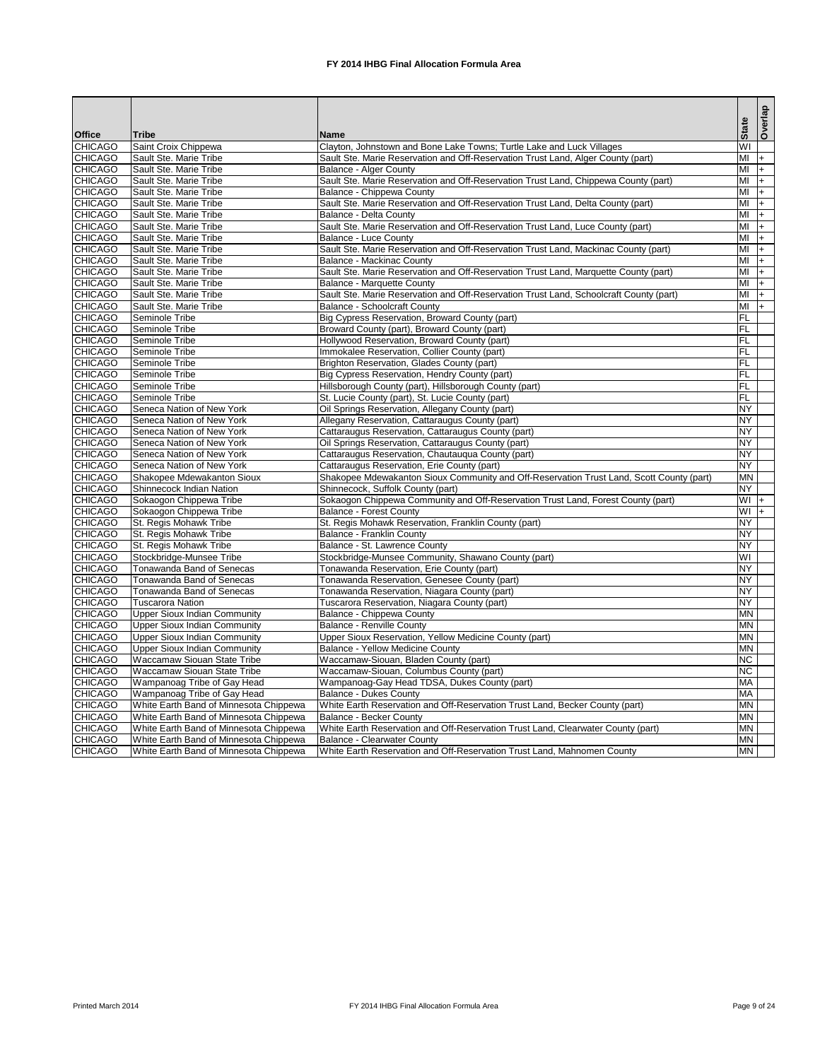# FY 2014 IHBG Final Allocation Formula Area

| Office | Tribe | Name | State | Overlap |
|---|---|---|---|---|
| CHICAGO | Saint Croix Chippewa | Clayton, Johnstown and Bone Lake Towns; Turtle Lake and Luck Villages | WI | |
| CHICAGO | Sault Ste. Marie Tribe | Sault Ste. Marie Reservation and Off-Reservation Trust Land, Alger County (part) | MI | + |
| CHICAGO | Sault Ste. Marie Tribe | Balance - Alger County | MI | + |
| CHICAGO | Sault Ste. Marie Tribe | Sault Ste. Marie Reservation and Off-Reservation Trust Land, Chippewa County (part) | MI | + |
| CHICAGO | Sault Ste. Marie Tribe | Balance - Chippewa County | MI | + |
| CHICAGO | Sault Ste. Marie Tribe | Sault Ste. Marie Reservation and Off-Reservation Trust Land, Delta County (part) | MI | + |
| CHICAGO | Sault Ste. Marie Tribe | Balance - Delta County | MI | + |
| CHICAGO | Sault Ste. Marie Tribe | Sault Ste. Marie Reservation and Off-Reservation Trust Land, Luce County (part) | MI | + |
| CHICAGO | Sault Ste. Marie Tribe | Balance - Luce County | MI | + |
| CHICAGO | Sault Ste. Marie Tribe | Sault Ste. Marie Reservation and Off-Reservation Trust Land, Mackinac County (part) | MI | + |
| CHICAGO | Sault Ste. Marie Tribe | Balance - Mackinac County | MI | + |
| CHICAGO | Sault Ste. Marie Tribe | Sault Ste. Marie Reservation and Off-Reservation Trust Land, Marquette County (part) | MI | + |
| CHICAGO | Sault Ste. Marie Tribe | Balance - Marquette County | MI | + |
| CHICAGO | Sault Ste. Marie Tribe | Sault Ste. Marie Reservation and Off-Reservation Trust Land, Schoolcraft County (part) | MI | + |
| CHICAGO | Sault Ste. Marie Tribe | Balance - Schoolcraft County | MI | + |
| CHICAGO | Seminole Tribe | Big Cypress Reservation, Broward County (part) | FL | |
| CHICAGO | Seminole Tribe | Broward County (part), Broward County (part) | FL | |
| CHICAGO | Seminole Tribe | Hollywood Reservation, Broward County (part) | FL | |
| CHICAGO | Seminole Tribe | Immokalee Reservation, Collier County (part) | FL | |
| CHICAGO | Seminole Tribe | Brighton Reservation, Glades County (part) | FL | |
| CHICAGO | Seminole Tribe | Big Cypress Reservation, Hendry County (part) | FL | |
| CHICAGO | Seminole Tribe | Hillsborough County (part), Hillsborough County (part) | FL | |
| CHICAGO | Seminole Tribe | St. Lucie County (part), St. Lucie County (part) | FL | |
| CHICAGO | Seneca Nation of New York | Oil Springs Reservation, Allegany County (part) | NY | |
| CHICAGO | Seneca Nation of New York | Allegany Reservation, Cattaraugus County (part) | NY | |
| CHICAGO | Seneca Nation of New York | Cattaraugus Reservation, Cattaraugus County (part) | NY | |
| CHICAGO | Seneca Nation of New York | Oil Springs Reservation, Cattaraugus County (part) | NY | |
| CHICAGO | Seneca Nation of New York | Cattaraugus Reservation, Chautauqua County (part) | NY | |
| CHICAGO | Seneca Nation of New York | Cattaraugus Reservation, Erie County (part) | NY | |
| CHICAGO | Shakopee Mdewakanton Sioux | Shakopee Mdewakanton Sioux Community and Off-Reservation Trust Land, Scott County (part) | MN | |
| CHICAGO | Shinnecock Indian Nation | Shinnecock, Suffolk County (part) | NY | |
| CHICAGO | Sokaogon Chippewa Tribe | Sokaogon Chippewa Community and Off-Reservation Trust Land, Forest County (part) | WI | + |
| CHICAGO | Sokaogon Chippewa Tribe | Balance - Forest County | WI | + |
| CHICAGO | St. Regis Mohawk Tribe | St. Regis Mohawk Reservation, Franklin County (part) | NY | |
| CHICAGO | St. Regis Mohawk Tribe | Balance - Franklin County | NY | |
| CHICAGO | St. Regis Mohawk Tribe | Balance - St. Lawrence County | NY | |
| CHICAGO | Stockbridge-Munsee Tribe | Stockbridge-Munsee Community, Shawano County (part) | WI | |
| CHICAGO | Tonawanda Band of Senecas | Tonawanda Reservation, Erie County (part) | NY | |
| CHICAGO | Tonawanda Band of Senecas | Tonawanda Reservation, Genesee County (part) | NY | |
| CHICAGO | Tonawanda Band of Senecas | Tonawanda Reservation, Niagara County (part) | NY | |
| CHICAGO | Tuscarora Nation | Tuscarora Reservation, Niagara County (part) | NY | |
| CHICAGO | Upper Sioux Indian Community | Balance - Chippewa County | MN | |
| CHICAGO | Upper Sioux Indian Community | Balance - Renville County | MN | |
| CHICAGO | Upper Sioux Indian Community | Upper Sioux Reservation, Yellow Medicine County (part) | MN | |
| CHICAGO | Upper Sioux Indian Community | Balance - Yellow Medicine County | MN | |
| CHICAGO | Waccamaw Siouan State Tribe | Waccamaw-Siouan, Bladen County (part) | NC | |
| CHICAGO | Waccamaw Siouan State Tribe | Waccamaw-Siouan, Columbus County (part) | NC | |
| CHICAGO | Wampanoag Tribe of Gay Head | Wampanoag-Gay Head TDSA, Dukes County (part) | MA | |
| CHICAGO | Wampanoag Tribe of Gay Head | Balance - Dukes County | MA | |
| CHICAGO | White Earth Band of Minnesota Chippewa | White Earth Reservation and Off-Reservation Trust Land, Becker County (part) | MN | |
| CHICAGO | White Earth Band of Minnesota Chippewa | Balance - Becker County | MN | |
| CHICAGO | White Earth Band of Minnesota Chippewa | White Earth Reservation and Off-Reservation Trust Land, Clearwater County (part) | MN | |
| CHICAGO | White Earth Band of Minnesota Chippewa | Balance - Clearwater County | MN | |
| CHICAGO | White Earth Band of Minnesota Chippewa | White Earth Reservation and Off-Reservation Trust Land, Mahnomen County | MN | |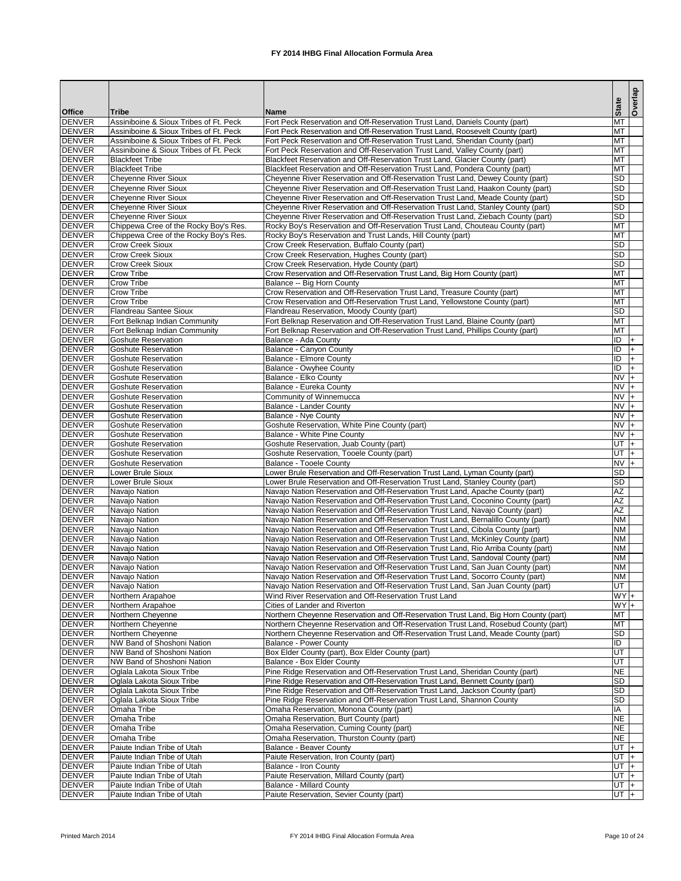# FY 2014 IHBG Final Allocation Formula Area

| Office | Tribe | Name | State | Overlap |
|---|---|---|---|---|
| DENVER | Assiniboine & Sioux Tribes of Ft. Peck | Fort Peck Reservation and Off-Reservation Trust Land, Daniels County (part) | MT | |
| DENVER | Assiniboine & Sioux Tribes of Ft. Peck | Fort Peck Reservation and Off-Reservation Trust Land, Roosevelt County (part) | MT | |
| DENVER | Assiniboine & Sioux Tribes of Ft. Peck | Fort Peck Reservation and Off-Reservation Trust Land, Sheridan County (part) | MT | |
| DENVER | Assiniboine & Sioux Tribes of Ft. Peck | Fort Peck Reservation and Off-Reservation Trust Land, Valley County (part) | MT | |
| DENVER | Blackfeet Tribe | Blackfeet Reservation and Off-Reservation Trust Land, Glacier County (part) | MT | |
| DENVER | Blackfeet Tribe | Blackfeet Reservation and Off-Reservation Trust Land, Pondera County (part) | MT | |
| DENVER | Cheyenne River Sioux | Cheyenne River Reservation and Off-Reservation Trust Land, Dewey County (part) | SD | |
| DENVER | Cheyenne River Sioux | Cheyenne River Reservation and Off-Reservation Trust Land, Haakon County (part) | SD | |
| DENVER | Cheyenne River Sioux | Cheyenne River Reservation and Off-Reservation Trust Land, Meade County (part) | SD | |
| DENVER | Cheyenne River Sioux | Cheyenne River Reservation and Off-Reservation Trust Land, Stanley County (part) | SD | |
| DENVER | Cheyenne River Sioux | Cheyenne River Reservation and Off-Reservation Trust Land, Ziebach County (part) | SD | |
| DENVER | Chippewa Cree of the Rocky Boy's Res. | Rocky Boy's Reservation and Off-Reservation Trust Land, Chouteau County (part) | MT | |
| DENVER | Chippewa Cree of the Rocky Boy's Res. | Rocky Boy's Reservation and Trust Lands, Hill County (part) | MT | |
| DENVER | Crow Creek Sioux | Crow Creek Reservation, Buffalo County (part) | SD | |
| DENVER | Crow Creek Sioux | Crow Creek Reservation, Hughes County (part) | SD | |
| DENVER | Crow Creek Sioux | Crow Creek Reservation, Hyde County (part) | SD | |
| DENVER | Crow Tribe | Crow Reservation and Off-Reservation Trust Land, Big Horn County (part) | MT | |
| DENVER | Crow Tribe | Balance -- Big Horn County | MT | |
| DENVER | Crow Tribe | Crow Reservation and Off-Reservation Trust Land, Treasure County (part) | MT | |
| DENVER | Crow Tribe | Crow Reservation and Off-Reservation Trust Land, Yellowstone County (part) | MT | |
| DENVER | Flandreau Santee Sioux | Flandreau Reservation, Moody County (part) | SD | |
| DENVER | Fort Belknap Indian Community | Fort Belknap Reservation and Off-Reservation Trust Land, Blaine County (part) | MT | |
| DENVER | Fort Belknap Indian Community | Fort Belknap Reservation and Off-Reservation Trust Land, Phillips County (part) | MT | |
| DENVER | Goshute Reservation | Balance - Ada County | ID | + |
| DENVER | Goshute Reservation | Balance - Canyon County | ID | + |
| DENVER | Goshute Reservation | Balance - Elmore County | ID | + |
| DENVER | Goshute Reservation | Balance - Owyhee County | ID | + |
| DENVER | Goshute Reservation | Balance - Elko County | NV | + |
| DENVER | Goshute Reservation | Balance - Eureka County | NV | + |
| DENVER | Goshute Reservation | Community of Winnemucca | NV | + |
| DENVER | Goshute Reservation | Balance - Lander County | NV | + |
| DENVER | Goshute Reservation | Balance - Nye County | NV | + |
| DENVER | Goshute Reservation | Goshute Reservation, White Pine County (part) | NV | + |
| DENVER | Goshute Reservation | Balance - White Pine County | NV | + |
| DENVER | Goshute Reservation | Goshute Reservation, Juab County (part) | UT | + |
| DENVER | Goshute Reservation | Goshute Reservation, Tooele County (part) | UT | + |
| DENVER | Goshute Reservation | Balance - Tooele County | NV | + |
| DENVER | Lower Brule Sioux | Lower Brule Reservation and Off-Reservation Trust Land, Lyman County (part) | SD | |
| DENVER | Lower Brule Sioux | Lower Brule Reservation and Off-Reservation Trust Land, Stanley County (part) | SD | |
| DENVER | Navajo Nation | Navajo Nation Reservation and Off-Reservation Trust Land, Apache County (part) | AZ | |
| DENVER | Navajo Nation | Navajo Nation Reservation and Off-Reservation Trust Land, Coconino County (part) | AZ | |
| DENVER | Navajo Nation | Navajo Nation Reservation and Off-Reservation Trust Land, Navajo County (part) | AZ | |
| DENVER | Navajo Nation | Navajo Nation Reservation and Off-Reservation Trust Land, Bernalillo County (part) | NM | |
| DENVER | Navajo Nation | Navajo Nation Reservation and Off-Reservation Trust Land, Cibola County (part) | NM | |
| DENVER | Navajo Nation | Navajo Nation Reservation and Off-Reservation Trust Land, McKinley County (part) | NM | |
| DENVER | Navajo Nation | Navajo Nation Reservation and Off-Reservation Trust Land, Rio Arriba County (part) | NM | |
| DENVER | Navajo Nation | Navajo Nation Reservation and Off-Reservation Trust Land, Sandoval County (part) | NM | |
| DENVER | Navajo Nation | Navajo Nation Reservation and Off-Reservation Trust Land, San Juan County (part) | NM | |
| DENVER | Navajo Nation | Navajo Nation Reservation and Off-Reservation Trust Land, Socorro County (part) | NM | |
| DENVER | Navajo Nation | Navajo Nation Reservation and Off-Reservation Trust Land, San Juan County (part) | UT | |
| DENVER | Northern Arapahoe | Wind River Reservation and Off-Reservation Trust Land | WY | + |
| DENVER | Northern Arapahoe | Cities of Lander and Riverton | WY | + |
| DENVER | Northern Cheyenne | Northern Cheyenne Reservation and Off-Reservation Trust Land, Big Horn County (part) | MT | |
| DENVER | Northern Cheyenne | Northern Cheyenne Reservation and Off-Reservation Trust Land, Rosebud County (part) | MT | |
| DENVER | Northern Cheyenne | Northern Cheyenne Reservation and Off-Reservation Trust Land, Meade County (part) | SD | |
| DENVER | NW Band of Shoshoni Nation | Balance - Power County | ID | |
| DENVER | NW Band of Shoshoni Nation | Box Elder County (part), Box Elder County (part) | UT | |
| DENVER | NW Band of Shoshoni Nation | Balance - Box Elder County | UT | |
| DENVER | Oglala Lakota Sioux Tribe | Pine Ridge Reservation and Off-Reservation Trust Land, Sheridan County (part) | NE | |
| DENVER | Oglala Lakota Sioux Tribe | Pine Ridge Reservation and Off-Reservation Trust Land, Bennett County (part) | SD | |
| DENVER | Oglala Lakota Sioux Tribe | Pine Ridge Reservation and Off-Reservation Trust Land, Jackson County (part) | SD | |
| DENVER | Oglala Lakota Sioux Tribe | Pine Ridge Reservation and Off-Reservation Trust Land, Shannon County | SD | |
| DENVER | Omaha Tribe | Omaha Reservation, Monona County (part) | IA | |
| DENVER | Omaha Tribe | Omaha Reservation, Burt County (part) | NE | |
| DENVER | Omaha Tribe | Omaha Reservation, Cuming County (part) | NE | |
| DENVER | Omaha Tribe | Omaha Reservation, Thurston County (part) | NE | |
| DENVER | Paiute Indian Tribe of Utah | Balance - Beaver County | UT | + |
| DENVER | Paiute Indian Tribe of Utah | Paiute Reservation, Iron County (part) | UT | + |
| DENVER | Paiute Indian Tribe of Utah | Balance - Iron County | UT | + |
| DENVER | Paiute Indian Tribe of Utah | Paiute Reservation, Millard County (part) | UT | + |
| DENVER | Paiute Indian Tribe of Utah | Balance - Millard County | UT | + |
| DENVER | Paiute Indian Tribe of Utah | Paiute Reservation, Sevier County (part) | UT | + |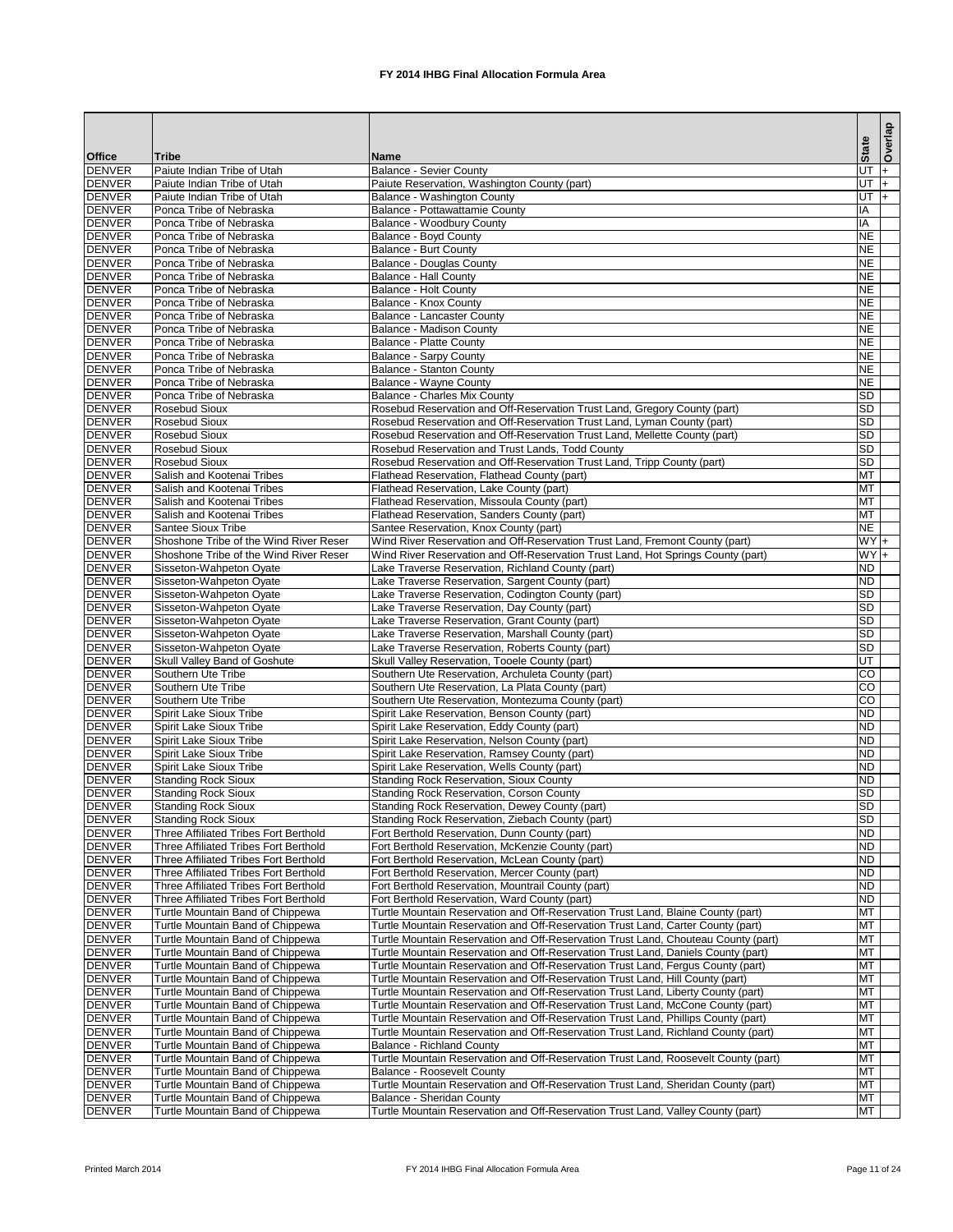# FY 2014 IHBG Final Allocation Formula Area

| Office | Tribe | Name | State | Overlap |
|---|---|---|---|---|
| DENVER | Paiute Indian Tribe of Utah | Balance - Sevier County | UT | + |
| DENVER | Paiute Indian Tribe of Utah | Paiute Reservation, Washington County (part) | UT | + |
| DENVER | Paiute Indian Tribe of Utah | Balance - Washington County | UT | + |
| DENVER | Ponca Tribe of Nebraska | Balance - Pottawattamie County | IA | |
| DENVER | Ponca Tribe of Nebraska | Balance - Woodbury County | IA | |
| DENVER | Ponca Tribe of Nebraska | Balance - Boyd County | NE | |
| DENVER | Ponca Tribe of Nebraska | Balance - Burt County | NE | |
| DENVER | Ponca Tribe of Nebraska | Balance - Douglas County | NE | |
| DENVER | Ponca Tribe of Nebraska | Balance - Hall County | NE | |
| DENVER | Ponca Tribe of Nebraska | Balance - Holt County | NE | |
| DENVER | Ponca Tribe of Nebraska | Balance - Knox County | NE | |
| DENVER | Ponca Tribe of Nebraska | Balance - Lancaster County | NE | |
| DENVER | Ponca Tribe of Nebraska | Balance - Madison County | NE | |
| DENVER | Ponca Tribe of Nebraska | Balance - Platte County | NE | |
| DENVER | Ponca Tribe of Nebraska | Balance - Sarpy County | NE | |
| DENVER | Ponca Tribe of Nebraska | Balance - Stanton County | NE | |
| DENVER | Ponca Tribe of Nebraska | Balance - Wayne County | NE | |
| DENVER | Ponca Tribe of Nebraska | Balance - Charles Mix County | SD | |
| DENVER | Rosebud Sioux | Rosebud Reservation and Off-Reservation Trust Land, Gregory County (part) | SD | |
| DENVER | Rosebud Sioux | Rosebud Reservation and Off-Reservation Trust Land, Lyman County (part) | SD | |
| DENVER | Rosebud Sioux | Rosebud Reservation and Off-Reservation Trust Land, Mellette County (part) | SD | |
| DENVER | Rosebud Sioux | Rosebud Reservation and Trust Lands, Todd County | SD | |
| DENVER | Rosebud Sioux | Rosebud Reservation and Off-Reservation Trust Land, Tripp County (part) | SD | |
| DENVER | Salish and Kootenai Tribes | Flathead Reservation, Flathead County (part) | MT | |
| DENVER | Salish and Kootenai Tribes | Flathead Reservation, Lake County (part) | MT | |
| DENVER | Salish and Kootenai Tribes | Flathead Reservation, Missoula County (part) | MT | |
| DENVER | Salish and Kootenai Tribes | Flathead Reservation, Sanders County (part) | MT | |
| DENVER | Santee Sioux Tribe | Santee Reservation, Knox County (part) | NE | |
| DENVER | Shoshone Tribe of the Wind River Reser | Wind River Reservation and Off-Reservation Trust Land, Fremont County (part) | WY | + |
| DENVER | Shoshone Tribe of the Wind River Reser | Wind River Reservation and Off-Reservation Trust Land, Hot Springs County (part) | WY | + |
| DENVER | Sisseton-Wahpeton Oyate | Lake Traverse Reservation, Richland County (part) | ND | |
| DENVER | Sisseton-Wahpeton Oyate | Lake Traverse Reservation, Sargent County (part) | ND | |
| DENVER | Sisseton-Wahpeton Oyate | Lake Traverse Reservation, Codington County (part) | SD | |
| DENVER | Sisseton-Wahpeton Oyate | Lake Traverse Reservation, Day County (part) | SD | |
| DENVER | Sisseton-Wahpeton Oyate | Lake Traverse Reservation, Grant County (part) | SD | |
| DENVER | Sisseton-Wahpeton Oyate | Lake Traverse Reservation, Marshall County (part) | SD | |
| DENVER | Sisseton-Wahpeton Oyate | Lake Traverse Reservation, Roberts County (part) | SD | |
| DENVER | Skull Valley Band of Goshute | Skull Valley Reservation, Tooele County (part) | UT | |
| DENVER | Southern Ute Tribe | Southern Ute Reservation, Archuleta County (part) | CO | |
| DENVER | Southern Ute Tribe | Southern Ute Reservation, La Plata County (part) | CO | |
| DENVER | Southern Ute Tribe | Southern Ute Reservation, Montezuma County (part) | CO | |
| DENVER | Spirit Lake Sioux Tribe | Spirit Lake Reservation, Benson County (part) | ND | |
| DENVER | Spirit Lake Sioux Tribe | Spirit Lake Reservation, Eddy County (part) | ND | |
| DENVER | Spirit Lake Sioux Tribe | Spirit Lake Reservation, Nelson County (part) | ND | |
| DENVER | Spirit Lake Sioux Tribe | Spirit Lake Reservation, Ramsey County (part) | ND | |
| DENVER | Spirit Lake Sioux Tribe | Spirit Lake Reservation, Wells County (part) | ND | |
| DENVER | Standing Rock Sioux | Standing Rock Reservation, Sioux County | ND | |
| DENVER | Standing Rock Sioux | Standing Rock Reservation, Corson County | SD | |
| DENVER | Standing Rock Sioux | Standing Rock Reservation, Dewey County (part) | SD | |
| DENVER | Standing Rock Sioux | Standing Rock Reservation, Ziebach County (part) | SD | |
| DENVER | Three Affiliated Tribes Fort Berthold | Fort Berthold Reservation, Dunn County (part) | ND | |
| DENVER | Three Affiliated Tribes Fort Berthold | Fort Berthold Reservation, McKenzie County (part) | ND | |
| DENVER | Three Affiliated Tribes Fort Berthold | Fort Berthold Reservation, McLean County (part) | ND | |
| DENVER | Three Affiliated Tribes Fort Berthold | Fort Berthold Reservation, Mercer County (part) | ND | |
| DENVER | Three Affiliated Tribes Fort Berthold | Fort Berthold Reservation, Mountrail County (part) | ND | |
| DENVER | Three Affiliated Tribes Fort Berthold | Fort Berthold Reservation, Ward County (part) | ND | |
| DENVER | Turtle Mountain Band of Chippewa | Turtle Mountain Reservation and Off-Reservation Trust Land, Blaine County (part) | MT | |
| DENVER | Turtle Mountain Band of Chippewa | Turtle Mountain Reservation and Off-Reservation Trust Land, Carter County (part) | MT | |
| DENVER | Turtle Mountain Band of Chippewa | Turtle Mountain Reservation and Off-Reservation Trust Land, Chouteau County (part) | MT | |
| DENVER | Turtle Mountain Band of Chippewa | Turtle Mountain Reservation and Off-Reservation Trust Land, Daniels County (part) | MT | |
| DENVER | Turtle Mountain Band of Chippewa | Turtle Mountain Reservation and Off-Reservation Trust Land, Fergus County (part) | MT | |
| DENVER | Turtle Mountain Band of Chippewa | Turtle Mountain Reservation and Off-Reservation Trust Land, Hill County (part) | MT | |
| DENVER | Turtle Mountain Band of Chippewa | Turtle Mountain Reservation and Off-Reservation Trust Land, Liberty County (part) | MT | |
| DENVER | Turtle Mountain Band of Chippewa | Turtle Mountain Reservation and Off-Reservation Trust Land, McCone County (part) | MT | |
| DENVER | Turtle Mountain Band of Chippewa | Turtle Mountain Reservation and Off-Reservation Trust Land, Phillips County (part) | MT | |
| DENVER | Turtle Mountain Band of Chippewa | Turtle Mountain Reservation and Off-Reservation Trust Land, Richland County (part) | MT | |
| DENVER | Turtle Mountain Band of Chippewa | Balance - Richland County | MT | |
| DENVER | Turtle Mountain Band of Chippewa | Turtle Mountain Reservation and Off-Reservation Trust Land, Roosevelt County (part) | MT | |
| DENVER | Turtle Mountain Band of Chippewa | Balance - Roosevelt County | MT | |
| DENVER | Turtle Mountain Band of Chippewa | Turtle Mountain Reservation and Off-Reservation Trust Land, Sheridan County (part) | MT | |
| DENVER | Turtle Mountain Band of Chippewa | Balance - Sheridan County | MT | |
| DENVER | Turtle Mountain Band of Chippewa | Turtle Mountain Reservation and Off-Reservation Trust Land, Valley County (part) | MT | |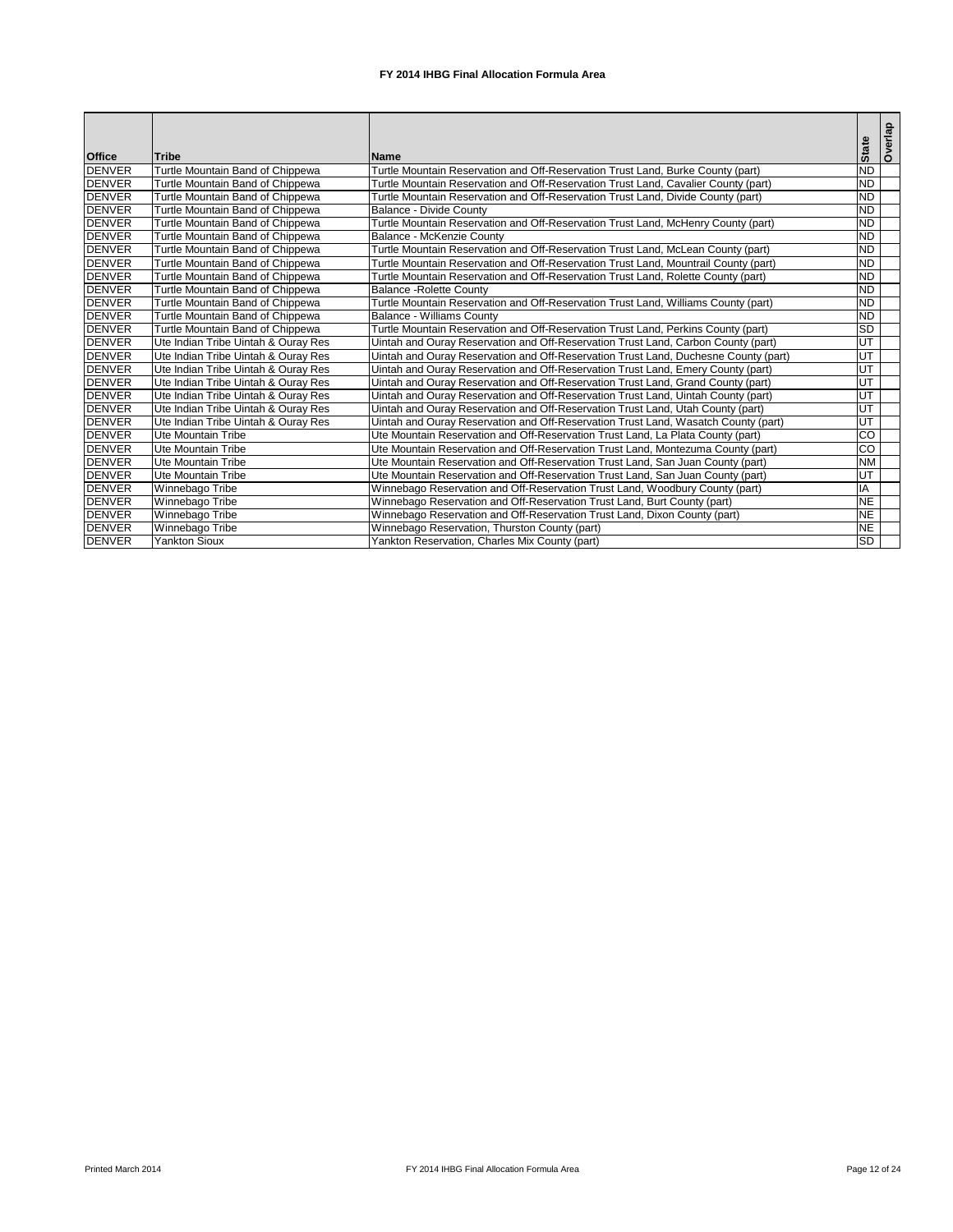#### FY 2014 IHBG Final Allocation Formula Area

| Office | Tribe | Name | State | Overlap |
|---|---|---|---|---|
| DENVER | Turtle Mountain Band of Chippewa | Turtle Mountain Reservation and Off-Reservation Trust Land, Burke County (part) | ND | |
| DENVER | Turtle Mountain Band of Chippewa | Turtle Mountain Reservation and Off-Reservation Trust Land, Cavalier County (part) | ND | |
| DENVER | Turtle Mountain Band of Chippewa | Turtle Mountain Reservation and Off-Reservation Trust Land, Divide County (part) | ND | |
| DENVER | Turtle Mountain Band of Chippewa | Balance - Divide County | ND | |
| DENVER | Turtle Mountain Band of Chippewa | Turtle Mountain Reservation and Off-Reservation Trust Land, McHenry County (part) | ND | |
| DENVER | Turtle Mountain Band of Chippewa | Balance - McKenzie County | ND | |
| DENVER | Turtle Mountain Band of Chippewa | Turtle Mountain Reservation and Off-Reservation Trust Land, McLean County (part) | ND | |
| DENVER | Turtle Mountain Band of Chippewa | Turtle Mountain Reservation and Off-Reservation Trust Land, Mountrail County (part) | ND | |
| DENVER | Turtle Mountain Band of Chippewa | Turtle Mountain Reservation and Off-Reservation Trust Land, Rolette County (part) | ND | |
| DENVER | Turtle Mountain Band of Chippewa | Balance -Rolette County | ND | |
| DENVER | Turtle Mountain Band of Chippewa | Turtle Mountain Reservation and Off-Reservation Trust Land, Williams County (part) | ND | |
| DENVER | Turtle Mountain Band of Chippewa | Balance - Williams County | ND | |
| DENVER | Turtle Mountain Band of Chippewa | Turtle Mountain Reservation and Off-Reservation Trust Land, Perkins County (part) | SD | |
| DENVER | Ute Indian Tribe Uintah & Ouray Res | Uintah and Ouray Reservation and Off-Reservation Trust Land, Carbon County (part) | UT | |
| DENVER | Ute Indian Tribe Uintah & Ouray Res | Uintah and Ouray Reservation and Off-Reservation Trust Land, Duchesne County (part) | UT | |
| DENVER | Ute Indian Tribe Uintah & Ouray Res | Uintah and Ouray Reservation and Off-Reservation Trust Land, Emery County (part) | UT | |
| DENVER | Ute Indian Tribe Uintah & Ouray Res | Uintah and Ouray Reservation and Off-Reservation Trust Land, Grand County (part) | UT | |
| DENVER | Ute Indian Tribe Uintah & Ouray Res | Uintah and Ouray Reservation and Off-Reservation Trust Land, Uintah County (part) | UT | |
| DENVER | Ute Indian Tribe Uintah & Ouray Res | Uintah and Ouray Reservation and Off-Reservation Trust Land, Utah County (part) | UT | |
| DENVER | Ute Indian Tribe Uintah & Ouray Res | Uintah and Ouray Reservation and Off-Reservation Trust Land, Wasatch County (part) | UT | |
| DENVER | Ute Mountain Tribe | Ute Mountain Reservation and Off-Reservation Trust Land, La Plata County (part) | CO | |
| DENVER | Ute Mountain Tribe | Ute Mountain Reservation and Off-Reservation Trust Land, Montezuma County (part) | CO | |
| DENVER | Ute Mountain Tribe | Ute Mountain Reservation and Off-Reservation Trust Land, San Juan County (part) | NM | |
| DENVER | Ute Mountain Tribe | Ute Mountain Reservation and Off-Reservation Trust Land, San Juan County (part) | UT | |
| DENVER | Winnebago Tribe | Winnebago Reservation and Off-Reservation Trust Land, Woodbury County (part) | IA | |
| DENVER | Winnebago Tribe | Winnebago Reservation and Off-Reservation Trust Land, Burt County (part) | NE | |
| DENVER | Winnebago Tribe | Winnebago Reservation and Off-Reservation Trust Land, Dixon County (part) | NE | |
| DENVER | Winnebago Tribe | Winnebago Reservation, Thurston County (part) | NE | |
| DENVER | Yankton Sioux | Yankton Reservation, Charles Mix County (part) | SD | |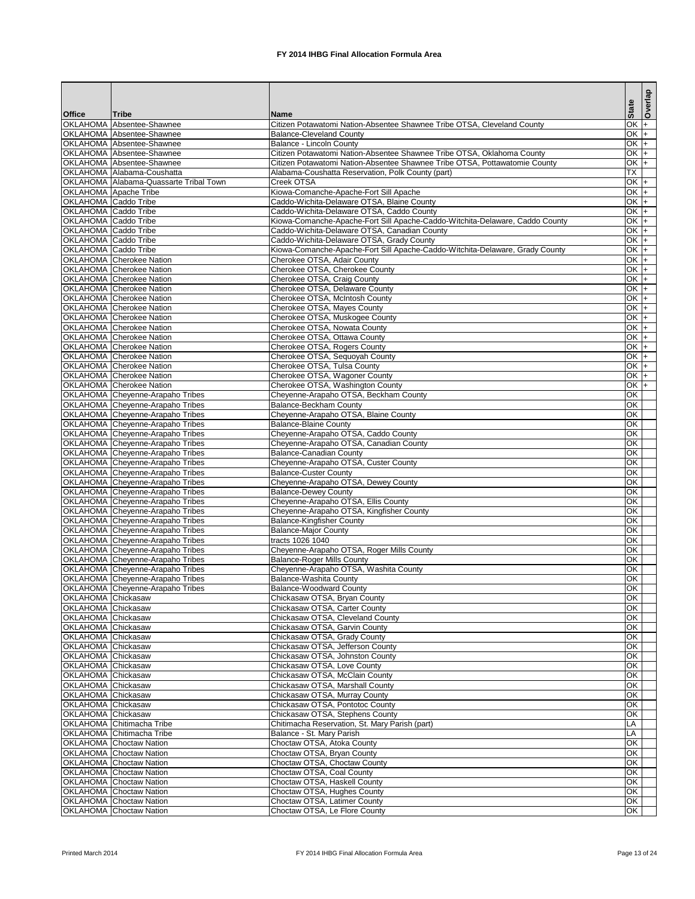# FY 2014 IHBG Final Allocation Formula Area

| Office | Tribe | Name | State | Overlap |
|---|---|---|---|---|
| OKLAHOMA | Absentee-Shawnee | Citizen Potawatomi Nation-Absentee Shawnee Tribe OTSA, Cleveland County | OK | + |
| OKLAHOMA | Absentee-Shawnee | Balance-Cleveland County | OK | + |
| OKLAHOMA | Absentee-Shawnee | Balance - Lincoln County | OK | + |
| OKLAHOMA | Absentee-Shawnee | Citizen Potawatomi Nation-Absentee Shawnee Tribe OTSA, Oklahoma County | OK | + |
| OKLAHOMA | Absentee-Shawnee | Citizen Potawatomi Nation-Absentee Shawnee Tribe OTSA, Pottawatomie County | OK | + |
| OKLAHOMA | Alabama-Coushatta | Alabama-Coushatta Reservation, Polk County (part) | TX | |
| OKLAHOMA | Alabama-Quassarte Tribal Town | Creek OTSA | OK | + |
| OKLAHOMA | Apache Tribe | Kiowa-Comanche-Apache-Fort Sill Apache | OK | + |
| OKLAHOMA | Caddo Tribe | Caddo-Wichita-Delaware OTSA, Blaine County | OK | + |
| OKLAHOMA | Caddo Tribe | Caddo-Wichita-Delaware OTSA, Caddo County | OK | + |
| OKLAHOMA | Caddo Tribe | Kiowa-Comanche-Apache-Fort Sill Apache-Caddo-Witchita-Delaware, Caddo County | OK | + |
| OKLAHOMA | Caddo Tribe | Caddo-Wichita-Delaware OTSA, Canadian County | OK | + |
| OKLAHOMA | Caddo Tribe | Caddo-Wichita-Delaware OTSA, Grady County | OK | + |
| OKLAHOMA | Caddo Tribe | Kiowa-Comanche-Apache-Fort Sill Apache-Caddo-Witchita-Delaware, Grady County | OK | + |
| OKLAHOMA | Cherokee Nation | Cherokee OTSA, Adair County | OK | + |
| OKLAHOMA | Cherokee Nation | Cherokee OTSA, Cherokee County | OK | + |
| OKLAHOMA | Cherokee Nation | Cherokee OTSA, Craig County | OK | + |
| OKLAHOMA | Cherokee Nation | Cherokee OTSA, Delaware County | OK | + |
| OKLAHOMA | Cherokee Nation | Cherokee OTSA, McIntosh County | OK | + |
| OKLAHOMA | Cherokee Nation | Cherokee OTSA, Mayes County | OK | + |
| OKLAHOMA | Cherokee Nation | Cherokee OTSA, Muskogee County | OK | + |
| OKLAHOMA | Cherokee Nation | Cherokee OTSA, Nowata County | OK | + |
| OKLAHOMA | Cherokee Nation | Cherokee OTSA, Ottawa County | OK | + |
| OKLAHOMA | Cherokee Nation | Cherokee OTSA, Rogers County | OK | + |
| OKLAHOMA | Cherokee Nation | Cherokee OTSA, Sequoyah County | OK | + |
| OKLAHOMA | Cherokee Nation | Cherokee OTSA, Tulsa County | OK | + |
| OKLAHOMA | Cherokee Nation | Cherokee OTSA, Wagoner County | OK | + |
| OKLAHOMA | Cherokee Nation | Cherokee OTSA, Washington County | OK | + |
| OKLAHOMA | Cheyenne-Arapaho Tribes | Cheyenne-Arapaho OTSA, Beckham County | OK | |
| OKLAHOMA | Cheyenne-Arapaho Tribes | Balance-Beckham County | OK | |
| OKLAHOMA | Cheyenne-Arapaho Tribes | Cheyenne-Arapaho OTSA, Blaine County | OK | |
| OKLAHOMA | Cheyenne-Arapaho Tribes | Balance-Blaine County | OK | |
| OKLAHOMA | Cheyenne-Arapaho Tribes | Cheyenne-Arapaho OTSA, Caddo County | OK | |
| OKLAHOMA | Cheyenne-Arapaho Tribes | Cheyenne-Arapaho OTSA, Canadian County | OK | |
| OKLAHOMA | Cheyenne-Arapaho Tribes | Balance-Canadian County | OK | |
| OKLAHOMA | Cheyenne-Arapaho Tribes | Cheyenne-Arapaho OTSA, Custer County | OK | |
| OKLAHOMA | Cheyenne-Arapaho Tribes | Balance-Custer County | OK | |
| OKLAHOMA | Cheyenne-Arapaho Tribes | Cheyenne-Arapaho OTSA, Dewey County | OK | |
| OKLAHOMA | Cheyenne-Arapaho Tribes | Balance-Dewey County | OK | |
| OKLAHOMA | Cheyenne-Arapaho Tribes | Cheyenne-Arapaho OTSA, Ellis County | OK | |
| OKLAHOMA | Cheyenne-Arapaho Tribes | Cheyenne-Arapaho OTSA, Kingfisher County | OK | |
| OKLAHOMA | Cheyenne-Arapaho Tribes | Balance-Kingfisher County | OK | |
| OKLAHOMA | Cheyenne-Arapaho Tribes | Balance-Major County | OK | |
| OKLAHOMA | Cheyenne-Arapaho Tribes | tracts 1026 1040 | OK | |
| OKLAHOMA | Cheyenne-Arapaho Tribes | Cheyenne-Arapaho OTSA, Roger Mills County | OK | |
| OKLAHOMA | Cheyenne-Arapaho Tribes | Balance-Roger Mills County | OK | |
| OKLAHOMA | Cheyenne-Arapaho Tribes | Cheyenne-Arapaho OTSA, Washita County | OK | |
| OKLAHOMA | Cheyenne-Arapaho Tribes | Balance-Washita County | OK | |
| OKLAHOMA | Cheyenne-Arapaho Tribes | Balance-Woodward County | OK | |
| OKLAHOMA | Chickasaw | Chickasaw OTSA, Bryan County | OK | |
| OKLAHOMA | Chickasaw | Chickasaw OTSA, Carter County | OK | |
| OKLAHOMA | Chickasaw | Chickasaw OTSA, Cleveland County | OK | |
| OKLAHOMA | Chickasaw | Chickasaw OTSA, Garvin County | OK | |
| OKLAHOMA | Chickasaw | Chickasaw OTSA, Grady County | OK | |
| OKLAHOMA | Chickasaw | Chickasaw OTSA, Jefferson County | OK | |
| OKLAHOMA | Chickasaw | Chickasaw OTSA, Johnston County | OK | |
| OKLAHOMA | Chickasaw | Chickasaw OTSA, Love County | OK | |
| OKLAHOMA | Chickasaw | Chickasaw OTSA, McClain County | OK | |
| OKLAHOMA | Chickasaw | Chickasaw OTSA, Marshall County | OK | |
| OKLAHOMA | Chickasaw | Chickasaw OTSA, Murray County | OK | |
| OKLAHOMA | Chickasaw | Chickasaw OTSA, Pontotoc County | OK | |
| OKLAHOMA | Chickasaw | Chickasaw OTSA, Stephens County | OK | |
| OKLAHOMA | Chitimacha Tribe | Chitimacha Reservation, St. Mary Parish (part) | LA | |
| OKLAHOMA | Chitimacha Tribe | Balance - St. Mary Parish | LA | |
| OKLAHOMA | Choctaw Nation | Choctaw OTSA, Atoka County | OK | |
| OKLAHOMA | Choctaw Nation | Choctaw OTSA, Bryan County | OK | |
| OKLAHOMA | Choctaw Nation | Choctaw OTSA, Choctaw County | OK | |
| OKLAHOMA | Choctaw Nation | Choctaw OTSA, Coal County | OK | |
| OKLAHOMA | Choctaw Nation | Choctaw OTSA, Haskell County | OK | |
| OKLAHOMA | Choctaw Nation | Choctaw OTSA, Hughes County | OK | |
| OKLAHOMA | Choctaw Nation | Choctaw OTSA, Latimer County | OK | |
| OKLAHOMA | Choctaw Nation | Choctaw OTSA, Le Flore County | OK | |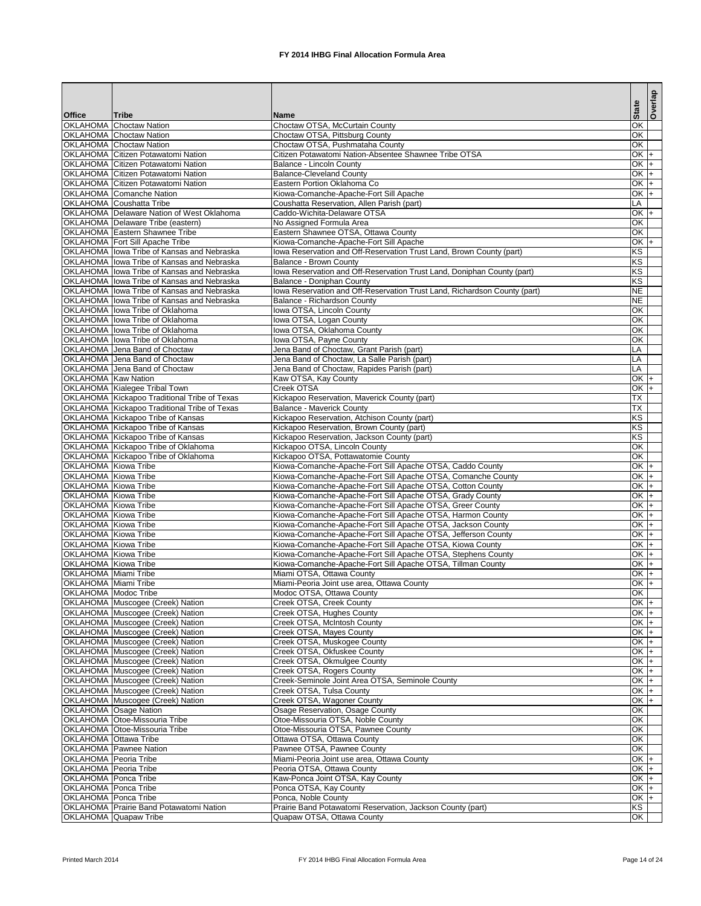# FY 2014 IHBG Final Allocation Formula Area

| Office | Tribe | Name | State | Overlap |
|---|---|---|---|---|
| OKLAHOMA | Choctaw Nation | Choctaw OTSA, McCurtain County | OK | |
| OKLAHOMA | Choctaw Nation | Choctaw OTSA, Pittsburg County | OK | |
| OKLAHOMA | Choctaw Nation | Choctaw OTSA, Pushmataha County | OK | |
| OKLAHOMA | Citizen Potawatomi Nation | Citizen Potawatomi Nation-Absentee Shawnee Tribe OTSA | OK | + |
| OKLAHOMA | Citizen Potawatomi Nation | Balance - Lincoln County | OK | + |
| OKLAHOMA | Citizen Potawatomi Nation | Balance-Cleveland County | OK | + |
| OKLAHOMA | Citizen Potawatomi Nation | Eastern Portion Oklahoma Co | OK | + |
| OKLAHOMA | Comanche Nation | Kiowa-Comanche-Apache-Fort Sill Apache | OK | + |
| OKLAHOMA | Coushatta Tribe | Coushatta Reservation, Allen Parish (part) | LA | |
| OKLAHOMA | Delaware Nation of West Oklahoma | Caddo-Wichita-Delaware OTSA | OK | + |
| OKLAHOMA | Delaware Tribe (eastern) | No Assigned Formula Area | OK | |
| OKLAHOMA | Eastern Shawnee Tribe | Eastern Shawnee OTSA, Ottawa County | OK | |
| OKLAHOMA | Fort Sill Apache Tribe | Kiowa-Comanche-Apache-Fort Sill Apache | OK | + |
| OKLAHOMA | Iowa Tribe of Kansas and Nebraska | Iowa Reservation and Off-Reservation Trust Land, Brown County (part) | KS | |
| OKLAHOMA | Iowa Tribe of Kansas and Nebraska | Balance - Brown County | KS | |
| OKLAHOMA | Iowa Tribe of Kansas and Nebraska | Iowa Reservation and Off-Reservation Trust Land, Doniphan County (part) | KS | |
| OKLAHOMA | Iowa Tribe of Kansas and Nebraska | Balance - Doniphan County | KS | |
| OKLAHOMA | Iowa Tribe of Kansas and Nebraska | Iowa Reservation and Off-Reservation Trust Land, Richardson County (part) | NE | |
| OKLAHOMA | Iowa Tribe of Kansas and Nebraska | Balance - Richardson County | NE | |
| OKLAHOMA | Iowa Tribe of Oklahoma | Iowa OTSA, Lincoln County | OK | |
| OKLAHOMA | Iowa Tribe of Oklahoma | Iowa OTSA, Logan County | OK | |
| OKLAHOMA | Iowa Tribe of Oklahoma | Iowa OTSA, Oklahoma County | OK | |
| OKLAHOMA | Iowa Tribe of Oklahoma | Iowa OTSA, Payne County | OK | |
| OKLAHOMA | Jena Band of Choctaw | Jena Band of Choctaw, Grant Parish (part) | LA | |
| OKLAHOMA | Jena Band of Choctaw | Jena Band of Choctaw, La Salle Parish (part) | LA | |
| OKLAHOMA | Jena Band of Choctaw | Jena Band of Choctaw, Rapides Parish (part) | LA | |
| OKLAHOMA | Kaw Nation | Kaw OTSA, Kay County | OK | + |
| OKLAHOMA | Kialegee Tribal Town | Creek OTSA | OK | + |
| OKLAHOMA | Kickapoo Traditional Tribe of Texas | Kickapoo Reservation, Maverick County (part) | TX | |
| OKLAHOMA | Kickapoo Traditional Tribe of Texas | Balance - Maverick County | TX | |
| OKLAHOMA | Kickapoo Tribe of Kansas | Kickapoo Reservation, Atchison County (part) | KS | |
| OKLAHOMA | Kickapoo Tribe of Kansas | Kickapoo Reservation, Brown County (part) | KS | |
| OKLAHOMA | Kickapoo Tribe of Kansas | Kickapoo Reservation, Jackson County (part) | KS | |
| OKLAHOMA | Kickapoo Tribe of Oklahoma | Kickapoo OTSA, Lincoln County | OK | |
| OKLAHOMA | Kickapoo Tribe of Oklahoma | Kickapoo OTSA, Pottawatomie County | OK | |
| OKLAHOMA | Kiowa Tribe | Kiowa-Comanche-Apache-Fort Sill Apache OTSA, Caddo County | OK | + |
| OKLAHOMA | Kiowa Tribe | Kiowa-Comanche-Apache-Fort Sill Apache OTSA, Comanche County | OK | + |
| OKLAHOMA | Kiowa Tribe | Kiowa-Comanche-Apache-Fort Sill Apache OTSA, Cotton County | OK | + |
| OKLAHOMA | Kiowa Tribe | Kiowa-Comanche-Apache-Fort Sill Apache OTSA, Grady County | OK | + |
| OKLAHOMA | Kiowa Tribe | Kiowa-Comanche-Apache-Fort Sill Apache OTSA, Greer County | OK | + |
| OKLAHOMA | Kiowa Tribe | Kiowa-Comanche-Apache-Fort Sill Apache OTSA, Harmon County | OK | + |
| OKLAHOMA | Kiowa Tribe | Kiowa-Comanche-Apache-Fort Sill Apache OTSA, Jackson County | OK | + |
| OKLAHOMA | Kiowa Tribe | Kiowa-Comanche-Apache-Fort Sill Apache OTSA, Jefferson County | OK | + |
| OKLAHOMA | Kiowa Tribe | Kiowa-Comanche-Apache-Fort Sill Apache OTSA, Kiowa County | OK | + |
| OKLAHOMA | Kiowa Tribe | Kiowa-Comanche-Apache-Fort Sill Apache OTSA, Stephens County | OK | + |
| OKLAHOMA | Kiowa Tribe | Kiowa-Comanche-Apache-Fort Sill Apache OTSA, Tillman County | OK | + |
| OKLAHOMA | Miami Tribe | Miami OTSA, Ottawa County | OK | + |
| OKLAHOMA | Miami Tribe | Miami-Peoria Joint use area, Ottawa County | OK | + |
| OKLAHOMA | Modoc Tribe | Modoc OTSA, Ottawa County | OK | |
| OKLAHOMA | Muscogee (Creek) Nation | Creek OTSA, Creek County | OK | + |
| OKLAHOMA | Muscogee (Creek) Nation | Creek OTSA, Hughes County | OK | + |
| OKLAHOMA | Muscogee (Creek) Nation | Creek OTSA, McIntosh County | OK | + |
| OKLAHOMA | Muscogee (Creek) Nation | Creek OTSA, Mayes County | OK | + |
| OKLAHOMA | Muscogee (Creek) Nation | Creek OTSA, Muskogee County | OK | + |
| OKLAHOMA | Muscogee (Creek) Nation | Creek OTSA, Okfuskee County | OK | + |
| OKLAHOMA | Muscogee (Creek) Nation | Creek OTSA, Okmulgee County | OK | + |
| OKLAHOMA | Muscogee (Creek) Nation | Creek OTSA, Rogers County | OK | + |
| OKLAHOMA | Muscogee (Creek) Nation | Creek-Seminole Joint Area OTSA, Seminole County | OK | + |
| OKLAHOMA | Muscogee (Creek) Nation | Creek OTSA, Tulsa County | OK | + |
| OKLAHOMA | Muscogee (Creek) Nation | Creek OTSA, Wagoner County | OK | + |
| OKLAHOMA | Osage Nation | Osage Reservation, Osage County | OK | |
| OKLAHOMA | Otoe-Missouria Tribe | Otoe-Missouria OTSA, Noble County | OK | |
| OKLAHOMA | Otoe-Missouria Tribe | Otoe-Missouria OTSA, Pawnee County | OK | |
| OKLAHOMA | Ottawa Tribe | Ottawa OTSA, Ottawa County | OK | |
| OKLAHOMA | Pawnee Nation | Pawnee OTSA, Pawnee County | OK | |
| OKLAHOMA | Peoria Tribe | Miami-Peoria Joint use area, Ottawa County | OK | + |
| OKLAHOMA | Peoria Tribe | Peoria OTSA, Ottawa County | OK | + |
| OKLAHOMA | Ponca Tribe | Kaw-Ponca Joint OTSA, Kay County | OK | + |
| OKLAHOMA | Ponca Tribe | Ponca OTSA, Kay County | OK | + |
| OKLAHOMA | Ponca Tribe | Ponca, Noble County | OK | + |
| OKLAHOMA | Prairie Band Potawatomi Nation | Prairie Band Potawatomi Reservation, Jackson County (part) | KS | |
| OKLAHOMA | Quapaw Tribe | Quapaw OTSA, Ottawa County | OK | |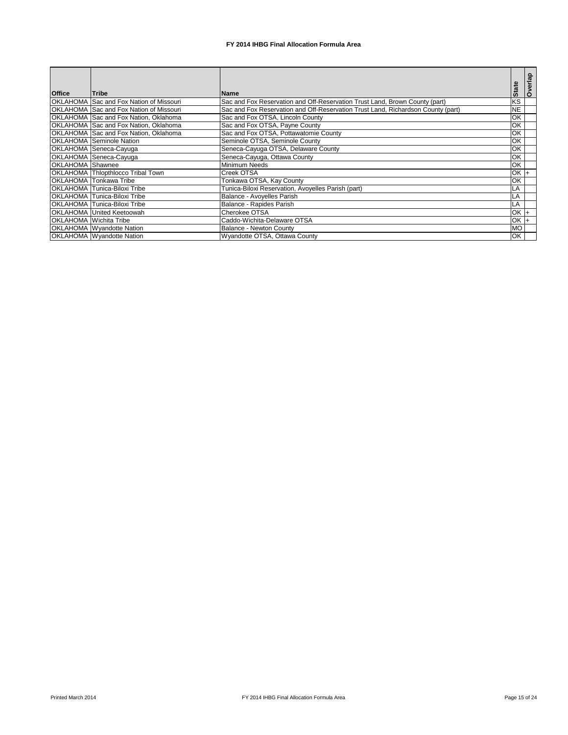# FY 2014 IHBG Final Allocation Formula Area

| Office | Tribe | Name | State | Overlap |
|---|---|---|---|---|
| OKLAHOMA | Sac and Fox Nation of Missouri | Sac and Fox Reservation and Off-Reservation Trust Land, Brown County (part) | KS | |
| OKLAHOMA | Sac and Fox Nation of Missouri | Sac and Fox Reservation and Off-Reservation Trust Land, Richardson County (part) | NE | |
| OKLAHOMA | Sac and Fox Nation, Oklahoma | Sac and Fox OTSA, Lincoln County | OK | |
| OKLAHOMA | Sac and Fox Nation, Oklahoma | Sac and Fox OTSA, Payne County | OK | |
| OKLAHOMA | Sac and Fox Nation, Oklahoma | Sac and Fox OTSA, Pottawatomie County | OK | |
| OKLAHOMA | Seminole Nation | Seminole OTSA, Seminole County | OK | |
| OKLAHOMA | Seneca-Cayuga | Seneca-Cayuga OTSA, Delaware County | OK | |
| OKLAHOMA | Seneca-Cayuga | Seneca-Cayuga, Ottawa County | OK | |
| OKLAHOMA | Shawnee | Minimum Needs | OK | |
| OKLAHOMA | Thlopthlocco Tribal Town | Creek OTSA | OK | + |
| OKLAHOMA | Tonkawa Tribe | Tonkawa OTSA, Kay County | OK | |
| OKLAHOMA | Tunica-Biloxi Tribe | Tunica-Biloxi Reservation, Avoyelles Parish (part) | LA | |
| OKLAHOMA | Tunica-Biloxi Tribe | Balance - Avoyelles Parish | LA | |
| OKLAHOMA | Tunica-Biloxi Tribe | Balance - Rapides Parish | LA | |
| OKLAHOMA | United Keetoowah | Cherokee OTSA | OK | + |
| OKLAHOMA | Wichita Tribe | Caddo-Wichita-Delaware OTSA | OK | + |
| OKLAHOMA | Wyandotte Nation | Balance - Newton County | MO | |
| OKLAHOMA | Wyandotte Nation | Wyandotte OTSA, Ottawa County | OK | |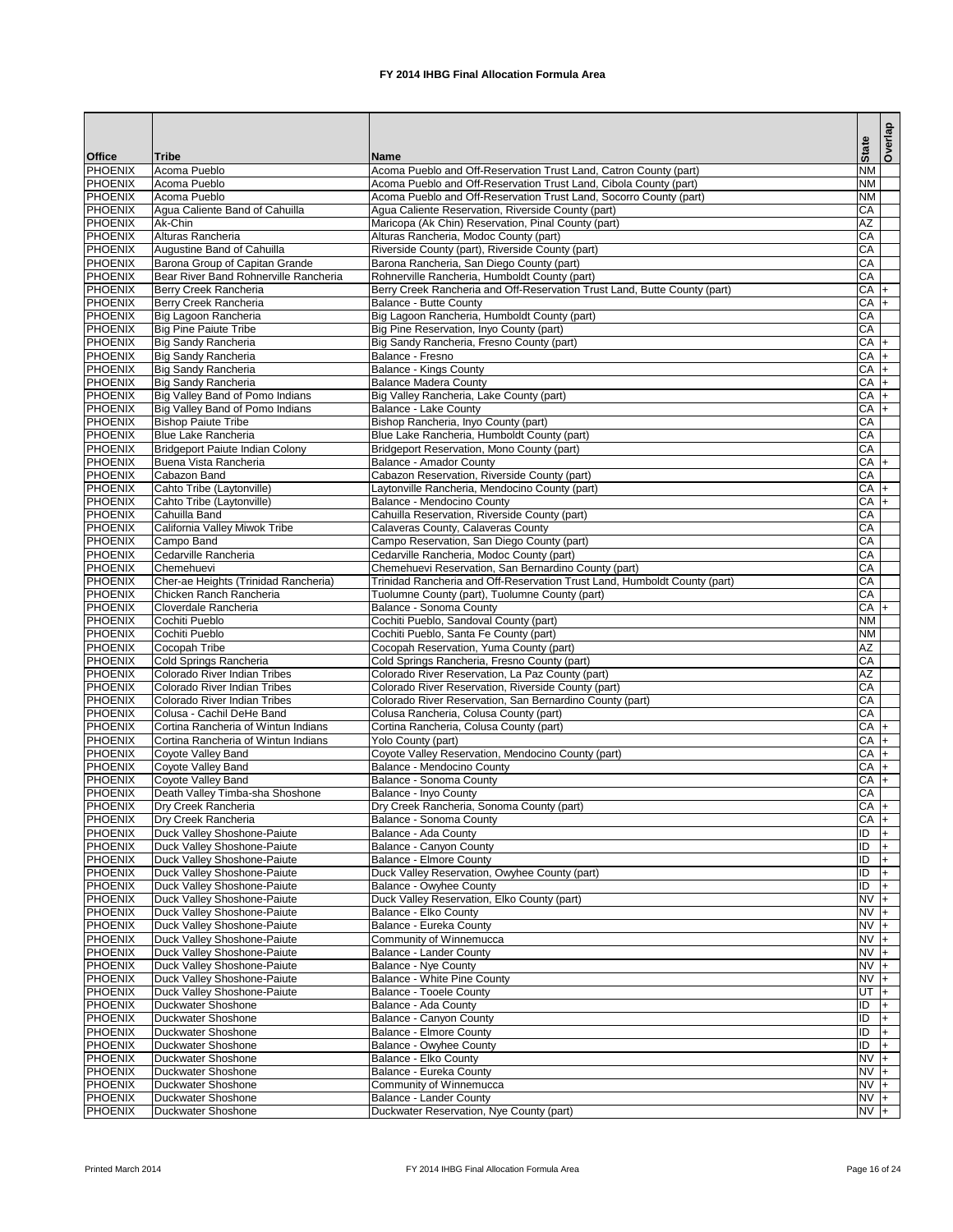# FY 2014 IHBG Final Allocation Formula Area

| Office | Tribe | Name | State | Overlap |
|---|---|---|---|---|
| PHOENIX | Acoma Pueblo | Acoma Pueblo and Off-Reservation Trust Land, Catron County (part) | NM | |
| PHOENIX | Acoma Pueblo | Acoma Pueblo and Off-Reservation Trust Land, Cibola County (part) | NM | |
| PHOENIX | Acoma Pueblo | Acoma Pueblo and Off-Reservation Trust Land, Socorro County (part) | NM | |
| PHOENIX | Agua Caliente Band of Cahuilla | Agua Caliente Reservation, Riverside County (part) | CA | |
| PHOENIX | Ak-Chin | Maricopa (Ak Chin) Reservation, Pinal County (part) | AZ | |
| PHOENIX | Alturas Rancheria | Alturas Rancheria, Modoc County (part) | CA | |
| PHOENIX | Augustine Band of Cahuilla | Riverside County (part), Riverside County (part) | CA | |
| PHOENIX | Barona Group of Capitan Grande | Barona Rancheria, San Diego County (part) | CA | |
| PHOENIX | Bear River Band Rohnerville Rancheria | Rohnerville Rancheria, Humboldt County (part) | CA | |
| PHOENIX | Berry Creek Rancheria | Berry Creek Rancheria and Off-Reservation Trust Land, Butte County (part) | CA | + |
| PHOENIX | Berry Creek Rancheria | Balance - Butte County | CA | + |
| PHOENIX | Big Lagoon Rancheria | Big Lagoon Rancheria, Humboldt County (part) | CA | |
| PHOENIX | Big Pine Paiute Tribe | Big Pine Reservation, Inyo County (part) | CA | |
| PHOENIX | Big Sandy Rancheria | Big Sandy Rancheria, Fresno County (part) | CA | + |
| PHOENIX | Big Sandy Rancheria | Balance - Fresno | CA | + |
| PHOENIX | Big Sandy Rancheria | Balance - Kings County | CA | + |
| PHOENIX | Big Sandy Rancheria | Balance Madera County | CA | + |
| PHOENIX | Big Valley Band of Pomo Indians | Big Valley Rancheria, Lake County (part) | CA | + |
| PHOENIX | Big Valley Band of Pomo Indians | Balance - Lake County | CA | + |
| PHOENIX | Bishop Paiute Tribe | Bishop Rancheria, Inyo County (part) | CA | |
| PHOENIX | Blue Lake Rancheria | Blue Lake Rancheria, Humboldt County (part) | CA | |
| PHOENIX | Bridgeport Paiute Indian Colony | Bridgeport Reservation, Mono County (part) | CA | |
| PHOENIX | Buena Vista Rancheria | Balance - Amador County | CA | + |
| PHOENIX | Cabazon Band | Cabazon Reservation, Riverside County (part) | CA | |
| PHOENIX | Cahto Tribe (Laytonville) | Laytonville Rancheria, Mendocino County (part) | CA | + |
| PHOENIX | Cahto Tribe (Laytonville) | Balance - Mendocino County | CA | + |
| PHOENIX | Cahuilla Band | Cahuilla Reservation, Riverside County (part) | CA | |
| PHOENIX | California Valley Miwok Tribe | Calaveras County, Calaveras County | CA | |
| PHOENIX | Campo Band | Campo Reservation, San Diego County (part) | CA | |
| PHOENIX | Cedarville Rancheria | Cedarville Rancheria, Modoc County (part) | CA | |
| PHOENIX | Chemehuevi | Chemehuevi Reservation, San Bernardino County (part) | CA | |
| PHOENIX | Cher-ae Heights (Trinidad Rancheria) | Trinidad Rancheria and Off-Reservation Trust Land, Humboldt County (part) | CA | |
| PHOENIX | Chicken Ranch Rancheria | Tuolumne County (part), Tuolumne County (part) | CA | |
| PHOENIX | Cloverdale Rancheria | Balance - Sonoma County | CA | + |
| PHOENIX | Cochiti Pueblo | Cochiti Pueblo, Sandoval County (part) | NM | |
| PHOENIX | Cochiti Pueblo | Cochiti Pueblo, Santa Fe County (part) | NM | |
| PHOENIX | Cocopah Tribe | Cocopah Reservation, Yuma County (part) | AZ | |
| PHOENIX | Cold Springs Rancheria | Cold Springs Rancheria, Fresno County (part) | CA | |
| PHOENIX | Colorado River Indian Tribes | Colorado River Reservation, La Paz County (part) | AZ | |
| PHOENIX | Colorado River Indian Tribes | Colorado River Reservation, Riverside County (part) | CA | |
| PHOENIX | Colorado River Indian Tribes | Colorado River Reservation, San Bernardino County (part) | CA | |
| PHOENIX | Colusa - Cachil DeHe Band | Colusa Rancheria, Colusa County (part) | CA | |
| PHOENIX | Cortina Rancheria of Wintun Indians | Cortina Rancheria, Colusa County (part) | CA | + |
| PHOENIX | Cortina Rancheria of Wintun Indians | Yolo County (part) | CA | + |
| PHOENIX | Coyote Valley Band | Coyote Valley Reservation, Mendocino County (part) | CA | + |
| PHOENIX | Coyote Valley Band | Balance - Mendocino County | CA | + |
| PHOENIX | Coyote Valley Band | Balance - Sonoma County | CA | + |
| PHOENIX | Death Valley Timba-sha Shoshone | Balance - Inyo County | CA | |
| PHOENIX | Dry Creek Rancheria | Dry Creek Rancheria, Sonoma County (part) | CA | + |
| PHOENIX | Dry Creek Rancheria | Balance - Sonoma County | CA | + |
| PHOENIX | Duck Valley Shoshone-Paiute | Balance - Ada County | ID | + |
| PHOENIX | Duck Valley Shoshone-Paiute | Balance - Canyon County | ID | + |
| PHOENIX | Duck Valley Shoshone-Paiute | Balance - Elmore County | ID | + |
| PHOENIX | Duck Valley Shoshone-Paiute | Duck Valley Reservation, Owyhee County (part) | ID | + |
| PHOENIX | Duck Valley Shoshone-Paiute | Balance - Owyhee County | ID | + |
| PHOENIX | Duck Valley Shoshone-Paiute | Duck Valley Reservation, Elko County (part) | NV | + |
| PHOENIX | Duck Valley Shoshone-Paiute | Balance - Elko County | NV | + |
| PHOENIX | Duck Valley Shoshone-Paiute | Balance - Eureka County | NV | + |
| PHOENIX | Duck Valley Shoshone-Paiute | Community of Winnemucca | NV | + |
| PHOENIX | Duck Valley Shoshone-Paiute | Balance - Lander County | NV | + |
| PHOENIX | Duck Valley Shoshone-Paiute | Balance - Nye County | NV | + |
| PHOENIX | Duck Valley Shoshone-Paiute | Balance - White Pine County | NV | + |
| PHOENIX | Duck Valley Shoshone-Paiute | Balance - Tooele County | UT | + |
| PHOENIX | Duckwater Shoshone | Balance - Ada County | ID | + |
| PHOENIX | Duckwater Shoshone | Balance - Canyon County | ID | + |
| PHOENIX | Duckwater Shoshone | Balance - Elmore County | ID | + |
| PHOENIX | Duckwater Shoshone | Balance - Owyhee County | ID | + |
| PHOENIX | Duckwater Shoshone | Balance - Elko County | NV | + |
| PHOENIX | Duckwater Shoshone | Balance - Eureka County | NV | + |
| PHOENIX | Duckwater Shoshone | Community of Winnemucca | NV | + |
| PHOENIX | Duckwater Shoshone | Balance - Lander County | NV | + |
| PHOENIX | Duckwater Shoshone | Duckwater Reservation, Nye County (part) | NV | + |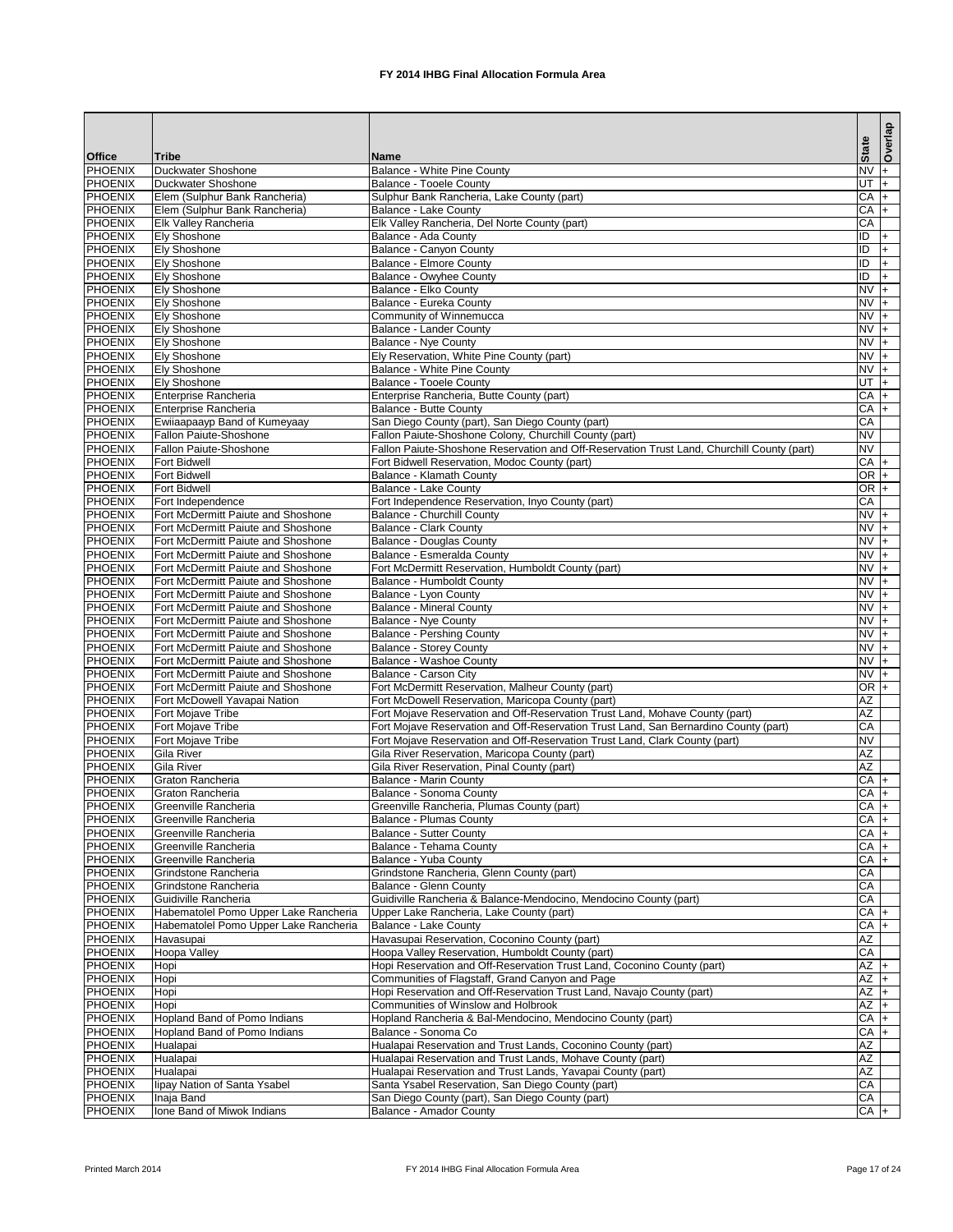# FY 2014 IHBG Final Allocation Formula Area

| Office | Tribe | Name | State | Overlap |
|---|---|---|---|---|
| PHOENIX | Duckwater Shoshone | Balance - White Pine County | NV | + |
| PHOENIX | Duckwater Shoshone | Balance - Tooele County | UT | + |
| PHOENIX | Elem (Sulphur Bank Rancheria) | Sulphur Bank Rancheria, Lake County (part) | CA | + |
| PHOENIX | Elem (Sulphur Bank Rancheria) | Balance - Lake County | CA | + |
| PHOENIX | Elk Valley Rancheria | Elk Valley Rancheria, Del Norte County (part) | CA | |
| PHOENIX | Ely Shoshone | Balance - Ada County | ID | + |
| PHOENIX | Ely Shoshone | Balance - Canyon County | ID | + |
| PHOENIX | Ely Shoshone | Balance - Elmore County | ID | + |
| PHOENIX | Ely Shoshone | Balance - Owyhee County | ID | + |
| PHOENIX | Ely Shoshone | Balance - Elko County | NV | + |
| PHOENIX | Ely Shoshone | Balance - Eureka County | NV | + |
| PHOENIX | Ely Shoshone | Community of Winnemucca | NV | + |
| PHOENIX | Ely Shoshone | Balance - Lander County | NV | + |
| PHOENIX | Ely Shoshone | Balance - Nye County | NV | + |
| PHOENIX | Ely Shoshone | Ely Reservation, White Pine County (part) | NV | + |
| PHOENIX | Ely Shoshone | Balance - White Pine County | NV | + |
| PHOENIX | Ely Shoshone | Balance - Tooele County | UT | + |
| PHOENIX | Enterprise Rancheria | Enterprise Rancheria, Butte County (part) | CA | + |
| PHOENIX | Enterprise Rancheria | Balance - Butte County | CA | + |
| PHOENIX | Ewiiaapaayp Band of Kumeyaay | San Diego County (part), San Diego County (part) | CA | |
| PHOENIX | Fallon Paiute-Shoshone | Fallon Paiute-Shoshone Colony, Churchill County (part) | NV | |
| PHOENIX | Fallon Paiute-Shoshone | Fallon Paiute-Shoshone Reservation and Off-Reservation Trust Land, Churchill County (part) | NV | |
| PHOENIX | Fort Bidwell | Fort Bidwell Reservation, Modoc County (part) | CA | + |
| PHOENIX | Fort Bidwell | Balance - Klamath County | OR | + |
| PHOENIX | Fort Bidwell | Balance - Lake County | OR | + |
| PHOENIX | Fort Independence | Fort Independence Reservation, Inyo County (part) | CA | |
| PHOENIX | Fort McDermitt Paiute and Shoshone | Balance - Churchill County | NV | + |
| PHOENIX | Fort McDermitt Paiute and Shoshone | Balance - Clark County | NV | + |
| PHOENIX | Fort McDermitt Paiute and Shoshone | Balance - Douglas County | NV | + |
| PHOENIX | Fort McDermitt Paiute and Shoshone | Balance - Esmeralda County | NV | + |
| PHOENIX | Fort McDermitt Paiute and Shoshone | Fort McDermitt Reservation, Humboldt County (part) | NV | + |
| PHOENIX | Fort McDermitt Paiute and Shoshone | Balance - Humboldt County | NV | + |
| PHOENIX | Fort McDermitt Paiute and Shoshone | Balance - Lyon County | NV | + |
| PHOENIX | Fort McDermitt Paiute and Shoshone | Balance - Mineral County | NV | + |
| PHOENIX | Fort McDermitt Paiute and Shoshone | Balance - Nye County | NV | + |
| PHOENIX | Fort McDermitt Paiute and Shoshone | Balance - Pershing County | NV | + |
| PHOENIX | Fort McDermitt Paiute and Shoshone | Balance - Storey County | NV | + |
| PHOENIX | Fort McDermitt Paiute and Shoshone | Balance - Washoe County | NV | + |
| PHOENIX | Fort McDermitt Paiute and Shoshone | Balance - Carson City | NV | + |
| PHOENIX | Fort McDermitt Paiute and Shoshone | Fort McDermitt Reservation, Malheur County (part) | OR | + |
| PHOENIX | Fort McDowell Yavapai Nation | Fort McDowell Reservation, Maricopa County (part) | AZ | |
| PHOENIX | Fort Mojave Tribe | Fort Mojave Reservation and Off-Reservation Trust Land, Mohave County (part) | AZ | |
| PHOENIX | Fort Mojave Tribe | Fort Mojave Reservation and Off-Reservation Trust Land, San Bernardino County (part) | CA | |
| PHOENIX | Fort Mojave Tribe | Fort Mojave Reservation and Off-Reservation Trust Land, Clark County (part) | NV | |
| PHOENIX | Gila River | Gila River Reservation, Maricopa County (part) | AZ | |
| PHOENIX | Gila River | Gila River Reservation, Pinal County (part) | AZ | |
| PHOENIX | Graton Rancheria | Balance - Marin County | CA | + |
| PHOENIX | Graton Rancheria | Balance - Sonoma County | CA | + |
| PHOENIX | Greenville Rancheria | Greenville Rancheria, Plumas County (part) | CA | + |
| PHOENIX | Greenville Rancheria | Balance - Plumas County | CA | + |
| PHOENIX | Greenville Rancheria | Balance - Sutter County | CA | + |
| PHOENIX | Greenville Rancheria | Balance - Tehama County | CA | + |
| PHOENIX | Greenville Rancheria | Balance - Yuba County | CA | + |
| PHOENIX | Grindstone Rancheria | Grindstone Rancheria, Glenn County (part) | CA | |
| PHOENIX | Grindstone Rancheria | Balance - Glenn County | CA | |
| PHOENIX | Guidiville Rancheria | Guidiville Rancheria & Balance-Mendocino, Mendocino County (part) | CA | |
| PHOENIX | Habematolel Pomo Upper Lake Rancheria | Upper Lake Rancheria, Lake County (part) | CA | + |
| PHOENIX | Habematolel Pomo Upper Lake Rancheria | Balance - Lake County | CA | + |
| PHOENIX | Havasupai | Havasupai Reservation, Coconino County (part) | AZ | |
| PHOENIX | Hoopa Valley | Hoopa Valley Reservation, Humboldt County (part) | CA | |
| PHOENIX | Hopi | Hopi Reservation and Off-Reservation Trust Land, Coconino County (part) | AZ | + |
| PHOENIX | Hopi | Communities of Flagstaff, Grand Canyon and Page | AZ | + |
| PHOENIX | Hopi | Hopi Reservation and Off-Reservation Trust Land, Navajo County (part) | AZ | + |
| PHOENIX | Hopi | Communities of Winslow and Holbrook | AZ | + |
| PHOENIX | Hopland Band of Pomo Indians | Hopland Rancheria & Bal-Mendocino, Mendocino County (part) | CA | + |
| PHOENIX | Hopland Band of Pomo Indians | Balance - Sonoma Co | CA | + |
| PHOENIX | Hualapai | Hualapai Reservation and Trust Lands, Coconino County (part) | AZ | |
| PHOENIX | Hualapai | Hualapai Reservation and Trust Lands, Mohave County (part) | AZ | |
| PHOENIX | Hualapai | Hualapai Reservation and Trust Lands, Yavapai County (part) | AZ | |
| PHOENIX | Iipay Nation of Santa Ysabel | Santa Ysabel Reservation, San Diego County (part) | CA | |
| PHOENIX | Inaja Band | San Diego County (part), San Diego County (part) | CA | |
| PHOENIX | Ione Band of Miwok Indians | Balance - Amador County | CA | + |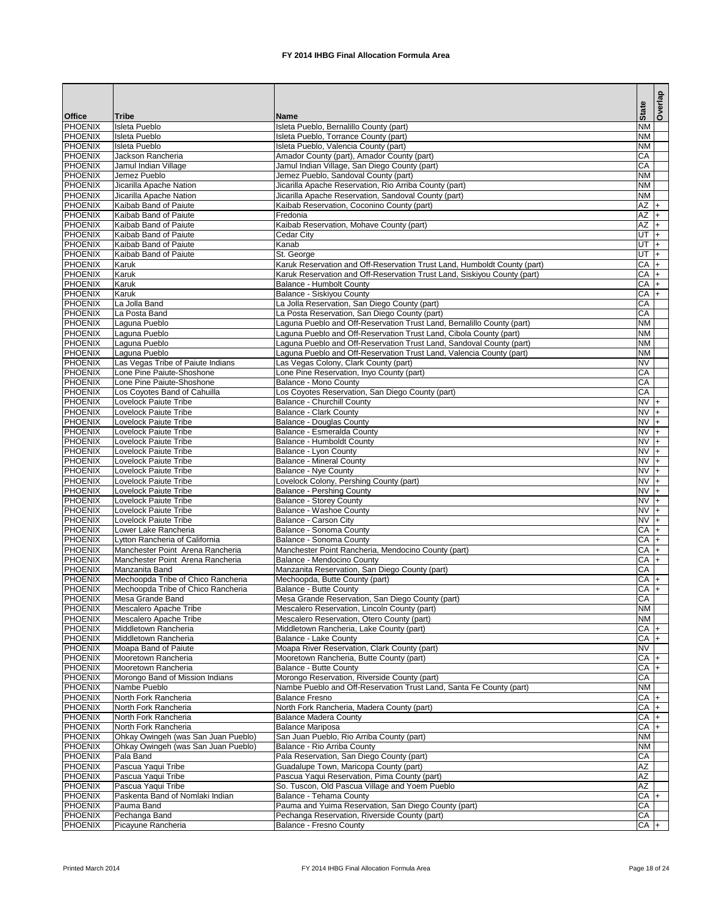# FY 2014 IHBG Final Allocation Formula Area

| Office | Tribe | Name | State | Overlap |
|---|---|---|---|---|
| PHOENIX | Isleta Pueblo | Isleta Pueblo, Bernalillo County (part) | NM | |
| PHOENIX | Isleta Pueblo | Isleta Pueblo, Torrance County (part) | NM | |
| PHOENIX | Isleta Pueblo | Isleta Pueblo, Valencia County (part) | NM | |
| PHOENIX | Jackson Rancheria | Amador County (part), Amador County (part) | CA | |
| PHOENIX | Jamul Indian Village | Jamul Indian Village, San Diego County (part) | CA | |
| PHOENIX | Jemez Pueblo | Jemez Pueblo, Sandoval County (part) | NM | |
| PHOENIX | Jicarilla Apache Nation | Jicarilla Apache Reservation, Rio Arriba County (part) | NM | |
| PHOENIX | Jicarilla Apache Nation | Jicarilla Apache Reservation, Sandoval County (part) | NM | |
| PHOENIX | Kaibab Band of Paiute | Kaibab Reservation, Coconino County (part) | AZ | + |
| PHOENIX | Kaibab Band of Paiute | Fredonia | AZ | + |
| PHOENIX | Kaibab Band of Paiute | Kaibab Reservation, Mohave County (part) | AZ | + |
| PHOENIX | Kaibab Band of Paiute | Cedar City | UT | + |
| PHOENIX | Kaibab Band of Paiute | Kanab | UT | + |
| PHOENIX | Kaibab Band of Paiute | St. George | UT | + |
| PHOENIX | Karuk | Karuk Reservation and Off-Reservation Trust Land, Humboldt County (part) | CA | + |
| PHOENIX | Karuk | Karuk Reservation and Off-Reservation Trust Land, Siskiyou County (part) | CA | + |
| PHOENIX | Karuk | Balance - Humbolt County | CA | + |
| PHOENIX | Karuk | Balance - Siskiyou County | CA | + |
| PHOENIX | La Jolla Band | La Jolla Reservation, San Diego County (part) | CA | |
| PHOENIX | La Posta Band | La Posta Reservation, San Diego County (part) | CA | |
| PHOENIX | Laguna Pueblo | Laguna Pueblo and Off-Reservation Trust Land, Bernalillo County (part) | NM | |
| PHOENIX | Laguna Pueblo | Laguna Pueblo and Off-Reservation Trust Land, Cibola County (part) | NM | |
| PHOENIX | Laguna Pueblo | Laguna Pueblo and Off-Reservation Trust Land, Sandoval County (part) | NM | |
| PHOENIX | Laguna Pueblo | Laguna Pueblo and Off-Reservation Trust Land, Valencia County (part) | NM | |
| PHOENIX | Las Vegas Tribe of Paiute Indians | Las Vegas Colony, Clark County (part) | NV | |
| PHOENIX | Lone Pine Paiute-Shoshone | Lone Pine Reservation, Inyo County (part) | CA | |
| PHOENIX | Lone Pine Paiute-Shoshone | Balance - Mono County | CA | |
| PHOENIX | Los Coyotes Band of Cahuilla | Los Coyotes Reservation, San Diego County (part) | CA | |
| PHOENIX | Lovelock Paiute Tribe | Balance - Churchill County | NV | + |
| PHOENIX | Lovelock Paiute Tribe | Balance - Clark County | NV | + |
| PHOENIX | Lovelock Paiute Tribe | Balance - Douglas County | NV | + |
| PHOENIX | Lovelock Paiute Tribe | Balance - Esmeralda County | NV | + |
| PHOENIX | Lovelock Paiute Tribe | Balance - Humboldt County | NV | + |
| PHOENIX | Lovelock Paiute Tribe | Balance - Lyon County | NV | + |
| PHOENIX | Lovelock Paiute Tribe | Balance - Mineral County | NV | + |
| PHOENIX | Lovelock Paiute Tribe | Balance - Nye County | NV | + |
| PHOENIX | Lovelock Paiute Tribe | Lovelock Colony, Pershing County (part) | NV | + |
| PHOENIX | Lovelock Paiute Tribe | Balance - Pershing County | NV | + |
| PHOENIX | Lovelock Paiute Tribe | Balance - Storey County | NV | + |
| PHOENIX | Lovelock Paiute Tribe | Balance - Washoe County | NV | + |
| PHOENIX | Lovelock Paiute Tribe | Balance - Carson City | NV | + |
| PHOENIX | Lower Lake Rancheria | Balance - Sonoma County | CA | + |
| PHOENIX | Lytton Rancheria of California | Balance - Sonoma County | CA | + |
| PHOENIX | Manchester Point Arena Rancheria | Manchester Point Rancheria, Mendocino County (part) | CA | + |
| PHOENIX | Manchester Point Arena Rancheria | Balance - Mendocino County | CA | + |
| PHOENIX | Manzanita Band | Manzanita Reservation, San Diego County (part) | CA | |
| PHOENIX | Mechoopda Tribe of Chico Rancheria | Mechoopda, Butte County (part) | CA | + |
| PHOENIX | Mechoopda Tribe of Chico Rancheria | Balance - Butte County | CA | + |
| PHOENIX | Mesa Grande Band | Mesa Grande Reservation, San Diego County (part) | CA | |
| PHOENIX | Mescalero Apache Tribe | Mescalero Reservation, Lincoln County (part) | NM | |
| PHOENIX | Mescalero Apache Tribe | Mescalero Reservation, Otero County (part) | NM | |
| PHOENIX | Middletown Rancheria | Middletown Rancheria, Lake County (part) | CA | + |
| PHOENIX | Middletown Rancheria | Balance - Lake County | CA | + |
| PHOENIX | Moapa Band of Paiute | Moapa River Reservation, Clark County (part) | NV | |
| PHOENIX | Mooretown Rancheria | Mooretown Rancheria, Butte County (part) | CA | + |
| PHOENIX | Mooretown Rancheria | Balance - Butte County | CA | + |
| PHOENIX | Morongo Band of Mission Indians | Morongo Reservation, Riverside County (part) | CA | |
| PHOENIX | Nambe Pueblo | Nambe Pueblo and Off-Reservation Trust Land, Santa Fe County (part) | NM | |
| PHOENIX | North Fork Rancheria | Balance Fresno | CA | + |
| PHOENIX | North Fork Rancheria | North Fork Rancheria, Madera County (part) | CA | + |
| PHOENIX | North Fork Rancheria | Balance Madera County | CA | + |
| PHOENIX | North Fork Rancheria | Balance Mariposa | CA | + |
| PHOENIX | Ohkay Owingeh (was San Juan Pueblo) | San Juan Pueblo, Rio Arriba County (part) | NM | |
| PHOENIX | Ohkay Owingeh (was San Juan Pueblo) | Balance - Rio Arriba County | NM | |
| PHOENIX | Pala Band | Pala Reservation, San Diego County (part) | CA | |
| PHOENIX | Pascua Yaqui Tribe | Guadalupe Town, Maricopa County (part) | AZ | |
| PHOENIX | Pascua Yaqui Tribe | Pascua Yaqui Reservation, Pima County (part) | AZ | |
| PHOENIX | Pascua Yaqui Tribe | So. Tuscon, Old Pascua Village and Yoem Pueblo | AZ | |
| PHOENIX | Paskenta Band of Nomlaki Indian | Balance - Tehama County | CA | + |
| PHOENIX | Pauma Band | Pauma and Yuima Reservation, San Diego County (part) | CA | |
| PHOENIX | Pechanga Band | Pechanga Reservation, Riverside County (part) | CA | |
| PHOENIX | Picayune Rancheria | Balance - Fresno County | CA | + |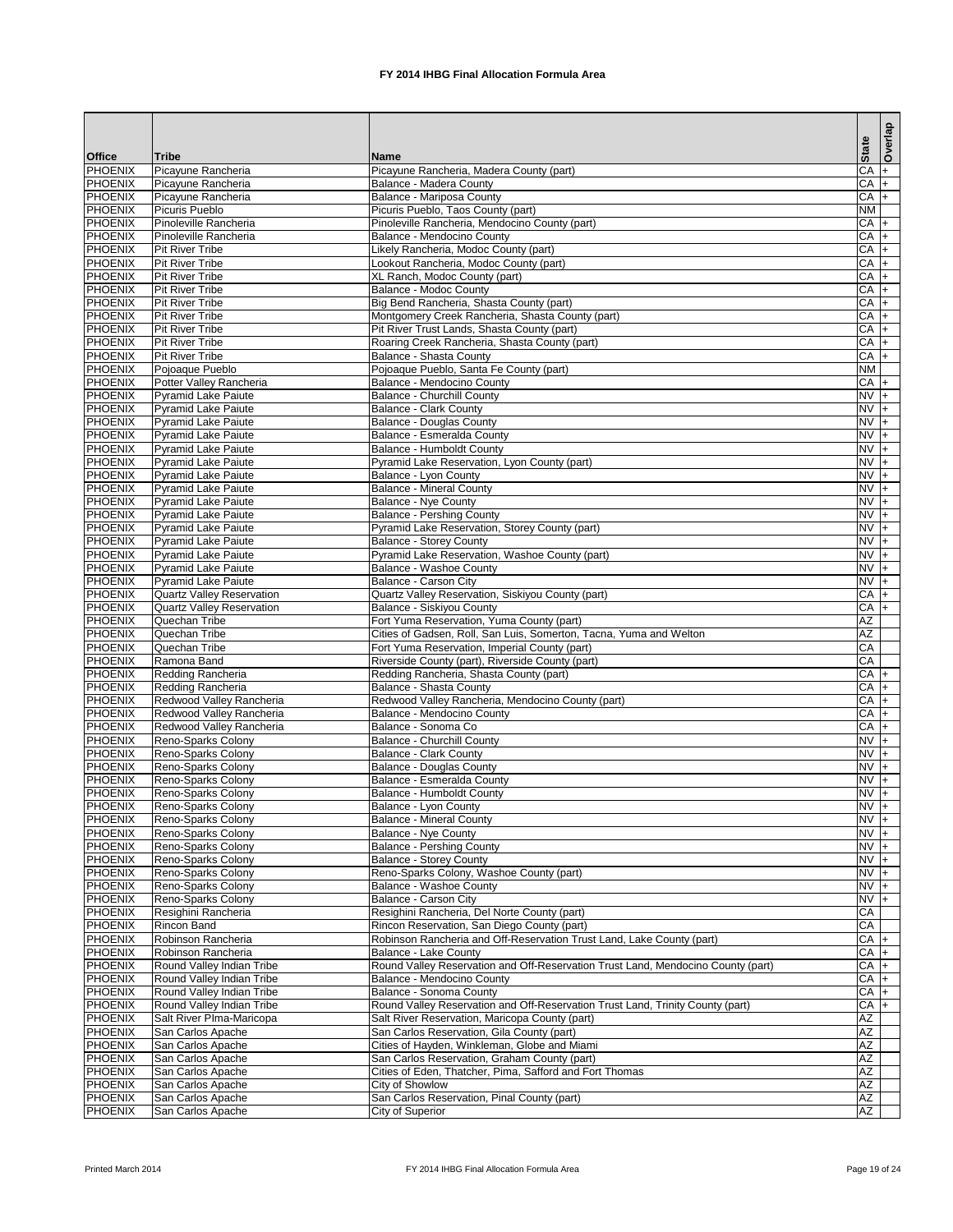# FY 2014 IHBG Final Allocation Formula Area

| Office | Tribe | Name | State | Overlap |
|---|---|---|---|---|
| PHOENIX | Picayune Rancheria | Picayune Rancheria, Madera County (part) | CA | + |
| PHOENIX | Picayune Rancheria | Balance - Madera County | CA | + |
| PHOENIX | Picayune Rancheria | Balance - Mariposa County | CA | + |
| PHOENIX | Picuris Pueblo | Picuris Pueblo, Taos County (part) | NM | |
| PHOENIX | Pinoleville Rancheria | Pinoleville Rancheria, Mendocino County (part) | CA | + |
| PHOENIX | Pinoleville Rancheria | Balance - Mendocino County | CA | + |
| PHOENIX | Pit River Tribe | Likely Rancheria, Modoc County (part) | CA | + |
| PHOENIX | Pit River Tribe | Lookout Rancheria, Modoc County (part) | CA | + |
| PHOENIX | Pit River Tribe | XL Ranch, Modoc County (part) | CA | + |
| PHOENIX | Pit River Tribe | Balance - Modoc County | CA | + |
| PHOENIX | Pit River Tribe | Big Bend Rancheria, Shasta County (part) | CA | + |
| PHOENIX | Pit River Tribe | Montgomery Creek Rancheria, Shasta County (part) | CA | + |
| PHOENIX | Pit River Tribe | Pit River Trust Lands, Shasta County (part) | CA | + |
| PHOENIX | Pit River Tribe | Roaring Creek Rancheria, Shasta County (part) | CA | + |
| PHOENIX | Pit River Tribe | Balance - Shasta County | CA | + |
| PHOENIX | Pojoaque Pueblo | Pojoaque Pueblo, Santa Fe County (part) | NM | |
| PHOENIX | Potter Valley Rancheria | Balance - Mendocino County | CA | + |
| PHOENIX | Pyramid Lake Paiute | Balance - Churchill County | NV | + |
| PHOENIX | Pyramid Lake Paiute | Balance - Clark County | NV | + |
| PHOENIX | Pyramid Lake Paiute | Balance - Douglas County | NV | + |
| PHOENIX | Pyramid Lake Paiute | Balance - Esmeralda County | NV | + |
| PHOENIX | Pyramid Lake Paiute | Balance - Humboldt County | NV | + |
| PHOENIX | Pyramid Lake Paiute | Pyramid Lake Reservation, Lyon County (part) | NV | + |
| PHOENIX | Pyramid Lake Paiute | Balance - Lyon County | NV | + |
| PHOENIX | Pyramid Lake Paiute | Balance - Mineral County | NV | + |
| PHOENIX | Pyramid Lake Paiute | Balance - Nye County | NV | + |
| PHOENIX | Pyramid Lake Paiute | Balance - Pershing County | NV | + |
| PHOENIX | Pyramid Lake Paiute | Pyramid Lake Reservation, Storey County (part) | NV | + |
| PHOENIX | Pyramid Lake Paiute | Balance - Storey County | NV | + |
| PHOENIX | Pyramid Lake Paiute | Pyramid Lake Reservation, Washoe County (part) | NV | + |
| PHOENIX | Pyramid Lake Paiute | Balance - Washoe County | NV | + |
| PHOENIX | Pyramid Lake Paiute | Balance - Carson City | NV | + |
| PHOENIX | Quartz Valley Reservation | Quartz Valley Reservation, Siskiyou County (part) | CA | + |
| PHOENIX | Quartz Valley Reservation | Balance - Siskiyou County | CA | + |
| PHOENIX | Quechan Tribe | Fort Yuma Reservation, Yuma County (part) | AZ | |
| PHOENIX | Quechan Tribe | Cities of Gadsen, Roll, San Luis, Somerton, Tacna, Yuma and Welton | AZ | |
| PHOENIX | Quechan Tribe | Fort Yuma Reservation, Imperial County (part) | CA | |
| PHOENIX | Ramona Band | Riverside County (part), Riverside County (part) | CA | |
| PHOENIX | Redding Rancheria | Redding Rancheria, Shasta County (part) | CA | + |
| PHOENIX | Redding Rancheria | Balance - Shasta County | CA | + |
| PHOENIX | Redwood Valley Rancheria | Redwood Valley Rancheria, Mendocino County (part) | CA | + |
| PHOENIX | Redwood Valley Rancheria | Balance - Mendocino County | CA | + |
| PHOENIX | Redwood Valley Rancheria | Balance - Sonoma Co | CA | + |
| PHOENIX | Reno-Sparks Colony | Balance - Churchill County | NV | + |
| PHOENIX | Reno-Sparks Colony | Balance - Clark County | NV | + |
| PHOENIX | Reno-Sparks Colony | Balance - Douglas County | NV | + |
| PHOENIX | Reno-Sparks Colony | Balance - Esmeralda County | NV | + |
| PHOENIX | Reno-Sparks Colony | Balance - Humboldt County | NV | + |
| PHOENIX | Reno-Sparks Colony | Balance - Lyon County | NV | + |
| PHOENIX | Reno-Sparks Colony | Balance - Mineral County | NV | + |
| PHOENIX | Reno-Sparks Colony | Balance - Nye County | NV | + |
| PHOENIX | Reno-Sparks Colony | Balance - Pershing County | NV | + |
| PHOENIX | Reno-Sparks Colony | Balance - Storey County | NV | + |
| PHOENIX | Reno-Sparks Colony | Reno-Sparks Colony, Washoe County (part) | NV | + |
| PHOENIX | Reno-Sparks Colony | Balance - Washoe County | NV | + |
| PHOENIX | Reno-Sparks Colony | Balance - Carson City | NV | + |
| PHOENIX | Resighini Rancheria | Resighini Rancheria, Del Norte County (part) | CA | |
| PHOENIX | Rincon Band | Rincon Reservation, San Diego County (part) | CA | |
| PHOENIX | Robinson Rancheria | Robinson Rancheria and Off-Reservation Trust Land, Lake County (part) | CA | + |
| PHOENIX | Robinson Rancheria | Balance - Lake County | CA | + |
| PHOENIX | Round Valley Indian Tribe | Round Valley Reservation and Off-Reservation Trust Land, Mendocino County (part) | CA | + |
| PHOENIX | Round Valley Indian Tribe | Balance - Mendocino County | CA | + |
| PHOENIX | Round Valley Indian Tribe | Balance - Sonoma County | CA | + |
| PHOENIX | Round Valley Indian Tribe | Round Valley Reservation and Off-Reservation Trust Land, Trinity County (part) | CA | + |
| PHOENIX | Salt River Plma-Maricopa | Salt River Reservation, Maricopa County (part) | AZ | |
| PHOENIX | San Carlos Apache | San Carlos Reservation, Gila County (part) | AZ | |
| PHOENIX | San Carlos Apache | Cities of Hayden, Winkleman, Globe and Miami | AZ | |
| PHOENIX | San Carlos Apache | San Carlos Reservation, Graham County (part) | AZ | |
| PHOENIX | San Carlos Apache | Cities of Eden, Thatcher, Pima, Safford and Fort Thomas | AZ | |
| PHOENIX | San Carlos Apache | City of Showlow | AZ | |
| PHOENIX | San Carlos Apache | San Carlos Reservation, Pinal County (part) | AZ | |
| PHOENIX | San Carlos Apache | City of Superior | AZ | |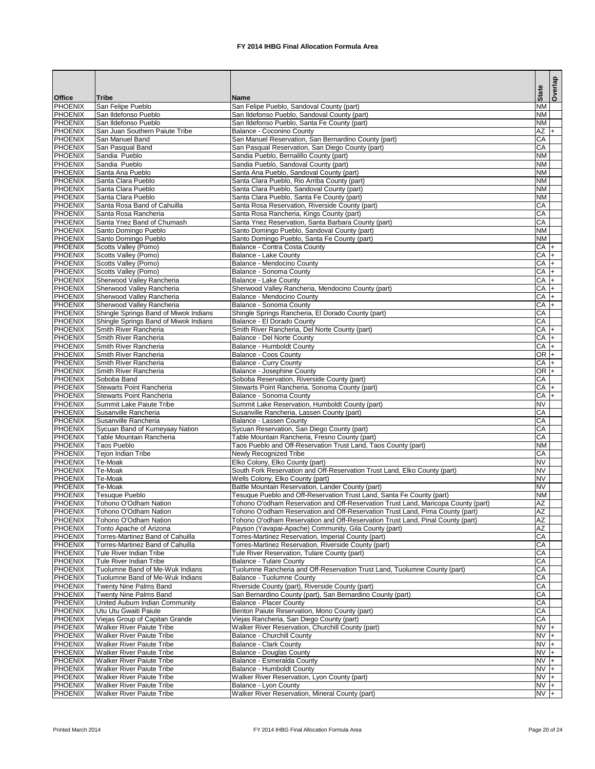# FY 2014 IHBG Final Allocation Formula Area

| Office | Tribe | Name | State | Overlap |
|---|---|---|---|---|
| PHOENIX | San Felipe Pueblo | San Felipe Pueblo, Sandoval County (part) | NM | |
| PHOENIX | San Ildefonso Pueblo | San Ildefonso Pueblo, Sandoval County (part) | NM | |
| PHOENIX | San Ildefonso Pueblo | San Ildefonso Pueblo, Santa Fe County (part) | NM | |
| PHOENIX | San Juan Southern Paiute Tribe | Balance - Coconino County | AZ | + |
| PHOENIX | San Manuel Band | San Manuel Reservation, San Bernardino County (part) | CA | |
| PHOENIX | San Pasqual Band | San Pasqual Reservation, San Diego County (part) | CA | |
| PHOENIX | Sandia Pueblo | Sandia Pueblo, Bernalillo County (part) | NM | |
| PHOENIX | Sandia Pueblo | Sandia Pueblo, Sandoval County (part) | NM | |
| PHOENIX | Santa Ana Pueblo | Santa Ana Pueblo, Sandoval County (part) | NM | |
| PHOENIX | Santa Clara Pueblo | Santa Clara Pueblo, Rio Arriba County (part) | NM | |
| PHOENIX | Santa Clara Pueblo | Santa Clara Pueblo, Sandoval County (part) | NM | |
| PHOENIX | Santa Clara Pueblo | Santa Clara Pueblo, Santa Fe County (part) | NM | |
| PHOENIX | Santa Rosa Band of Cahuilla | Santa Rosa Reservation, Riverside County (part) | CA | |
| PHOENIX | Santa Rosa Rancheria | Santa Rosa Rancheria, Kings County (part) | CA | |
| PHOENIX | Santa Ynez Band of Chumash | Santa Ynez Reservation, Santa Barbara County (part) | CA | |
| PHOENIX | Santo Domingo Pueblo | Santo Domingo Pueblo, Sandoval County (part) | NM | |
| PHOENIX | Santo Domingo Pueblo | Santo Domingo Pueblo, Santa Fe County (part) | NM | |
| PHOENIX | Scotts Valley (Pomo) | Balance - Contra Costa County | CA | + |
| PHOENIX | Scotts Valley (Pomo) | Balance - Lake County | CA | + |
| PHOENIX | Scotts Valley (Pomo) | Balance - Mendocino County | CA | + |
| PHOENIX | Scotts Valley (Pomo) | Balance - Sonoma County | CA | + |
| PHOENIX | Sherwood Valley Rancheria | Balance - Lake County | CA | + |
| PHOENIX | Sherwood Valley Rancheria | Sherwood Valley Rancheria, Mendocino County (part) | CA | + |
| PHOENIX | Sherwood Valley Rancheria | Balance - Mendocino County | CA | + |
| PHOENIX | Sherwood Valley Rancheria | Balance - Sonoma County | CA | + |
| PHOENIX | Shingle Springs Band of Miwok Indians | Shingle Springs Rancheria, El Dorado County (part) | CA | |
| PHOENIX | Shingle Springs Band of Miwok Indians | Balance - El Dorado County | CA | |
| PHOENIX | Smith River Rancheria | Smith River Rancheria, Del Norte County (part) | CA | + |
| PHOENIX | Smith River Rancheria | Balance - Del Norte County | CA | + |
| PHOENIX | Smith River Rancheria | Balance - Humboldt County | CA | + |
| PHOENIX | Smith River Rancheria | Balance - Coos County | OR | + |
| PHOENIX | Smith River Rancheria | Balance - Curry County | CA | + |
| PHOENIX | Smith River Rancheria | Balance - Josephine County | OR | + |
| PHOENIX | Soboba Band | Soboba Reservation, Riverside County (part) | CA | |
| PHOENIX | Stewarts Point Rancheria | Stewarts Point Rancheria, Sonoma County (part) | CA | + |
| PHOENIX | Stewarts Point Rancheria | Balance - Sonoma County | CA | + |
| PHOENIX | Summit Lake Paiute Tribe | Summit Lake Reservation, Humboldt County (part) | NV | |
| PHOENIX | Susanville Rancheria | Susanville Rancheria, Lassen County (part) | CA | |
| PHOENIX | Susanville Rancheria | Balance - Lassen County | CA | |
| PHOENIX | Sycuan Band of Kumeyaay Nation | Sycuan Reservation, San Diego County (part) | CA | |
| PHOENIX | Table Mountain Rancheria | Table Mountain Rancheria, Fresno County (part) | CA | |
| PHOENIX | Taos Pueblo | Taos Pueblo and Off-Reservation Trust Land, Taos County (part) | NM | |
| PHOENIX | Tejon Indian Tribe | Newly Recognized Tribe | CA | |
| PHOENIX | Te-Moak | Elko Colony, Elko County (part) | NV | |
| PHOENIX | Te-Moak | South Fork Reservation and Off-Reservation Trust Land, Elko County (part) | NV | |
| PHOENIX | Te-Moak | Wells Colony, Elko County (part) | NV | |
| PHOENIX | Te-Moak | Battle Mountain Reservation, Lander County (part) | NV | |
| PHOENIX | Tesuque Pueblo | Tesuque Pueblo and Off-Reservation Trust Land, Santa Fe County (part) | NM | |
| PHOENIX | Tohono O'Odham Nation | Tohono O'odham Reservation and Off-Reservation Trust Land, Maricopa County (part) | AZ | |
| PHOENIX | Tohono O'Odham Nation | Tohono O'odham Reservation and Off-Reservation Trust Land, Pima County (part) | AZ | |
| PHOENIX | Tohono O'Odham Nation | Tohono O'odham Reservation and Off-Reservation Trust Land, Pinal County (part) | AZ | |
| PHOENIX | Tonto Apache of Arizona | Payson (Yavapai-Apache) Community, Gila County (part) | AZ | |
| PHOENIX | Torres-Martinez Band of Cahuilla | Torres-Martinez Reservation, Imperial County (part) | CA | |
| PHOENIX | Torres-Martinez Band of Cahuilla | Torres-Martinez Reservation, Riverside County (part) | CA | |
| PHOENIX | Tule River Indian Tribe | Tule River Reservation, Tulare County (part) | CA | |
| PHOENIX | Tule River Indian Tribe | Balance - Tulare County | CA | |
| PHOENIX | Tuolumne Band of Me-Wuk Indians | Tuolumne Rancheria and Off-Reservation Trust Land, Tuolumne County (part) | CA | |
| PHOENIX | Tuolumne Band of Me-Wuk Indians | Balance - Tuolumne County | CA | |
| PHOENIX | Twenty Nine Palms Band | Riverside County (part), Riverside County (part) | CA | |
| PHOENIX | Twenty Nine Palms Band | San Bernardino County (part), San Bernardino County (part) | CA | |
| PHOENIX | United Auburn Indian Community | Balance - Placer County | CA | |
| PHOENIX | Utu Utu Gwaiti Paiute | Benton Paiute Reservation, Mono County (part) | CA | |
| PHOENIX | Viejas Group of Capitan Grande | Viejas Rancheria, San Diego County (part) | CA | |
| PHOENIX | Walker River Paiute Tribe | Walker River Reservation, Churchill County (part) | NV | + |
| PHOENIX | Walker River Paiute Tribe | Balance - Churchill County | NV | + |
| PHOENIX | Walker River Paiute Tribe | Balance - Clark County | NV | + |
| PHOENIX | Walker River Paiute Tribe | Balance - Douglas County | NV | + |
| PHOENIX | Walker River Paiute Tribe | Balance - Esmeralda County | NV | + |
| PHOENIX | Walker River Paiute Tribe | Balance - Humboldt County | NV | + |
| PHOENIX | Walker River Paiute Tribe | Walker River Reservation, Lyon County (part) | NV | + |
| PHOENIX | Walker River Paiute Tribe | Balance - Lyon County | NV | + |
| PHOENIX | Walker River Paiute Tribe | Walker River Reservation, Mineral County (part) | NV | + |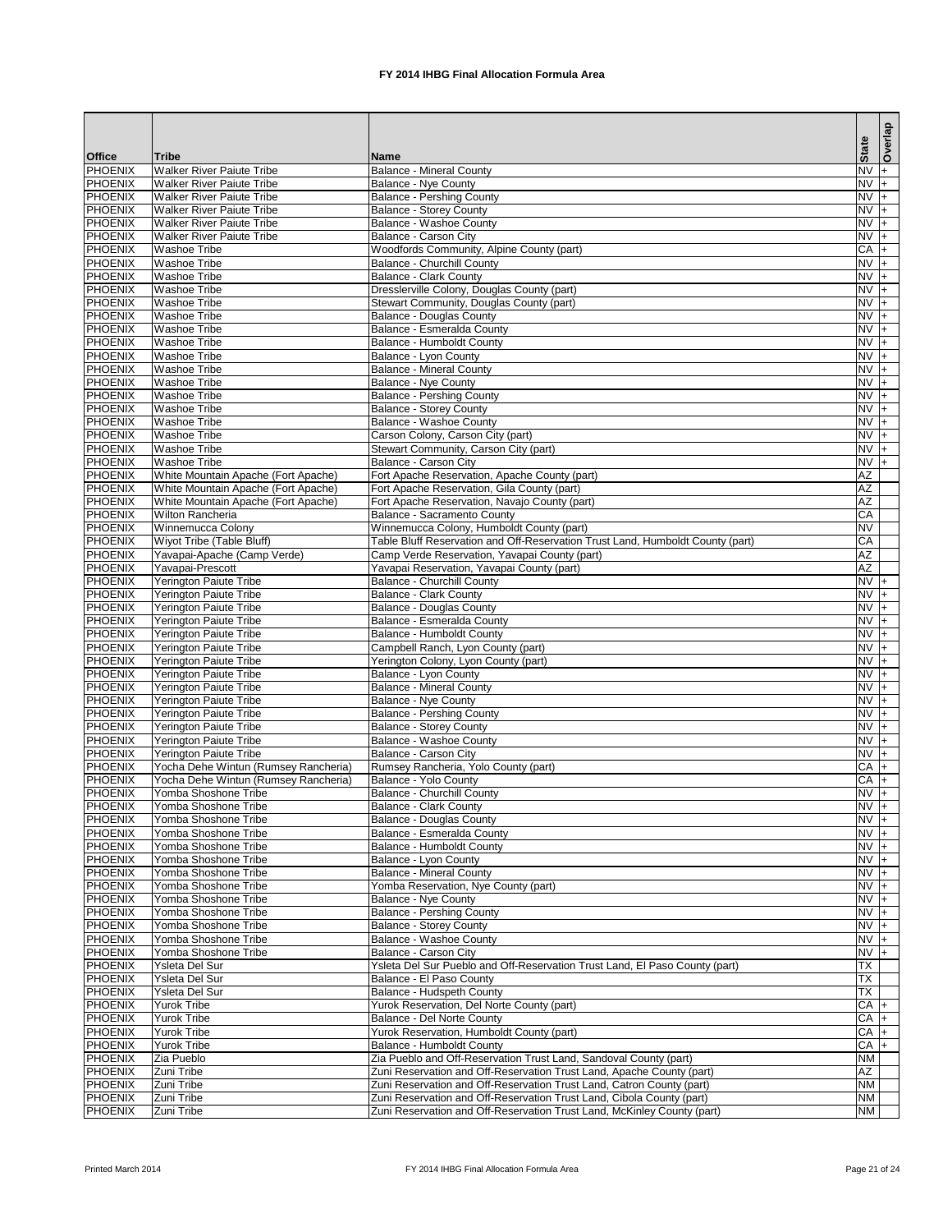# FY 2014 IHBG Final Allocation Formula Area

| Office | Tribe | Name | State | Overlap |
|---|---|---|---|---|
| PHOENIX | Walker River Paiute Tribe | Balance - Mineral County | NV | + |
| PHOENIX | Walker River Paiute Tribe | Balance - Nye County | NV | + |
| PHOENIX | Walker River Paiute Tribe | Balance - Pershing County | NV | + |
| PHOENIX | Walker River Paiute Tribe | Balance - Storey County | NV | + |
| PHOENIX | Walker River Paiute Tribe | Balance - Washoe County | NV | + |
| PHOENIX | Walker River Paiute Tribe | Balance - Carson City | NV | + |
| PHOENIX | Washoe Tribe | Woodfords Community, Alpine County (part) | CA | + |
| PHOENIX | Washoe Tribe | Balance - Churchill County | NV | + |
| PHOENIX | Washoe Tribe | Balance - Clark County | NV | + |
| PHOENIX | Washoe Tribe | Dresslerville Colony, Douglas County (part) | NV | + |
| PHOENIX | Washoe Tribe | Stewart Community, Douglas County (part) | NV | + |
| PHOENIX | Washoe Tribe | Balance - Douglas County | NV | + |
| PHOENIX | Washoe Tribe | Balance - Esmeralda County | NV | + |
| PHOENIX | Washoe Tribe | Balance - Humboldt County | NV | + |
| PHOENIX | Washoe Tribe | Balance - Lyon County | NV | + |
| PHOENIX | Washoe Tribe | Balance - Mineral County | NV | + |
| PHOENIX | Washoe Tribe | Balance - Nye County | NV | + |
| PHOENIX | Washoe Tribe | Balance - Pershing County | NV | + |
| PHOENIX | Washoe Tribe | Balance - Storey County | NV | + |
| PHOENIX | Washoe Tribe | Balance - Washoe County | NV | + |
| PHOENIX | Washoe Tribe | Carson Colony, Carson City (part) | NV | + |
| PHOENIX | Washoe Tribe | Stewart Community, Carson City (part) | NV | + |
| PHOENIX | Washoe Tribe | Balance - Carson City | NV | + |
| PHOENIX | White Mountain Apache (Fort Apache) | Fort Apache Reservation, Apache County (part) | AZ | |
| PHOENIX | White Mountain Apache (Fort Apache) | Fort Apache Reservation, Gila County (part) | AZ | |
| PHOENIX | White Mountain Apache (Fort Apache) | Fort Apache Reservation, Navajo County (part) | AZ | |
| PHOENIX | Wilton Rancheria | Balance - Sacramento County | CA | |
| PHOENIX | Winnemucca Colony | Winnemucca Colony, Humboldt County (part) | NV | |
| PHOENIX | Wiyot Tribe (Table Bluff) | Table Bluff Reservation and Off-Reservation Trust Land, Humboldt County (part) | CA | |
| PHOENIX | Yavapai-Apache (Camp Verde) | Camp Verde Reservation, Yavapai County (part) | AZ | |
| PHOENIX | Yavapai-Prescott | Yavapai Reservation, Yavapai County (part) | AZ | |
| PHOENIX | Yerington Paiute Tribe | Balance - Churchill County | NV | + |
| PHOENIX | Yerington Paiute Tribe | Balance - Clark County | NV | + |
| PHOENIX | Yerington Paiute Tribe | Balance - Douglas County | NV | + |
| PHOENIX | Yerington Paiute Tribe | Balance - Esmeralda County | NV | + |
| PHOENIX | Yerington Paiute Tribe | Balance - Humboldt County | NV | + |
| PHOENIX | Yerington Paiute Tribe | Campbell Ranch, Lyon County (part) | NV | + |
| PHOENIX | Yerington Paiute Tribe | Yerington Colony, Lyon County (part) | NV | + |
| PHOENIX | Yerington Paiute Tribe | Balance - Lyon County | NV | + |
| PHOENIX | Yerington Paiute Tribe | Balance - Mineral County | NV | + |
| PHOENIX | Yerington Paiute Tribe | Balance - Nye County | NV | + |
| PHOENIX | Yerington Paiute Tribe | Balance - Pershing County | NV | + |
| PHOENIX | Yerington Paiute Tribe | Balance - Storey County | NV | + |
| PHOENIX | Yerington Paiute Tribe | Balance - Washoe County | NV | + |
| PHOENIX | Yerington Paiute Tribe | Balance - Carson City | NV | + |
| PHOENIX | Yocha Dehe Wintun (Rumsey Rancheria) | Rumsey Rancheria, Yolo County (part) | CA | + |
| PHOENIX | Yocha Dehe Wintun (Rumsey Rancheria) | Balance - Yolo County | CA | + |
| PHOENIX | Yomba Shoshone Tribe | Balance - Churchill County | NV | + |
| PHOENIX | Yomba Shoshone Tribe | Balance - Clark County | NV | + |
| PHOENIX | Yomba Shoshone Tribe | Balance - Douglas County | NV | + |
| PHOENIX | Yomba Shoshone Tribe | Balance - Esmeralda County | NV | + |
| PHOENIX | Yomba Shoshone Tribe | Balance - Humboldt County | NV | + |
| PHOENIX | Yomba Shoshone Tribe | Balance - Lyon County | NV | + |
| PHOENIX | Yomba Shoshone Tribe | Balance - Mineral County | NV | + |
| PHOENIX | Yomba Shoshone Tribe | Yomba Reservation, Nye County (part) | NV | + |
| PHOENIX | Yomba Shoshone Tribe | Balance - Nye County | NV | + |
| PHOENIX | Yomba Shoshone Tribe | Balance - Pershing County | NV | + |
| PHOENIX | Yomba Shoshone Tribe | Balance - Storey County | NV | + |
| PHOENIX | Yomba Shoshone Tribe | Balance - Washoe County | NV | + |
| PHOENIX | Yomba Shoshone Tribe | Balance - Carson City | NV | + |
| PHOENIX | Ysleta Del Sur | Ysleta Del Sur Pueblo and Off-Reservation Trust Land, El Paso County (part) | TX | |
| PHOENIX | Ysleta Del Sur | Balance - El Paso County | TX | |
| PHOENIX | Ysleta Del Sur | Balance - Hudspeth County | TX | |
| PHOENIX | Yurok Tribe | Yurok Reservation, Del Norte County (part) | CA | + |
| PHOENIX | Yurok Tribe | Balance - Del Norte County | CA | + |
| PHOENIX | Yurok Tribe | Yurok Reservation, Humboldt County (part) | CA | + |
| PHOENIX | Yurok Tribe | Balance - Humboldt County | CA | + |
| PHOENIX | Zia Pueblo | Zia Pueblo and Off-Reservation Trust Land, Sandoval County (part) | NM | |
| PHOENIX | Zuni Tribe | Zuni Reservation and Off-Reservation Trust Land, Apache County (part) | AZ | |
| PHOENIX | Zuni Tribe | Zuni Reservation and Off-Reservation Trust Land, Catron County (part) | NM | |
| PHOENIX | Zuni Tribe | Zuni Reservation and Off-Reservation Trust Land, Cibola County (part) | NM | |
| PHOENIX | Zuni Tribe | Zuni Reservation and Off-Reservation Trust Land, McKinley County (part) | NM | |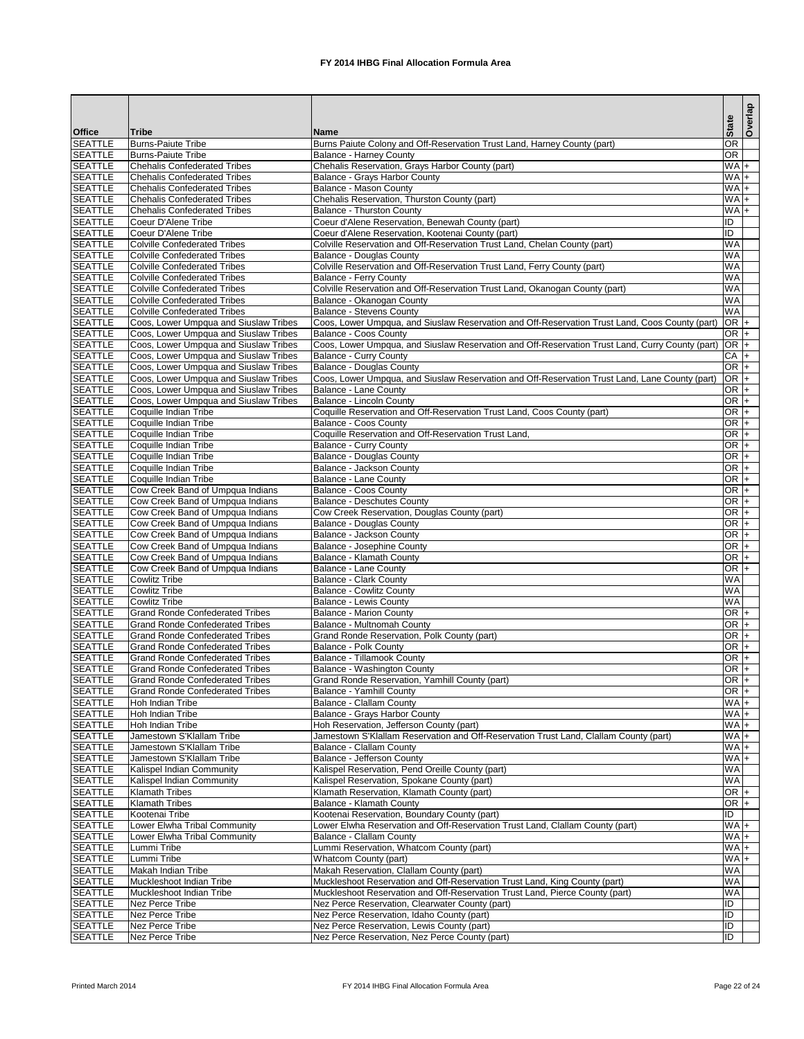# FY 2014 IHBG Final Allocation Formula Area

| Office | Tribe | Name | State | Overlap |
|---|---|---|---|---|
| SEATTLE | Burns-Paiute Tribe | Burns Paiute Colony and Off-Reservation Trust Land, Harney County (part) | OR | |
| SEATTLE | Burns-Paiute Tribe | Balance - Harney County | OR | |
| SEATTLE | Chehalis Confederated Tribes | Chehalis Reservation, Grays Harbor County (part) | WA | + |
| SEATTLE | Chehalis Confederated Tribes | Balance - Grays Harbor County | WA | + |
| SEATTLE | Chehalis Confederated Tribes | Balance - Mason County | WA | + |
| SEATTLE | Chehalis Confederated Tribes | Chehalis Reservation, Thurston County (part) | WA | + |
| SEATTLE | Chehalis Confederated Tribes | Balance - Thurston County | WA | + |
| SEATTLE | Coeur D'Alene Tribe | Coeur d'Alene Reservation, Benewah County (part) | ID | |
| SEATTLE | Coeur D'Alene Tribe | Coeur d'Alene Reservation, Kootenai County (part) | ID | |
| SEATTLE | Colville Confederated Tribes | Colville Reservation and Off-Reservation Trust Land, Chelan County (part) | WA | |
| SEATTLE | Colville Confederated Tribes | Balance - Douglas County | WA | |
| SEATTLE | Colville Confederated Tribes | Colville Reservation and Off-Reservation Trust Land, Ferry County (part) | WA | |
| SEATTLE | Colville Confederated Tribes | Balance - Ferry County | WA | |
| SEATTLE | Colville Confederated Tribes | Colville Reservation and Off-Reservation Trust Land, Okanogan County (part) | WA | |
| SEATTLE | Colville Confederated Tribes | Balance - Okanogan County | WA | |
| SEATTLE | Colville Confederated Tribes | Balance - Stevens County | WA | |
| SEATTLE | Coos, Lower Umpqua and Siuslaw Tribes | Coos, Lower Umpqua, and Siuslaw Reservation and Off-Reservation Trust Land, Coos County (part) | OR | + |
| SEATTLE | Coos, Lower Umpqua and Siuslaw Tribes | Balance - Coos County | OR | + |
| SEATTLE | Coos, Lower Umpqua and Siuslaw Tribes | Coos, Lower Umpqua, and Siuslaw Reservation and Off-Reservation Trust Land, Curry County (part) | OR | + |
| SEATTLE | Coos, Lower Umpqua and Siuslaw Tribes | Balance - Curry County | CA | + |
| SEATTLE | Coos, Lower Umpqua and Siuslaw Tribes | Balance - Douglas County | OR | + |
| SEATTLE | Coos, Lower Umpqua and Siuslaw Tribes | Coos, Lower Umpqua, and Siuslaw Reservation and Off-Reservation Trust Land, Lane County (part) | OR | + |
| SEATTLE | Coos, Lower Umpqua and Siuslaw Tribes | Balance - Lane County | OR | + |
| SEATTLE | Coos, Lower Umpqua and Siuslaw Tribes | Balance - Lincoln County | OR | + |
| SEATTLE | Coquille Indian Tribe | Coquille Reservation and Off-Reservation Trust Land, Coos County (part) | OR | + |
| SEATTLE | Coquille Indian Tribe | Balance - Coos County | OR | + |
| SEATTLE | Coquille Indian Tribe | Coquille Reservation and Off-Reservation Trust Land, | OR | + |
| SEATTLE | Coquille Indian Tribe | Balance - Curry County | OR | + |
| SEATTLE | Coquille Indian Tribe | Balance - Douglas County | OR | + |
| SEATTLE | Coquille Indian Tribe | Balance - Jackson County | OR | + |
| SEATTLE | Coquille Indian Tribe | Balance - Lane County | OR | + |
| SEATTLE | Cow Creek Band of Umpqua Indians | Balance - Coos County | OR | + |
| SEATTLE | Cow Creek Band of Umpqua Indians | Balance - Deschutes County | OR | + |
| SEATTLE | Cow Creek Band of Umpqua Indians | Cow Creek Reservation, Douglas County (part) | OR | + |
| SEATTLE | Cow Creek Band of Umpqua Indians | Balance - Douglas County | OR | + |
| SEATTLE | Cow Creek Band of Umpqua Indians | Balance - Jackson County | OR | + |
| SEATTLE | Cow Creek Band of Umpqua Indians | Balance - Josephine County | OR | + |
| SEATTLE | Cow Creek Band of Umpqua Indians | Balance - Klamath County | OR | + |
| SEATTLE | Cow Creek Band of Umpqua Indians | Balance - Lane County | OR | + |
| SEATTLE | Cowlitz Tribe | Balance - Clark County | WA | |
| SEATTLE | Cowlitz Tribe | Balance - Cowlitz County | WA | |
| SEATTLE | Cowlitz Tribe | Balance - Lewis County | WA | |
| SEATTLE | Grand Ronde Confederated Tribes | Balance - Marion County | OR | + |
| SEATTLE | Grand Ronde Confederated Tribes | Balance - Multnomah County | OR | + |
| SEATTLE | Grand Ronde Confederated Tribes | Grand Ronde Reservation, Polk County (part) | OR | + |
| SEATTLE | Grand Ronde Confederated Tribes | Balance - Polk County | OR | + |
| SEATTLE | Grand Ronde Confederated Tribes | Balance - Tillamook County | OR | + |
| SEATTLE | Grand Ronde Confederated Tribes | Balance - Washington County | OR | + |
| SEATTLE | Grand Ronde Confederated Tribes | Grand Ronde Reservation, Yamhill County (part) | OR | + |
| SEATTLE | Grand Ronde Confederated Tribes | Balance - Yamhill County | OR | + |
| SEATTLE | Hoh Indian Tribe | Balance - Clallam County | WA | + |
| SEATTLE | Hoh Indian Tribe | Balance - Grays Harbor County | WA | + |
| SEATTLE | Hoh Indian Tribe | Hoh Reservation, Jefferson County (part) | WA | + |
| SEATTLE | Jamestown S'Klallam Tribe | Jamestown S'Klallam Reservation and Off-Reservation Trust Land, Clallam County (part) | WA | + |
| SEATTLE | Jamestown S'Klallam Tribe | Balance - Clallam County | WA | + |
| SEATTLE | Jamestown S'Klallam Tribe | Balance - Jefferson County | WA | + |
| SEATTLE | Kalispel Indian Community | Kalispel Reservation, Pend Oreille County (part) | WA | |
| SEATTLE | Kalispel Indian Community | Kalispel Reservation, Spokane County (part) | WA | |
| SEATTLE | Klamath Tribes | Klamath Reservation, Klamath County (part) | OR | + |
| SEATTLE | Klamath Tribes | Balance - Klamath County | OR | + |
| SEATTLE | Kootenai Tribe | Kootenai Reservation, Boundary County (part) | ID | |
| SEATTLE | Lower Elwha Tribal Community | Lower Elwha Reservation and Off-Reservation Trust Land, Clallam County (part) | WA | + |
| SEATTLE | Lower Elwha Tribal Community | Balance - Clallam County | WA | + |
| SEATTLE | Lummi Tribe | Lummi Reservation, Whatcom County (part) | WA | + |
| SEATTLE | Lummi Tribe | Whatcom County (part) | WA | + |
| SEATTLE | Makah Indian Tribe | Makah Reservation, Clallam County (part) | WA | |
| SEATTLE | Muckleshoot Indian Tribe | Muckleshoot Reservation and Off-Reservation Trust Land, King County (part) | WA | |
| SEATTLE | Muckleshoot Indian Tribe | Muckleshoot Reservation and Off-Reservation Trust Land, Pierce County (part) | WA | |
| SEATTLE | Nez Perce Tribe | Nez Perce Reservation, Clearwater County (part) | ID | |
| SEATTLE | Nez Perce Tribe | Nez Perce Reservation, Idaho County (part) | ID | |
| SEATTLE | Nez Perce Tribe | Nez Perce Reservation, Lewis County (part) | ID | |
| SEATTLE | Nez Perce Tribe | Nez Perce Reservation, Nez Perce County (part) | ID | |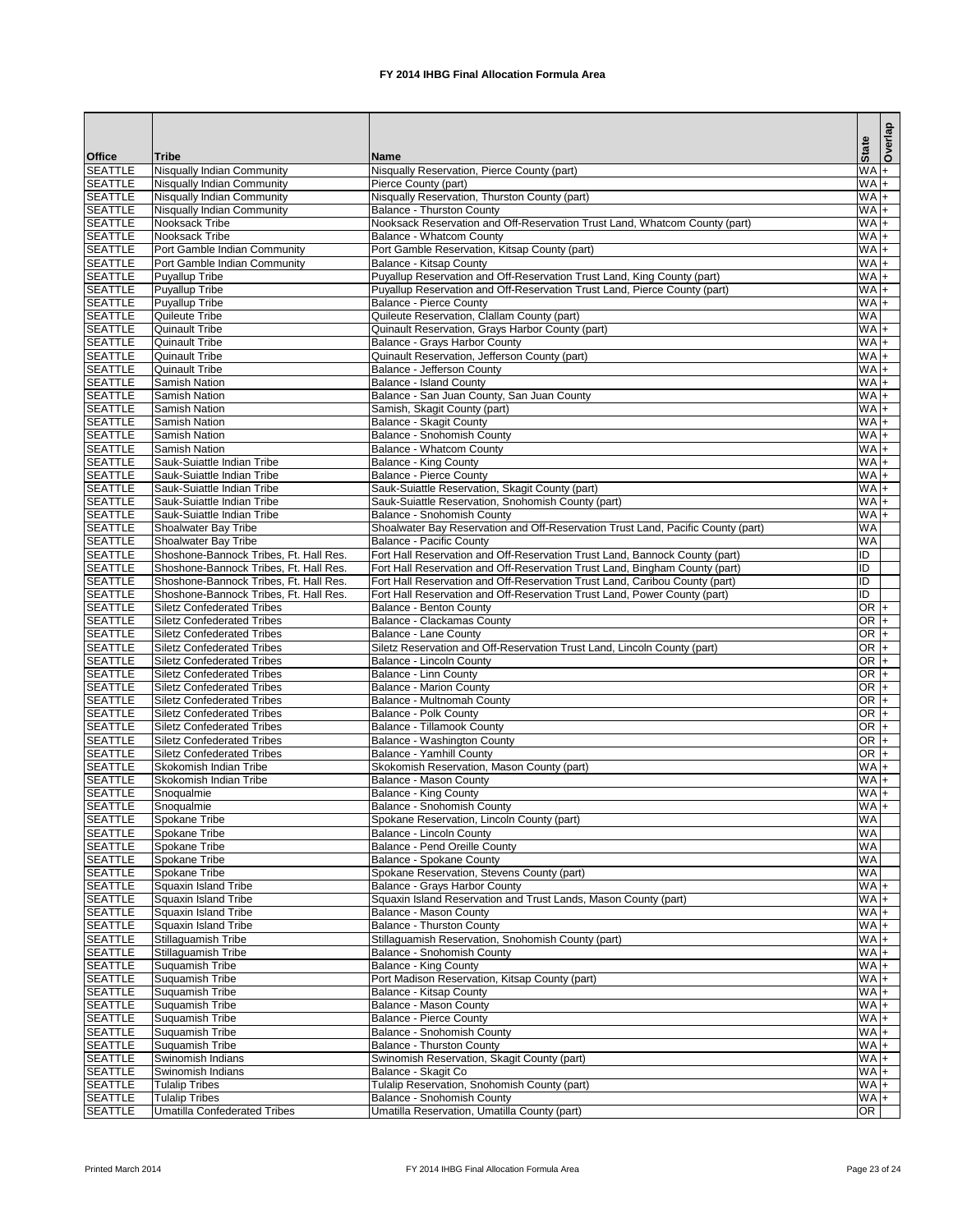# FY 2014 IHBG Final Allocation Formula Area

| Office | Tribe | Name | State | Overlap |
|---|---|---|---|---|
| SEATTLE | Nisqually Indian Community | Nisqually Reservation, Pierce County (part) | WA | + |
| SEATTLE | Nisqually Indian Community | Pierce County (part) | WA | + |
| SEATTLE | Nisqually Indian Community | Nisqually Reservation, Thurston County (part) | WA | + |
| SEATTLE | Nisqually Indian Community | Balance - Thurston County | WA | + |
| SEATTLE | Nooksack Tribe | Nooksack Reservation and Off-Reservation Trust Land, Whatcom County (part) | WA | + |
| SEATTLE | Nooksack Tribe | Balance - Whatcom County | WA | + |
| SEATTLE | Port Gamble Indian Community | Port Gamble Reservation, Kitsap County (part) | WA | + |
| SEATTLE | Port Gamble Indian Community | Balance - Kitsap County | WA | + |
| SEATTLE | Puyallup Tribe | Puyallup Reservation and Off-Reservation Trust Land, King County (part) | WA | + |
| SEATTLE | Puyallup Tribe | Puyallup Reservation and Off-Reservation Trust Land, Pierce County (part) | WA | + |
| SEATTLE | Puyallup Tribe | Balance - Pierce County | WA | + |
| SEATTLE | Quileute Tribe | Quileute Reservation, Clallam County (part) | WA | |
| SEATTLE | Quinault Tribe | Quinault Reservation, Grays Harbor County (part) | WA | + |
| SEATTLE | Quinault Tribe | Balance - Grays Harbor County | WA | + |
| SEATTLE | Quinault Tribe | Quinault Reservation, Jefferson County (part) | WA | + |
| SEATTLE | Quinault Tribe | Balance - Jefferson County | WA | + |
| SEATTLE | Samish Nation | Balance - Island County | WA | + |
| SEATTLE | Samish Nation | Balance - San Juan County, San Juan County | WA | + |
| SEATTLE | Samish Nation | Samish, Skagit County (part) | WA | + |
| SEATTLE | Samish Nation | Balance - Skagit County | WA | + |
| SEATTLE | Samish Nation | Balance - Snohomish County | WA | + |
| SEATTLE | Samish Nation | Balance - Whatcom County | WA | + |
| SEATTLE | Sauk-Suiattle Indian Tribe | Balance - King County | WA | + |
| SEATTLE | Sauk-Suiattle Indian Tribe | Balance - Pierce County | WA | + |
| SEATTLE | Sauk-Suiattle Indian Tribe | Sauk-Suiattle Reservation, Skagit County (part) | WA | + |
| SEATTLE | Sauk-Suiattle Indian Tribe | Sauk-Suiattle Reservation, Snohomish County (part) | WA | + |
| SEATTLE | Sauk-Suiattle Indian Tribe | Balance - Snohomish County | WA | + |
| SEATTLE | Shoalwater Bay Tribe | Shoalwater Bay Reservation and Off-Reservation Trust Land, Pacific County (part) | WA | |
| SEATTLE | Shoalwater Bay Tribe | Balance - Pacific County | WA | |
| SEATTLE | Shoshone-Bannock Tribes, Ft. Hall Res. | Fort Hall Reservation and Off-Reservation Trust Land, Bannock County (part) | ID | |
| SEATTLE | Shoshone-Bannock Tribes, Ft. Hall Res. | Fort Hall Reservation and Off-Reservation Trust Land, Bingham County (part) | ID | |
| SEATTLE | Shoshone-Bannock Tribes, Ft. Hall Res. | Fort Hall Reservation and Off-Reservation Trust Land, Caribou County (part) | ID | |
| SEATTLE | Shoshone-Bannock Tribes, Ft. Hall Res. | Fort Hall Reservation and Off-Reservation Trust Land, Power County (part) | ID | |
| SEATTLE | Siletz Confederated Tribes | Balance - Benton County | OR | + |
| SEATTLE | Siletz Confederated Tribes | Balance - Clackamas County | OR | + |
| SEATTLE | Siletz Confederated Tribes | Balance - Lane County | OR | + |
| SEATTLE | Siletz Confederated Tribes | Siletz Reservation and Off-Reservation Trust Land, Lincoln County (part) | OR | + |
| SEATTLE | Siletz Confederated Tribes | Balance - Lincoln County | OR | + |
| SEATTLE | Siletz Confederated Tribes | Balance - Linn County | OR | + |
| SEATTLE | Siletz Confederated Tribes | Balance - Marion County | OR | + |
| SEATTLE | Siletz Confederated Tribes | Balance - Multnomah County | OR | + |
| SEATTLE | Siletz Confederated Tribes | Balance - Polk County | OR | + |
| SEATTLE | Siletz Confederated Tribes | Balance - Tillamook County | OR | + |
| SEATTLE | Siletz Confederated Tribes | Balance - Washington County | OR | + |
| SEATTLE | Siletz Confederated Tribes | Balance - Yamhill County | OR | + |
| SEATTLE | Skokomish Indian Tribe | Skokomish Reservation, Mason County (part) | WA | + |
| SEATTLE | Skokomish Indian Tribe | Balance - Mason County | WA | + |
| SEATTLE | Snoqualmie | Balance - King County | WA | + |
| SEATTLE | Snoqualmie | Balance - Snohomish County | WA | + |
| SEATTLE | Spokane Tribe | Spokane Reservation, Lincoln County (part) | WA | |
| SEATTLE | Spokane Tribe | Balance - Lincoln County | WA | |
| SEATTLE | Spokane Tribe | Balance - Pend Oreille County | WA | |
| SEATTLE | Spokane Tribe | Balance - Spokane County | WA | |
| SEATTLE | Spokane Tribe | Spokane Reservation, Stevens County (part) | WA | |
| SEATTLE | Squaxin Island Tribe | Balance - Grays Harbor County | WA | + |
| SEATTLE | Squaxin Island Tribe | Squaxin Island Reservation and Trust Lands, Mason County (part) | WA | + |
| SEATTLE | Squaxin Island Tribe | Balance - Mason County | WA | + |
| SEATTLE | Squaxin Island Tribe | Balance - Thurston County | WA | + |
| SEATTLE | Stillaguamish Tribe | Stillaguamish Reservation, Snohomish County (part) | WA | + |
| SEATTLE | Stillaguamish Tribe | Balance - Snohomish County | WA | + |
| SEATTLE | Suquamish Tribe | Balance - King County | WA | + |
| SEATTLE | Suquamish Tribe | Port Madison Reservation, Kitsap County (part) | WA | + |
| SEATTLE | Suquamish Tribe | Balance - Kitsap County | WA | + |
| SEATTLE | Suquamish Tribe | Balance - Mason County | WA | + |
| SEATTLE | Suquamish Tribe | Balance - Pierce County | WA | + |
| SEATTLE | Suquamish Tribe | Balance - Snohomish County | WA | + |
| SEATTLE | Suquamish Tribe | Balance - Thurston County | WA | + |
| SEATTLE | Swinomish Indians | Swinomish Reservation, Skagit County (part) | WA | + |
| SEATTLE | Swinomish Indians | Balance - Skagit Co | WA | + |
| SEATTLE | Tulalip Tribes | Tulalip Reservation, Snohomish County (part) | WA | + |
| SEATTLE | Tulalip Tribes | Balance - Snohomish County | WA | + |
| SEATTLE | Umatilla Confederated Tribes | Umatilla Reservation, Umatilla County (part) | OR | |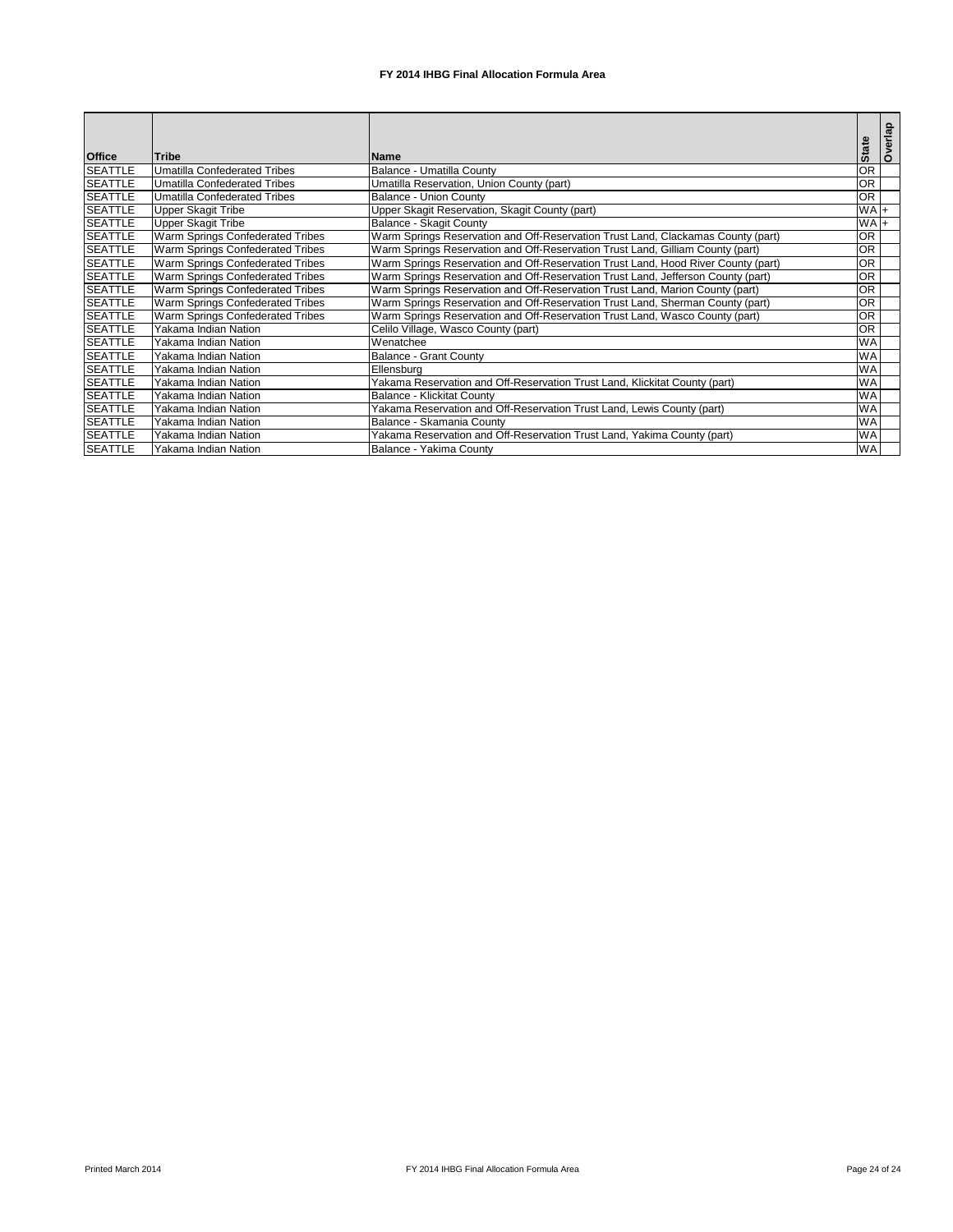# FY 2014 IHBG Final Allocation Formula Area

| Office | Tribe | Name | State | Overlap |
|---|---|---|---|---|
| SEATTLE | Umatilla Confederated Tribes | Balance - Umatilla County | OR | |
| SEATTLE | Umatilla Confederated Tribes | Umatilla Reservation, Union County (part) | OR | |
| SEATTLE | Umatilla Confederated Tribes | Balance - Union County | OR | |
| SEATTLE | Upper Skagit Tribe | Upper Skagit Reservation, Skagit County (part) | WA | + |
| SEATTLE | Upper Skagit Tribe | Balance - Skagit County | WA | + |
| SEATTLE | Warm Springs Confederated Tribes | Warm Springs Reservation and Off-Reservation Trust Land, Clackamas County (part) | OR | |
| SEATTLE | Warm Springs Confederated Tribes | Warm Springs Reservation and Off-Reservation Trust Land, Gilliam County (part) | OR | |
| SEATTLE | Warm Springs Confederated Tribes | Warm Springs Reservation and Off-Reservation Trust Land, Hood River County (part) | OR | |
| SEATTLE | Warm Springs Confederated Tribes | Warm Springs Reservation and Off-Reservation Trust Land, Jefferson County (part) | OR | |
| SEATTLE | Warm Springs Confederated Tribes | Warm Springs Reservation and Off-Reservation Trust Land, Marion County (part) | OR | |
| SEATTLE | Warm Springs Confederated Tribes | Warm Springs Reservation and Off-Reservation Trust Land, Sherman County (part) | OR | |
| SEATTLE | Warm Springs Confederated Tribes | Warm Springs Reservation and Off-Reservation Trust Land, Wasco County (part) | OR | |
| SEATTLE | Yakama Indian Nation | Celilo Village, Wasco County (part) | OR | |
| SEATTLE | Yakama Indian Nation | Wenatchee | WA | |
| SEATTLE | Yakama Indian Nation | Balance - Grant County | WA | |
| SEATTLE | Yakama Indian Nation | Ellensburg | WA | |
| SEATTLE | Yakama Indian Nation | Yakama Reservation and Off-Reservation Trust Land, Klickitat County (part) | WA | |
| SEATTLE | Yakama Indian Nation | Balance - Klickitat County | WA | |
| SEATTLE | Yakama Indian Nation | Yakama Reservation and Off-Reservation Trust Land, Lewis County (part) | WA | |
| SEATTLE | Yakama Indian Nation | Balance - Skamania County | WA | |
| SEATTLE | Yakama Indian Nation | Yakama Reservation and Off-Reservation Trust Land, Yakima County (part) | WA | |
| SEATTLE | Yakama Indian Nation | Balance - Yakima County | WA | |